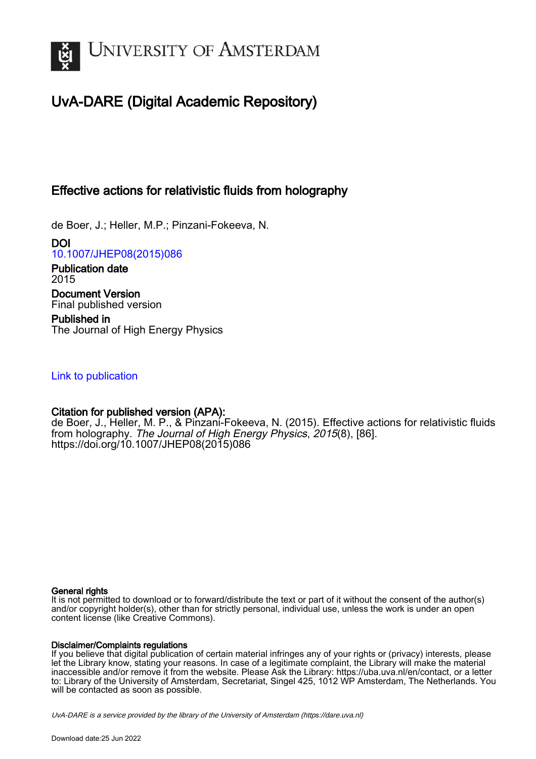# UvA-DARE (Digital Academic Repository)

## Effective actions for relativistic fluids from holography

de Boer, J.; Heller, M.P.; Pinzani-Fokeeva, N.

**DOI**
10.1007/JHEP08(2015)086

**Publication date**
2015

**Document Version**
Final published version

**Published in**
The Journal of High Energy Physics

Link to publication

**Citation for published version (APA):**
de Boer, J., Heller, M. P., & Pinzani-Fokeeva, N. (2015). Effective actions for relativistic fluids from holography. *The Journal of High Energy Physics*, *2015*(8), [86]. https://doi.org/10.1007/JHEP08(2015)086

**General rights**
It is not permitted to download or to forward/distribute the text or part of it without the consent of the author(s) and/or copyright holder(s), other than for strictly personal, individual use, unless the work is under an open content license (like Creative Commons).

**Disclaimer/Complaints regulations**
If you believe that digital publication of certain material infringes any of your rights or (privacy) interests, please let the Library know, stating your reasons. In case of a legitimate complaint, the Library will make the material inaccessible and/or remove it from the website. Please Ask the Library: https://uba.uva.nl/en/contact, or a letter to: Library of the University of Amsterdam, Secretariat, Singel 425, 1012 WP Amsterdam, The Netherlands. You will be contacted as soon as possible.

*UvA-DARE is a service provided by the library of the University of Amsterdam (https://dare.uva.nl)*

Download date:25 Jun 2022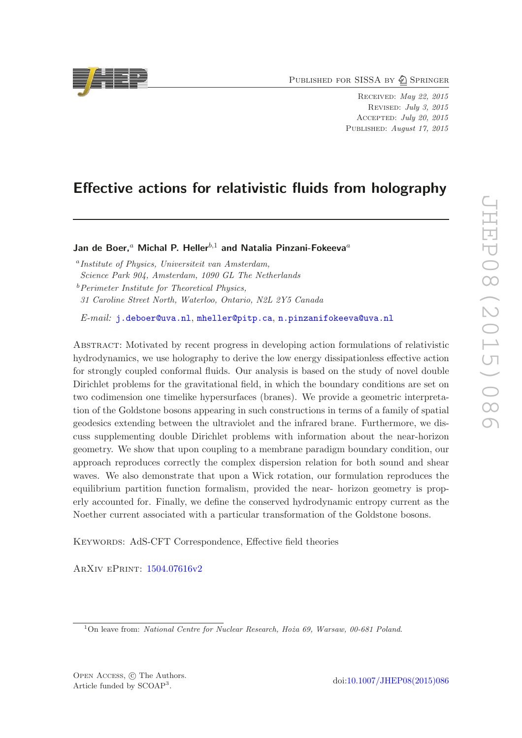# Effective actions for relativistic fluids from holography

**Jan de Boer,**[a] **Michal P. Heller**[b,1] **and Natalia Pinzani-Fokeeva**[a]

[a]*Institute of Physics, Universiteit van Amsterdam, Science Park 904, Amsterdam, 1090 GL The Netherlands*

[b]*Perimeter Institute for Theoretical Physics, 31 Caroline Street North, Waterloo, Ontario, N2L 2Y5 Canada*

*E-mail:* j.deboer@uva.nl, mheller@pitp.ca, n.pinzanifokeeva@uva.nl

Abstract: Motivated by recent progress in developing action formulations of relativistic hydrodynamics, we use holography to derive the low energy dissipationless effective action for strongly coupled conformal fluids. Our analysis is based on the study of novel double Dirichlet problems for the gravitational field, in which the boundary conditions are set on two codimension one timelike hypersurfaces (branes). We provide a geometric interpretation of the Goldstone bosons appearing in such constructions in terms of a family of spatial geodesics extending between the ultraviolet and the infrared brane. Furthermore, we discuss supplementing double Dirichlet problems with information about the near-horizon geometry. We show that upon coupling to a membrane paradigm boundary condition, our approach reproduces correctly the complex dispersion relation for both sound and shear waves. We also demonstrate that upon a Wick rotation, our formulation reproduces the equilibrium partition function formalism, provided the near- horizon geometry is properly accounted for. Finally, we define the conserved hydrodynamic entropy current as the Noether current associated with a particular transformation of the Goldstone bosons.

Keywords: AdS-CFT Correspondence, Effective field theories

ArXiv ePrint: 1504.07616v2

[1]On leave from: *National Centre for Nuclear Research, Hoża 69, Warsaw, 00-681 Poland.*

Open Access, © The Authors. Article funded by SCOAP[3].

doi:10.1007/JHEP08(2015)086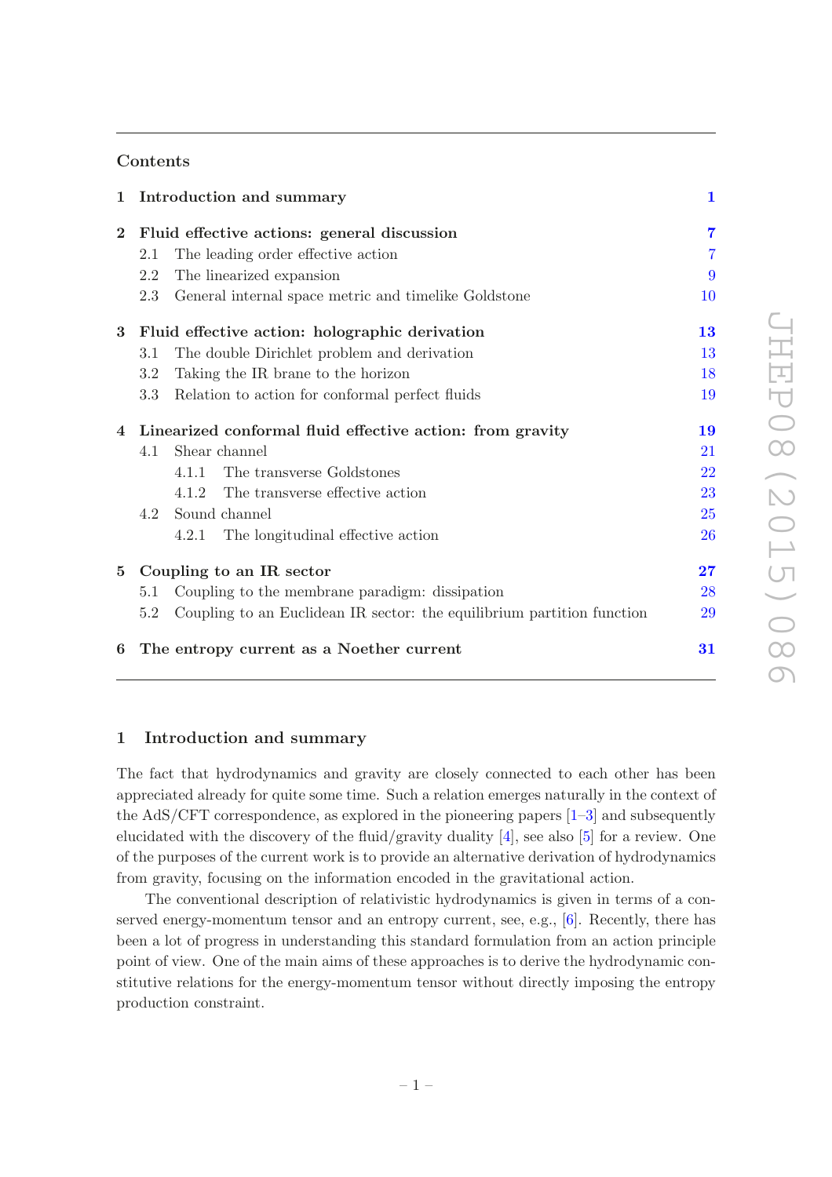## Contents

| | | |
|---|---|---|
| **1** | **Introduction and summary** | **1** |
| **2** | **Fluid effective actions: general discussion** | **7** |
| | 2.1 The leading order effective action | 7 |
| | 2.2 The linearized expansion | 9 |
| | 2.3 General internal space metric and timelike Goldstone | 10 |
| **3** | **Fluid effective action: holographic derivation** | **13** |
| | 3.1 The double Dirichlet problem and derivation | 13 |
| | 3.2 Taking the IR brane to the horizon | 18 |
| | 3.3 Relation to action for conformal perfect fluids | 19 |
| **4** | **Linearized conformal fluid effective action: from gravity** | **19** |
| | 4.1 Shear channel | 21 |
| | 4.1.1 The transverse Goldstones | 22 |
| | 4.1.2 The transverse effective action | 23 |
| | 4.2 Sound channel | 25 |
| | 4.2.1 The longitudinal effective action | 26 |
| **5** | **Coupling to an IR sector** | **27** |
| | 5.1 Coupling to the membrane paradigm: dissipation | 28 |
| | 5.2 Coupling to an Euclidean IR sector: the equilibrium partition function | 29 |
| **6** | **The entropy current as a Noether current** | **31** |

## 1 Introduction and summary

The fact that hydrodynamics and gravity are closely connected to each other has been appreciated already for quite some time. Such a relation emerges naturally in the context of the AdS/CFT correspondence, as explored in the pioneering papers [1–3] and subsequently elucidated with the discovery of the fluid/gravity duality [4], see also [5] for a review. One of the purposes of the current work is to provide an alternative derivation of hydrodynamics from gravity, focusing on the information encoded in the gravitational action.

The conventional description of relativistic hydrodynamics is given in terms of a conserved energy-momentum tensor and an entropy current, see, e.g., [6]. Recently, there has been a lot of progress in understanding this standard formulation from an action principle point of view. One of the main aims of these approaches is to derive the hydrodynamic constitutive relations for the energy-momentum tensor without directly imposing the entropy production constraint.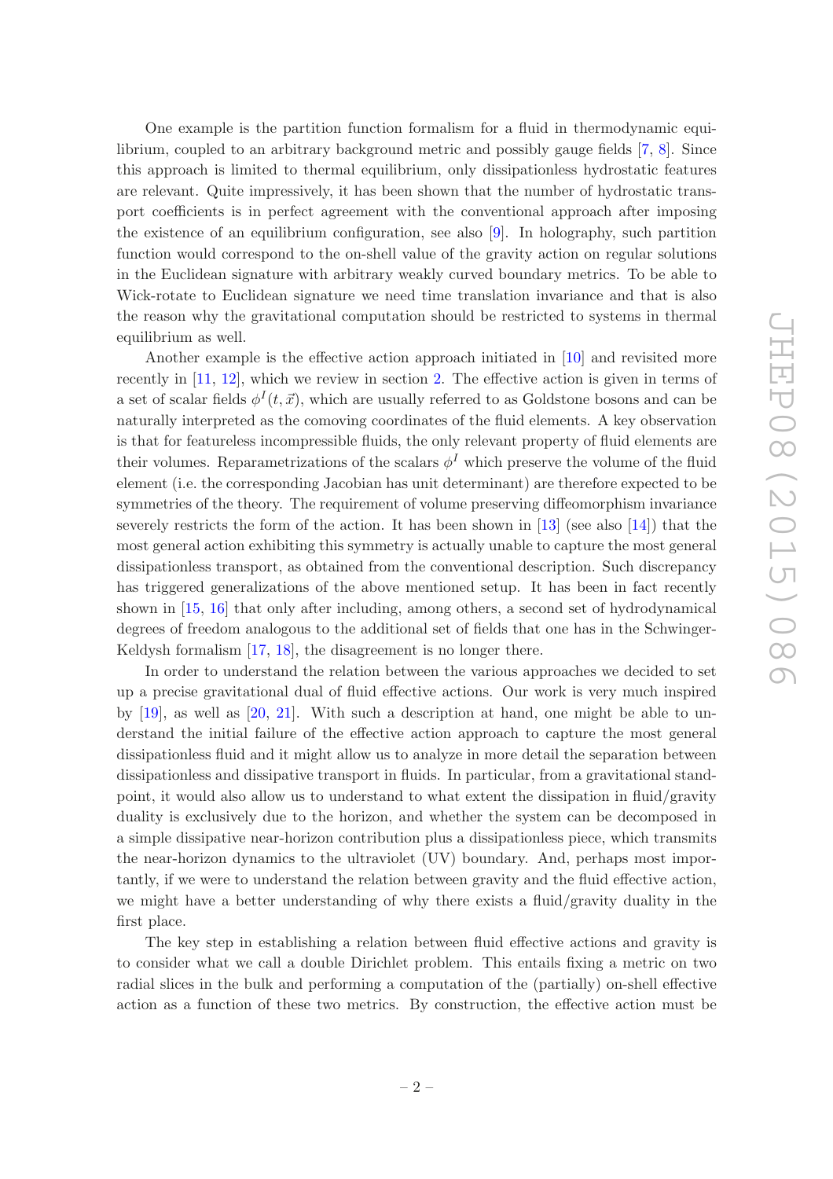One example is the partition function formalism for a fluid in thermodynamic equilibrium, coupled to an arbitrary background metric and possibly gauge fields [7, 8]. Since this approach is limited to thermal equilibrium, only dissipationless hydrostatic features are relevant. Quite impressively, it has been shown that the number of hydrostatic transport coefficients is in perfect agreement with the conventional approach after imposing the existence of an equilibrium configuration, see also [9]. In holography, such partition function would correspond to the on-shell value of the gravity action on regular solutions in the Euclidean signature with arbitrary weakly curved boundary metrics. To be able to Wick-rotate to Euclidean signature we need time translation invariance and that is also the reason why the gravitational computation should be restricted to systems in thermal equilibrium as well.

Another example is the effective action approach initiated in [10] and revisited more recently in [11, 12], which we review in section 2. The effective action is given in terms of a set of scalar fields $\phi^I(t, \vec{x})$, which are usually referred to as Goldstone bosons and can be naturally interpreted as the comoving coordinates of the fluid elements. A key observation is that for featureless incompressible fluids, the only relevant property of fluid elements are their volumes. Reparametrizations of the scalars $\phi^I$ which preserve the volume of the fluid element (i.e. the corresponding Jacobian has unit determinant) are therefore expected to be symmetries of the theory. The requirement of volume preserving diffeomorphism invariance severely restricts the form of the action. It has been shown in [13] (see also [14]) that the most general action exhibiting this symmetry is actually unable to capture the most general dissipationless transport, as obtained from the conventional description. Such discrepancy has triggered generalizations of the above mentioned setup. It has been in fact recently shown in [15, 16] that only after including, among others, a second set of hydrodynamical degrees of freedom analogous to the additional set of fields that one has in the Schwinger-Keldysh formalism [17, 18], the disagreement is no longer there.

In order to understand the relation between the various approaches we decided to set up a precise gravitational dual of fluid effective actions. Our work is very much inspired by [19], as well as [20, 21]. With such a description at hand, one might be able to understand the initial failure of the effective action approach to capture the most general dissipationless fluid and it might allow us to analyze in more detail the separation between dissipationless and dissipative transport in fluids. In particular, from a gravitational standpoint, it would also allow us to understand to what extent the dissipation in fluid/gravity duality is exclusively due to the horizon, and whether the system can be decomposed in a simple dissipative near-horizon contribution plus a dissipationless piece, which transmits the near-horizon dynamics to the ultraviolet (UV) boundary. And, perhaps most importantly, if we were to understand the relation between gravity and the fluid effective action, we might have a better understanding of why there exists a fluid/gravity duality in the first place.

The key step in establishing a relation between fluid effective actions and gravity is to consider what we call a double Dirichlet problem. This entails fixing a metric on two radial slices in the bulk and performing a computation of the (partially) on-shell effective action as a function of these two metrics. By construction, the effective action must be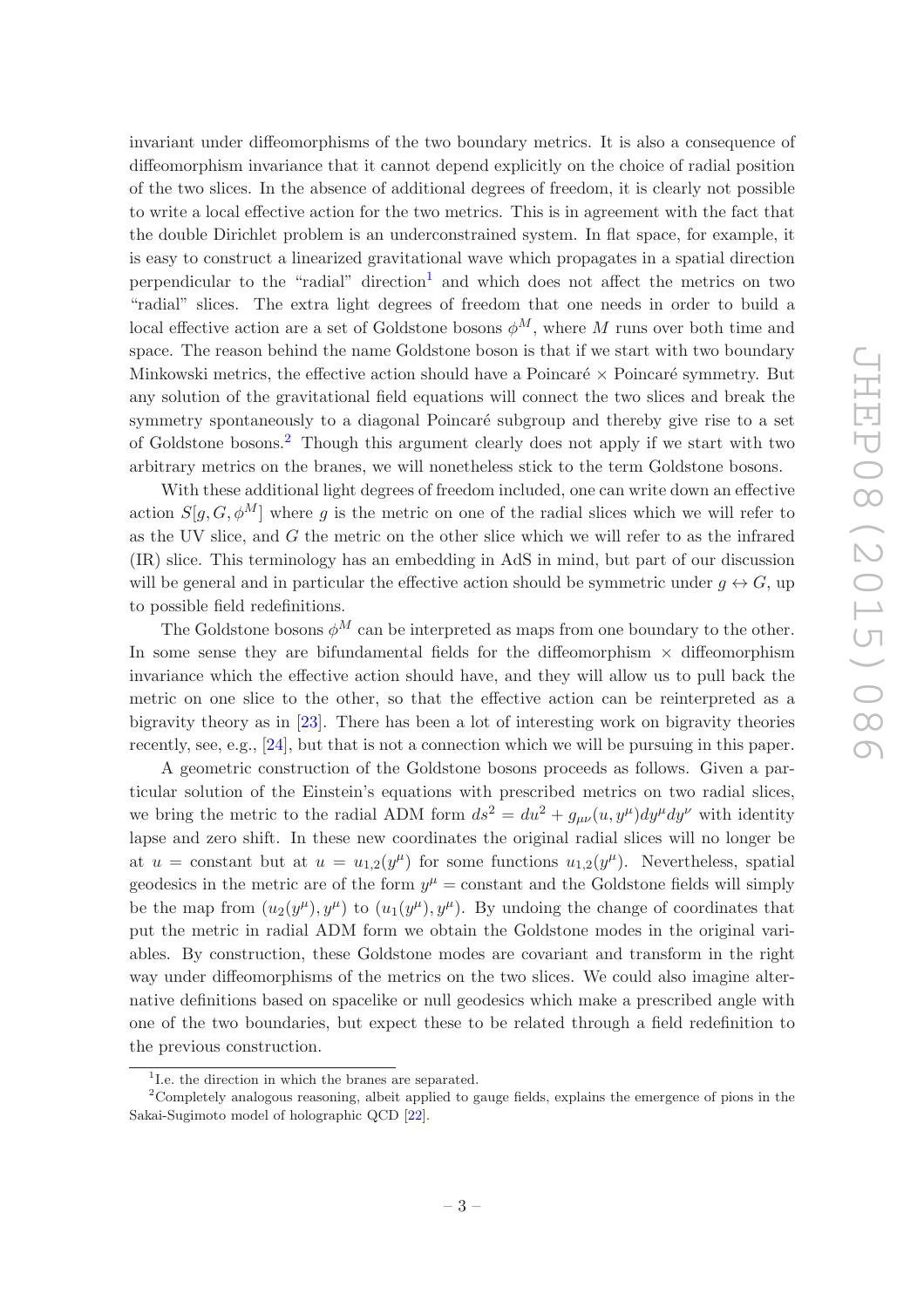invariant under diffeomorphisms of the two boundary metrics. It is also a consequence of diffeomorphism invariance that it cannot depend explicitly on the choice of radial position of the two slices. In the absence of additional degrees of freedom, it is clearly not possible to write a local effective action for the two metrics. This is in agreement with the fact that the double Dirichlet problem is an underconstrained system. In flat space, for example, it is easy to construct a linearized gravitational wave which propagates in a spatial direction perpendicular to the "radial" direction[1] and which does not affect the metrics on two "radial" slices. The extra light degrees of freedom that one needs in order to build a local effective action are a set of Goldstone bosons $\phi^M$, where $M$ runs over both time and space. The reason behind the name Goldstone boson is that if we start with two boundary Minkowski metrics, the effective action should have a Poincaré × Poincaré symmetry. But any solution of the gravitational field equations will connect the two slices and break the symmetry spontaneously to a diagonal Poincaré subgroup and thereby give rise to a set of Goldstone bosons.[2] Though this argument clearly does not apply if we start with two arbitrary metrics on the branes, we will nonetheless stick to the term Goldstone bosons.

With these additional light degrees of freedom included, one can write down an effective action $S[g, G, \phi^M]$ where $g$ is the metric on one of the radial slices which we will refer to as the UV slice, and $G$ the metric on the other slice which we will refer to as the infrared (IR) slice. This terminology has an embedding in AdS in mind, but part of our discussion will be general and in particular the effective action should be symmetric under $g \leftrightarrow G$, up to possible field redefinitions.

The Goldstone bosons $\phi^M$ can be interpreted as maps from one boundary to the other. In some sense they are bifundamental fields for the diffeomorphism × diffeomorphism invariance which the effective action should have, and they will allow us to pull back the metric on one slice to the other, so that the effective action can be reinterpreted as a bigravity theory as in [23]. There has been a lot of interesting work on bigravity theories recently, see, e.g., [24], but that is not a connection which we will be pursuing in this paper.

A geometric construction of the Goldstone bosons proceeds as follows. Given a particular solution of the Einstein's equations with prescribed metrics on two radial slices, we bring the metric to the radial ADM form $ds^2 = du^2 + g_{\mu\nu}(u, y^\mu)dy^\mu dy^\nu$ with identity lapse and zero shift. In these new coordinates the original radial slices will no longer be at $u = \text{constant}$ but at $u = u_{1,2}(y^\mu)$ for some functions $u_{1,2}(y^\mu)$. Nevertheless, spatial geodesics in the metric are of the form $y^\mu = \text{constant}$ and the Goldstone fields will simply be the map from $(u_2(y^\mu), y^\mu)$ to $(u_1(y^\mu), y^\mu)$. By undoing the change of coordinates that put the metric in radial ADM form we obtain the Goldstone modes in the original variables. By construction, these Goldstone modes are covariant and transform in the right way under diffeomorphisms of the metrics on the two slices. We could also imagine alternative definitions based on spacelike or null geodesics which make a prescribed angle with one of the two boundaries, but expect these to be related through a field redefinition to the previous construction.

[1] I.e. the direction in which the branes are separated.

[2] Completely analogous reasoning, albeit applied to gauge fields, explains the emergence of pions in the Sakai-Sugimoto model of holographic QCD [22].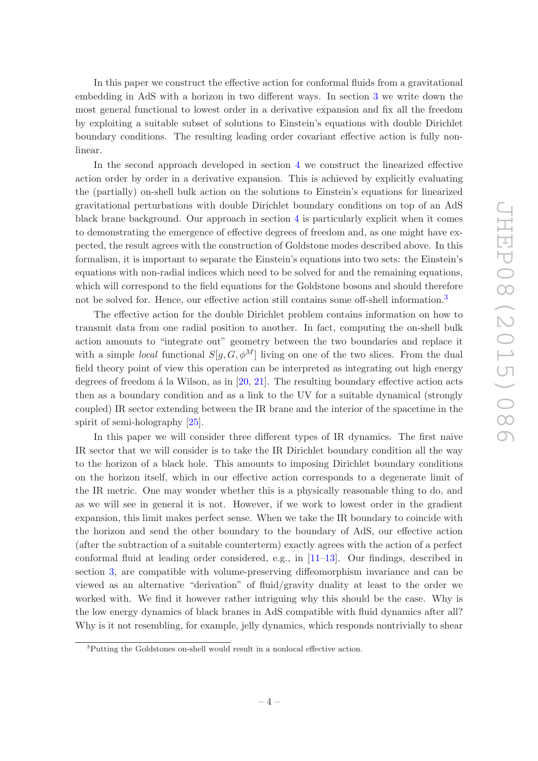In this paper we construct the effective action for conformal fluids from a gravitational embedding in AdS with a horizon in two different ways. In section 3 we write down the most general functional to lowest order in a derivative expansion and fix all the freedom by exploiting a suitable subset of solutions to Einstein's equations with double Dirichlet boundary conditions. The resulting leading order covariant effective action is fully non-linear.

In the second approach developed in section 4 we construct the linearized effective action order by order in a derivative expansion. This is achieved by explicitly evaluating the (partially) on-shell bulk action on the solutions to Einstein's equations for linearized gravitational perturbations with double Dirichlet boundary conditions on top of an AdS black brane background. Our approach in section 4 is particularly explicit when it comes to demonstrating the emergence of effective degrees of freedom and, as one might have expected, the result agrees with the construction of Goldstone modes described above. In this formalism, it is important to separate the Einstein's equations into two sets: the Einstein's equations with non-radial indices which need to be solved for and the remaining equations, which will correspond to the field equations for the Goldstone bosons and should therefore not be solved for. Hence, our effective action still contains some off-shell information.[3]

The effective action for the double Dirichlet problem contains information on how to transmit data from one radial position to another. In fact, computing the on-shell bulk action amounts to "integrate out" geometry between the two boundaries and replace it with a simple *local* functional $S[g, G, \phi^M]$ living on one of the two slices. From the dual field theory point of view this operation can be interpreted as integrating out high energy degrees of freedom á la Wilson, as in [20, 21]. The resulting boundary effective action acts then as a boundary condition and as a link to the UV for a suitable dynamical (strongly coupled) IR sector extending between the IR brane and the interior of the spacetime in the spirit of semi-holography [25].

In this paper we will consider three different types of IR dynamics. The first naive IR sector that we will consider is to take the IR Dirichlet boundary condition all the way to the horizon of a black hole. This amounts to imposing Dirichlet boundary conditions on the horizon itself, which in our effective action corresponds to a degenerate limit of the IR metric. One may wonder whether this is a physically reasonable thing to do, and as we will see in general it is not. However, if we work to lowest order in the gradient expansion, this limit makes perfect sense. When we take the IR boundary to coincide with the horizon and send the other boundary to the boundary of AdS, our effective action (after the subtraction of a suitable counterterm) exactly agrees with the action of a perfect conformal fluid at leading order considered, e.g., in [11–13]. Our findings, described in section 3, are compatible with volume-preserving diffeomorphism invariance and can be viewed as an alternative "derivation" of fluid/gravity duality at least to the order we worked with. We find it however rather intriguing why this should be the case. Why is the low energy dynamics of black branes in AdS compatible with fluid dynamics after all? Why is it not resembling, for example, jelly dynamics, which responds nontrivially to shear

[3]Putting the Goldstones on-shell would result in a nonlocal effective action.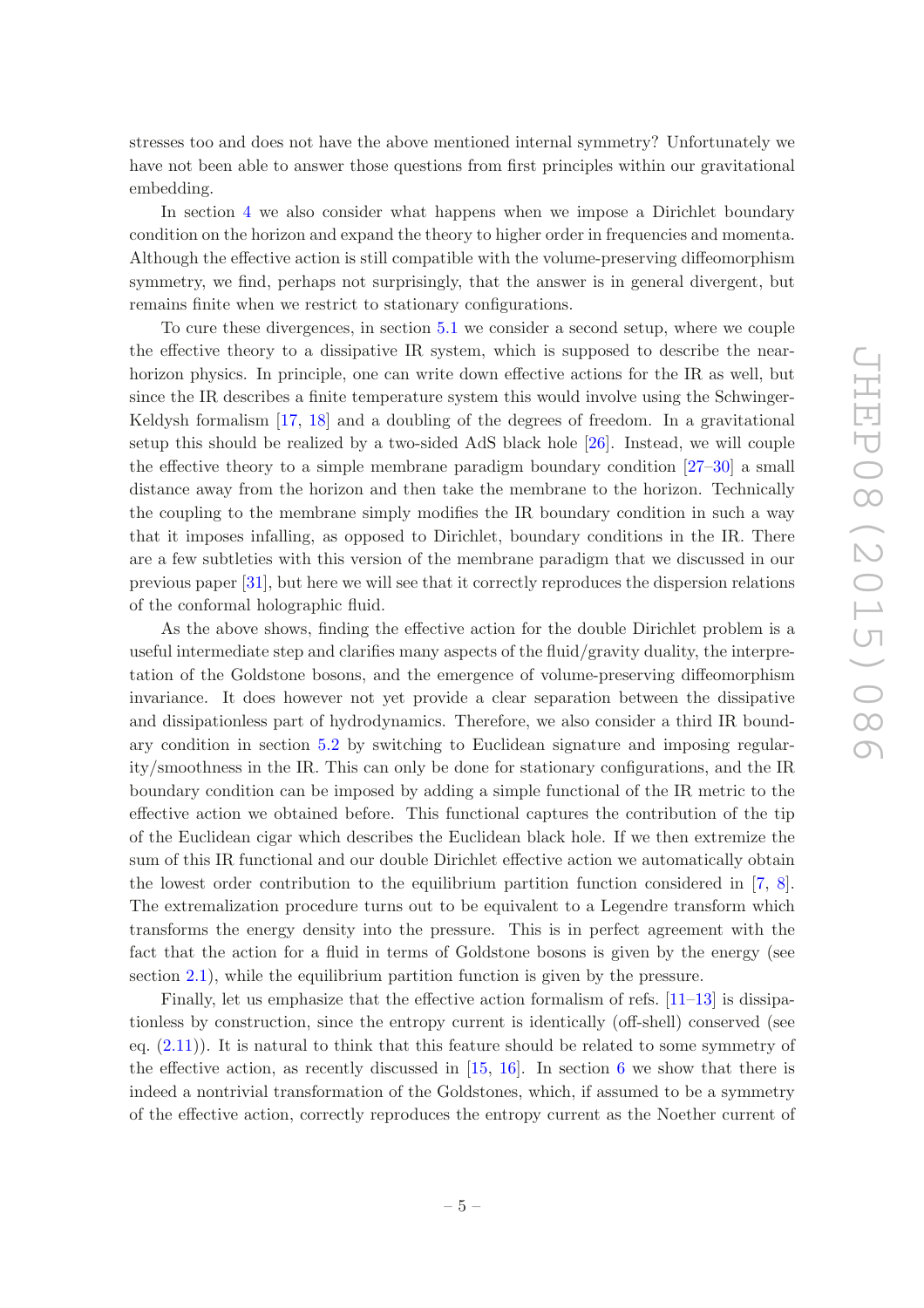stresses too and does not have the above mentioned internal symmetry? Unfortunately we have not been able to answer those questions from first principles within our gravitational embedding.

In section 4 we also consider what happens when we impose a Dirichlet boundary condition on the horizon and expand the theory to higher order in frequencies and momenta. Although the effective action is still compatible with the volume-preserving diffeomorphism symmetry, we find, perhaps not surprisingly, that the answer is in general divergent, but remains finite when we restrict to stationary configurations.

To cure these divergences, in section 5.1 we consider a second setup, where we couple the effective theory to a dissipative IR system, which is supposed to describe the near-horizon physics. In principle, one can write down effective actions for the IR as well, but since the IR describes a finite temperature system this would involve using the Schwinger-Keldysh formalism [17, 18] and a doubling of the degrees of freedom. In a gravitational setup this should be realized by a two-sided AdS black hole [26]. Instead, we will couple the effective theory to a simple membrane paradigm boundary condition [27–30] a small distance away from the horizon and then take the membrane to the horizon. Technically the coupling to the membrane simply modifies the IR boundary condition in such a way that it imposes infalling, as opposed to Dirichlet, boundary conditions in the IR. There are a few subtleties with this version of the membrane paradigm that we discussed in our previous paper [31], but here we will see that it correctly reproduces the dispersion relations of the conformal holographic fluid.

As the above shows, finding the effective action for the double Dirichlet problem is a useful intermediate step and clarifies many aspects of the fluid/gravity duality, the interpretation of the Goldstone bosons, and the emergence of volume-preserving diffeomorphism invariance. It does however not yet provide a clear separation between the dissipative and dissipationless part of hydrodynamics. Therefore, we also consider a third IR boundary condition in section 5.2 by switching to Euclidean signature and imposing regularity/smoothness in the IR. This can only be done for stationary configurations, and the IR boundary condition can be imposed by adding a simple functional of the IR metric to the effective action we obtained before. This functional captures the contribution of the tip of the Euclidean cigar which describes the Euclidean black hole. If we then extremize the sum of this IR functional and our double Dirichlet effective action we automatically obtain the lowest order contribution to the equilibrium partition function considered in [7, 8]. The extremalization procedure turns out to be equivalent to a Legendre transform which transforms the energy density into the pressure. This is in perfect agreement with the fact that the action for a fluid in terms of Goldstone bosons is given by the energy (see section 2.1), while the equilibrium partition function is given by the pressure.

Finally, let us emphasize that the effective action formalism of refs. [11–13] is dissipationless by construction, since the entropy current is identically (off-shell) conserved (see eq. (2.11)). It is natural to think that this feature should be related to some symmetry of the effective action, as recently discussed in [15, 16]. In section 6 we show that there is indeed a nontrivial transformation of the Goldstones, which, if assumed to be a symmetry of the effective action, correctly reproduces the entropy current as the Noether current of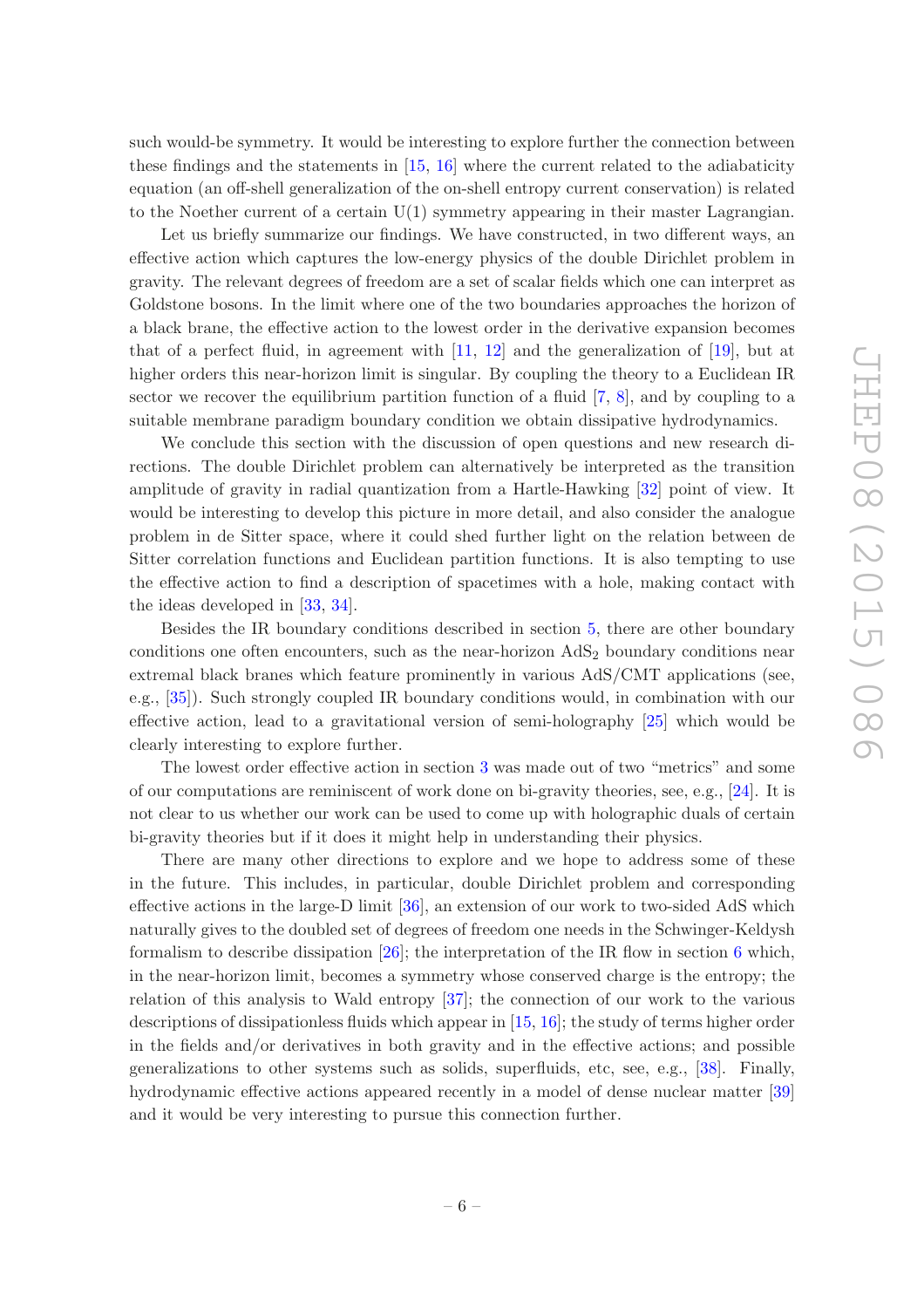such would-be symmetry. It would be interesting to explore further the connection between these findings and the statements in [15, 16] where the current related to the adiabaticity equation (an off-shell generalization of the on-shell entropy current conservation) is related to the Noether current of a certain U(1) symmetry appearing in their master Lagrangian.

Let us briefly summarize our findings. We have constructed, in two different ways, an effective action which captures the low-energy physics of the double Dirichlet problem in gravity. The relevant degrees of freedom are a set of scalar fields which one can interpret as Goldstone bosons. In the limit where one of the two boundaries approaches the horizon of a black brane, the effective action to the lowest order in the derivative expansion becomes that of a perfect fluid, in agreement with [11, 12] and the generalization of [19], but at higher orders this near-horizon limit is singular. By coupling the theory to a Euclidean IR sector we recover the equilibrium partition function of a fluid [7, 8], and by coupling to a suitable membrane paradigm boundary condition we obtain dissipative hydrodynamics.

We conclude this section with the discussion of open questions and new research directions. The double Dirichlet problem can alternatively be interpreted as the transition amplitude of gravity in radial quantization from a Hartle-Hawking [32] point of view. It would be interesting to develop this picture in more detail, and also consider the analogue problem in de Sitter space, where it could shed further light on the relation between de Sitter correlation functions and Euclidean partition functions. It is also tempting to use the effective action to find a description of spacetimes with a hole, making contact with the ideas developed in [33, 34].

Besides the IR boundary conditions described in section 5, there are other boundary conditions one often encounters, such as the near-horizon $AdS_2$ boundary conditions near extremal black branes which feature prominently in various AdS/CMT applications (see, e.g., [35]). Such strongly coupled IR boundary conditions would, in combination with our effective action, lead to a gravitational version of semi-holography [25] which would be clearly interesting to explore further.

The lowest order effective action in section 3 was made out of two "metrics" and some of our computations are reminiscent of work done on bi-gravity theories, see, e.g., [24]. It is not clear to us whether our work can be used to come up with holographic duals of certain bi-gravity theories but if it does it might help in understanding their physics.

There are many other directions to explore and we hope to address some of these in the future. This includes, in particular, double Dirichlet problem and corresponding effective actions in the large-D limit [36], an extension of our work to two-sided AdS which naturally gives to the doubled set of degrees of freedom one needs in the Schwinger-Keldysh formalism to describe dissipation [26]; the interpretation of the IR flow in section 6 which, in the near-horizon limit, becomes a symmetry whose conserved charge is the entropy; the relation of this analysis to Wald entropy [37]; the connection of our work to the various descriptions of dissipationless fluids which appear in [15, 16]; the study of terms higher order in the fields and/or derivatives in both gravity and in the effective actions; and possible generalizations to other systems such as solids, superfluids, etc, see, e.g., [38]. Finally, hydrodynamic effective actions appeared recently in a model of dense nuclear matter [39] and it would be very interesting to pursue this connection further.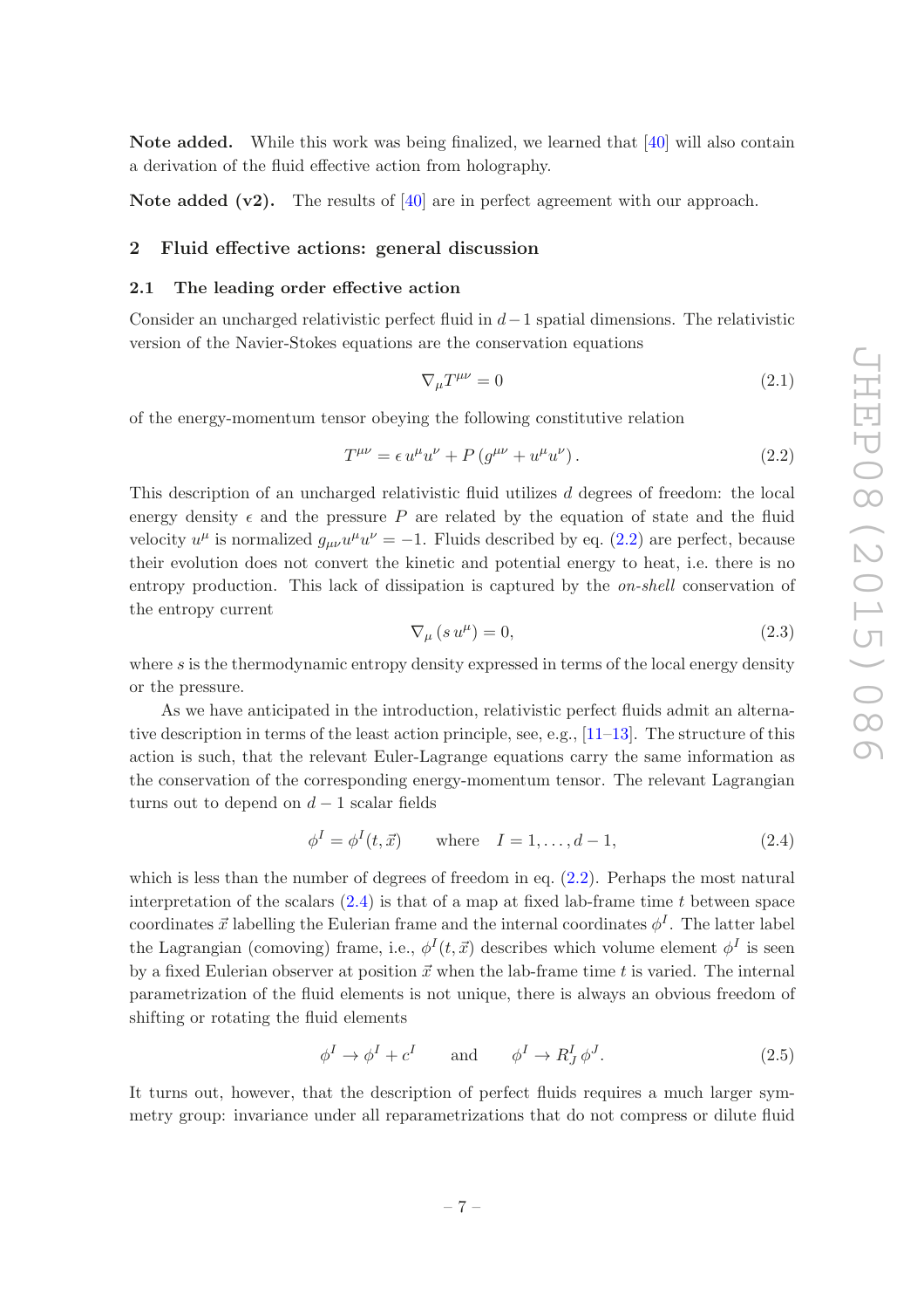**Note added.** While this work was being finalized, we learned that [40] will also contain a derivation of the fluid effective action from holography.

**Note added (v2).** The results of [40] are in perfect agreement with our approach.

## 2 Fluid effective actions: general discussion

### 2.1 The leading order effective action

Consider an uncharged relativistic perfect fluid in $d-1$ spatial dimensions. The relativistic version of the Navier-Stokes equations are the conservation equations

$$\nabla_\mu T^{\mu\nu} = 0 \tag{2.1}$$

of the energy-momentum tensor obeying the following constitutive relation

$$T^{\mu\nu} = \epsilon\, u^\mu u^\nu + P\,(g^{\mu\nu} + u^\mu u^\nu)\,. \tag{2.2}$$

This description of an uncharged relativistic fluid utilizes $d$ degrees of freedom: the local energy density $\epsilon$ and the pressure $P$ are related by the equation of state and the fluid velocity $u^\mu$ is normalized $g_{\mu\nu}u^\mu u^\nu = -1$. Fluids described by eq. (2.2) are perfect, because their evolution does not convert the kinetic and potential energy to heat, i.e. there is no entropy production. This lack of dissipation is captured by the *on-shell* conservation of the entropy current

$$\nabla_\mu\,(s\,u^\mu) = 0, \tag{2.3}$$

where $s$ is the thermodynamic entropy density expressed in terms of the local energy density or the pressure.

As we have anticipated in the introduction, relativistic perfect fluids admit an alternative description in terms of the least action principle, see, e.g., [11–13]. The structure of this action is such, that the relevant Euler-Lagrange equations carry the same information as the conservation of the corresponding energy-momentum tensor. The relevant Lagrangian turns out to depend on $d-1$ scalar fields

$$\phi^I = \phi^I(t,\vec{x}) \qquad \text{where} \quad I = 1,\ldots,d-1, \tag{2.4}$$

which is less than the number of degrees of freedom in eq. (2.2). Perhaps the most natural interpretation of the scalars (2.4) is that of a map at fixed lab-frame time $t$ between space coordinates $\vec{x}$ labelling the Eulerian frame and the internal coordinates $\phi^I$. The latter label the Lagrangian (comoving) frame, i.e., $\phi^I(t,\vec{x})$ describes which volume element $\phi^I$ is seen by a fixed Eulerian observer at position $\vec{x}$ when the lab-frame time $t$ is varied. The internal parametrization of the fluid elements is not unique, there is always an obvious freedom of shifting or rotating the fluid elements

$$\phi^I \to \phi^I + c^I \qquad \text{and} \qquad \phi^I \to R^I_J\,\phi^J. \tag{2.5}$$

It turns out, however, that the description of perfect fluids requires a much larger symmetry group: invariance under all reparametrizations that do not compress or dilute fluid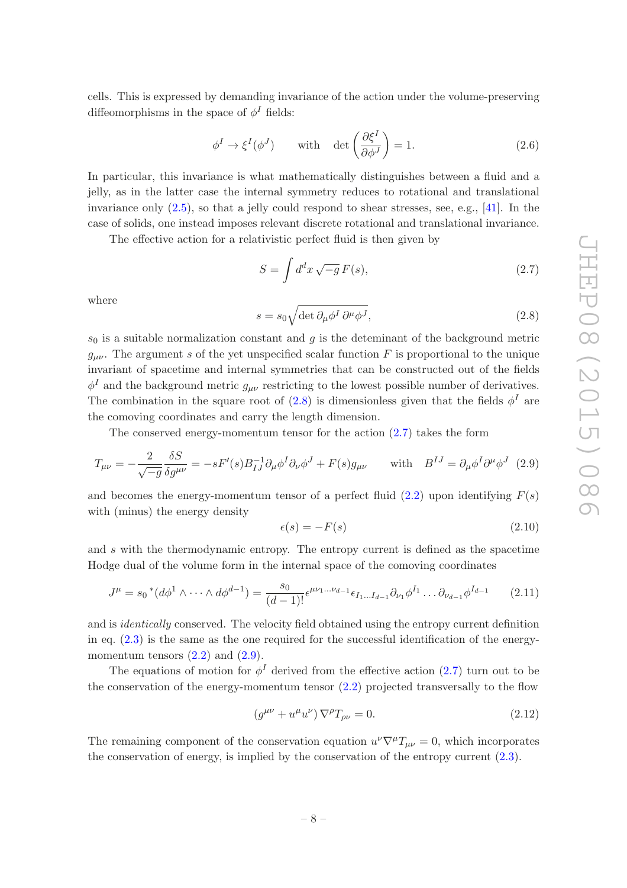cells. This is expressed by demanding invariance of the action under the volume-preserving diffeomorphisms in the space of $\phi^I$ fields:

$$\phi^I \to \xi^I(\phi^J) \qquad \text{with} \quad \det\left(\frac{\partial \xi^I}{\partial \phi^J}\right) = 1. \tag{2.6}$$

In particular, this invariance is what mathematically distinguishes between a fluid and a jelly, as in the latter case the internal symmetry reduces to rotational and translational invariance only (2.5), so that a jelly could respond to shear stresses, see, e.g., [41]. In the case of solids, one instead imposes relevant discrete rotational and translational invariance.

The effective action for a relativistic perfect fluid is then given by

$$S = \int d^dx \, \sqrt{-g}\, F(s), \tag{2.7}$$

where

$$s = s_0 \sqrt{\det \partial_\mu \phi^I \, \partial^\mu \phi^J}, \tag{2.8}$$

$s_0$ is a suitable normalization constant and $g$ is the deteminant of the background metric $g_{\mu\nu}$. The argument $s$ of the yet unspecified scalar function $F$ is proportional to the unique invariant of spacetime and internal symmetries that can be constructed out of the fields $\phi^I$ and the background metric $g_{\mu\nu}$ restricting to the lowest possible number of derivatives. The combination in the square root of (2.8) is dimensionless given that the fields $\phi^I$ are the comoving coordinates and carry the length dimension.

The conserved energy-momentum tensor for the action (2.7) takes the form

$$T_{\mu\nu} = -\frac{2}{\sqrt{-g}} \frac{\delta S}{\delta g^{\mu\nu}} = -sF'(s) B^{-1}_{IJ} \partial_\mu \phi^I \partial_\nu \phi^J + F(s) g_{\mu\nu} \qquad \text{with} \quad B^{IJ} = \partial_\mu \phi^I \partial^\mu \phi^J \tag{2.9}$$

and becomes the energy-momentum tensor of a perfect fluid (2.2) upon identifying $F(s)$ with (minus) the energy density

$$\epsilon(s) = -F(s) \tag{2.10}$$

and $s$ with the thermodynamic entropy. The entropy current is defined as the spacetime Hodge dual of the volume form in the internal space of the comoving coordinates

$$J^\mu = s_0 \, {}^*(d\phi^1 \wedge \cdots \wedge d\phi^{d-1}) = \frac{s_0}{(d-1)!} \epsilon^{\mu\nu_1 \ldots \nu_{d-1}} \epsilon_{I_1 \ldots I_{d-1}} \partial_{\nu_1} \phi^{I_1} \ldots \partial_{\nu_{d-1}} \phi^{I_{d-1}} \tag{2.11}$$

and is *identically* conserved. The velocity field obtained using the entropy current definition in eq. (2.3) is the same as the one required for the successful identification of the energy-momentum tensors (2.2) and (2.9).

The equations of motion for $\phi^I$ derived from the effective action (2.7) turn out to be the conservation of the energy-momentum tensor (2.2) projected transversally to the flow

$$(g^{\mu\nu} + u^\mu u^\nu) \, \nabla^\rho T_{\rho\nu} = 0. \tag{2.12}$$

The remaining component of the conservation equation $u^\nu \nabla^\mu T_{\mu\nu} = 0$, which incorporates the conservation of energy, is implied by the conservation of the entropy current (2.3).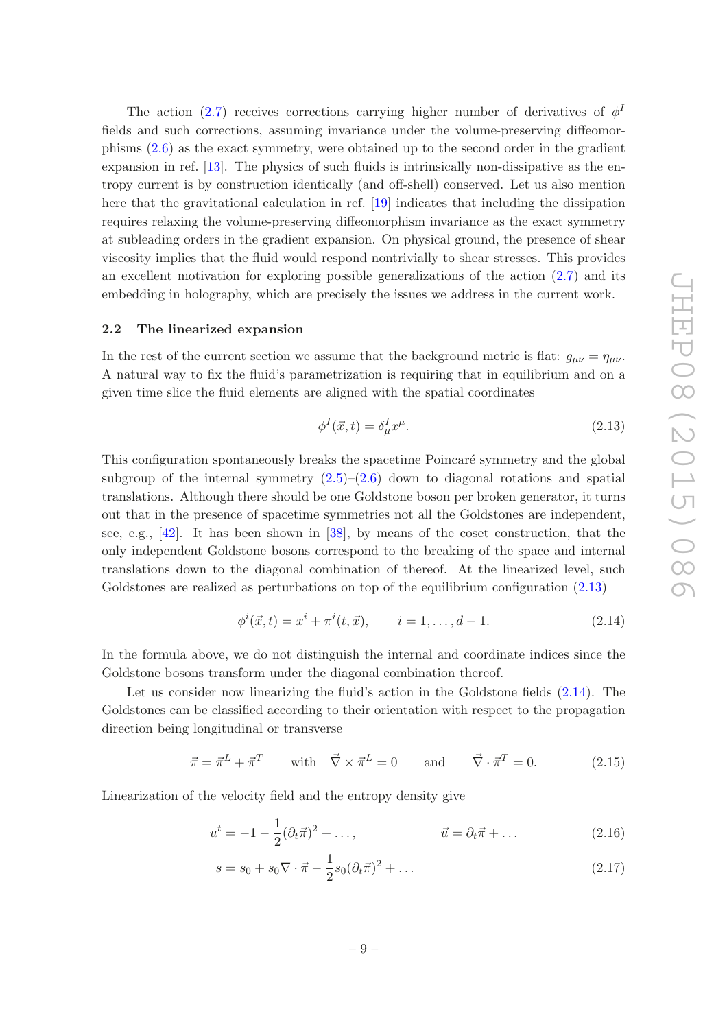The action (2.7) receives corrections carrying higher number of derivatives of $\phi^I$ fields and such corrections, assuming invariance under the volume-preserving diffeomorphisms (2.6) as the exact symmetry, were obtained up to the second order in the gradient expansion in ref. [13]. The physics of such fluids is intrinsically non-dissipative as the entropy current is by construction identically (and off-shell) conserved. Let us also mention here that the gravitational calculation in ref. [19] indicates that including the dissipation requires relaxing the volume-preserving diffeomorphism invariance as the exact symmetry at subleading orders in the gradient expansion. On physical ground, the presence of shear viscosity implies that the fluid would respond nontrivially to shear stresses. This provides an excellent motivation for exploring possible generalizations of the action (2.7) and its embedding in holography, which are precisely the issues we address in the current work.

### 2.2 The linearized expansion

In the rest of the current section we assume that the background metric is flat: $g_{\mu\nu} = \eta_{\mu\nu}$. A natural way to fix the fluid's parametrization is requiring that in equilibrium and on a given time slice the fluid elements are aligned with the spatial coordinates

$$\phi^I(\vec{x}, t) = \delta^I_\mu x^\mu. \tag{2.13}$$

This configuration spontaneously breaks the spacetime Poincaré symmetry and the global subgroup of the internal symmetry (2.5)–(2.6) down to diagonal rotations and spatial translations. Although there should be one Goldstone boson per broken generator, it turns out that in the presence of spacetime symmetries not all the Goldstones are independent, see, e.g., [42]. It has been shown in [38], by means of the coset construction, that the only independent Goldstone bosons correspond to the breaking of the space and internal translations down to the diagonal combination of thereof. At the linearized level, such Goldstones are realized as perturbations on top of the equilibrium configuration (2.13)

$$\phi^i(\vec{x}, t) = x^i + \pi^i(t, \vec{x}), \qquad i = 1, \ldots, d-1. \tag{2.14}$$

In the formula above, we do not distinguish the internal and coordinate indices since the Goldstone bosons transform under the diagonal combination thereof.

Let us consider now linearizing the fluid's action in the Goldstone fields (2.14). The Goldstones can be classified according to their orientation with respect to the propagation direction being longitudinal or transverse

$$\vec{\pi} = \vec{\pi}^L + \vec{\pi}^T \qquad \text{with} \quad \vec{\nabla} \times \vec{\pi}^L = 0 \qquad \text{and} \qquad \vec{\nabla} \cdot \vec{\pi}^T = 0. \tag{2.15}$$

Linearization of the velocity field and the entropy density give

$$u^t = -1 - \frac{1}{2}(\partial_t \vec{\pi})^2 + \ldots, \qquad\qquad \vec{u} = \partial_t \vec{\pi} + \ldots \tag{2.16}$$

$$s = s_0 + s_0 \nabla \cdot \vec{\pi} - \frac{1}{2} s_0 (\partial_t \vec{\pi})^2 + \ldots \tag{2.17}$$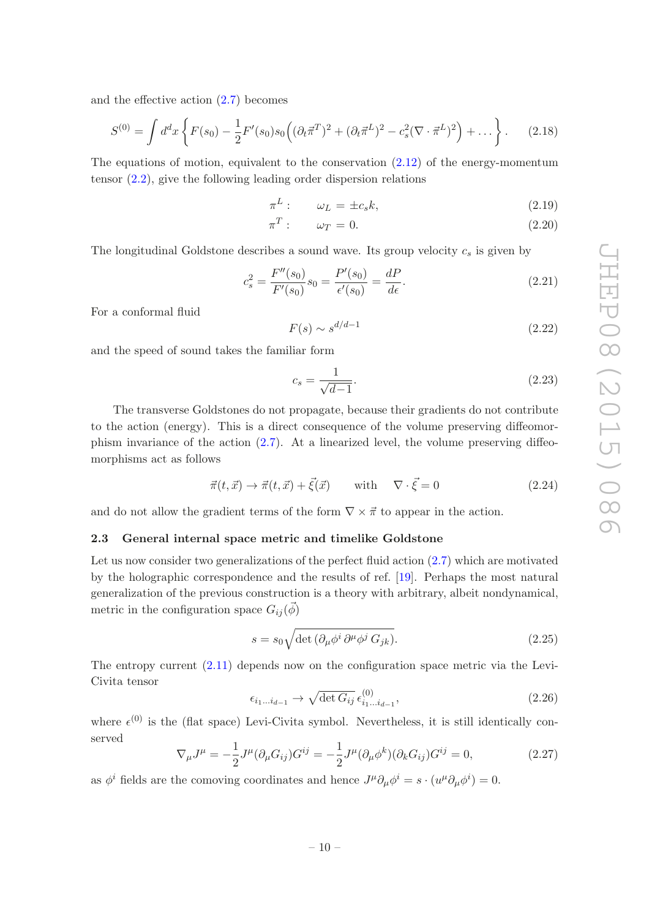and the effective action (2.7) becomes

$$S^{(0)} = \int d^d x \left\{ F(s_0) - \frac{1}{2} F'(s_0) s_0 \Big( (\partial_t \vec{\pi}^T)^2 + (\partial_t \vec{\pi}^L)^2 - c_s^2 (\nabla \cdot \vec{\pi}^L)^2 \Big) + \dots \right\}. \tag{2.18}$$

The equations of motion, equivalent to the conservation (2.12) of the energy-momentum tensor (2.2), give the following leading order dispersion relations

$$\pi^L : \qquad \omega_L = \pm c_s k, \tag{2.19}$$

$$\pi^T : \qquad \omega_T = 0. \tag{2.20}$$

The longitudinal Goldstone describes a sound wave. Its group velocity $c_s$ is given by

$$c_s^2 = \frac{F''(s_0)}{F'(s_0)} s_0 = \frac{P'(s_0)}{\epsilon'(s_0)} = \frac{dP}{d\epsilon}. \tag{2.21}$$

For a conformal fluid

$$F(s) \sim s^{d/d-1} \tag{2.22}$$

and the speed of sound takes the familiar form

$$c_s = \frac{1}{\sqrt{d-1}}. \tag{2.23}$$

The transverse Goldstones do not propagate, because their gradients do not contribute to the action (energy). This is a direct consequence of the volume preserving diffeomorphism invariance of the action (2.7). At a linearized level, the volume preserving diffeomorphisms act as follows

$$\vec{\pi}(t, \vec{x}) \to \vec{\pi}(t, \vec{x}) + \vec{\xi}(\vec{x}) \qquad \text{with} \quad \nabla \cdot \vec{\xi} = 0 \tag{2.24}$$

and do not allow the gradient terms of the form $\nabla \times \vec{\pi}$ to appear in the action.

### 2.3 General internal space metric and timelike Goldstone

Let us now consider two generalizations of the perfect fluid action (2.7) which are motivated by the holographic correspondence and the results of ref. [19]. Perhaps the most natural generalization of the previous construction is a theory with arbitrary, albeit nondynamical, metric in the configuration space $G_{ij}(\vec{\phi})$

$$s = s_0 \sqrt{\det \left( \partial_\mu \phi^i \, \partial^\mu \phi^j \, G_{jk} \right)}. \tag{2.25}$$

The entropy current (2.11) depends now on the configuration space metric via the Levi-Civita tensor

$$\epsilon_{i_1 \dots i_{d-1}} \to \sqrt{\det G_{ij}} \, \epsilon^{(0)}_{i_1 \dots i_{d-1}}, \tag{2.26}$$

where $\epsilon^{(0)}$ is the (flat space) Levi-Civita symbol. Nevertheless, it is still identically conserved

$$\nabla_\mu J^\mu = -\frac{1}{2} J^\mu (\partial_\mu G_{ij}) G^{ij} = -\frac{1}{2} J^\mu (\partial_\mu \phi^k)(\partial_k G_{ij}) G^{ij} = 0, \tag{2.27}$$

as $\phi^i$ fields are the comoving coordinates and hence $J^\mu \partial_\mu \phi^i = s \cdot (u^\mu \partial_\mu \phi^i) = 0$.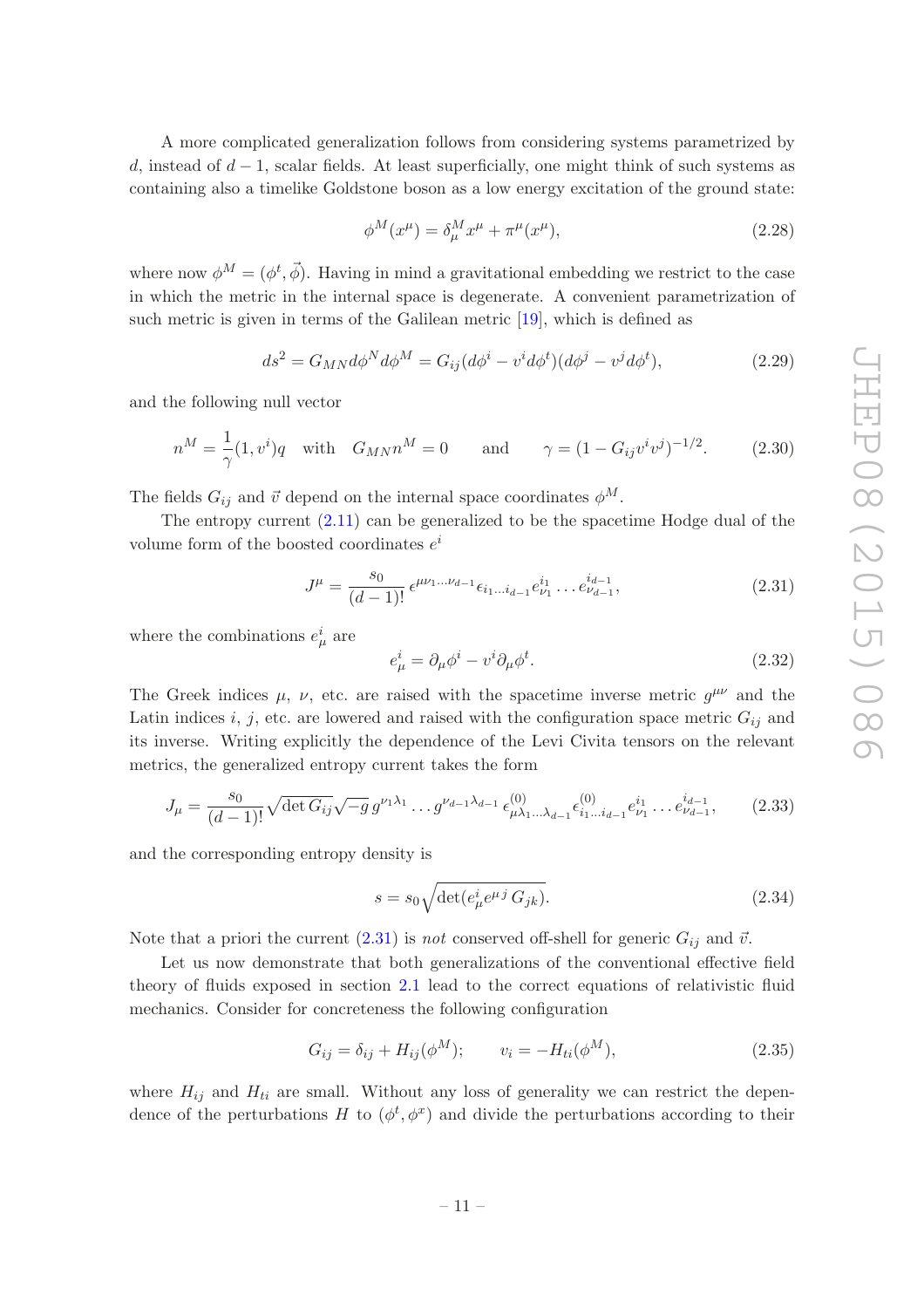A more complicated generalization follows from considering systems parametrized by $d$, instead of $d-1$, scalar fields. At least superficially, one might think of such systems as containing also a timelike Goldstone boson as a low energy excitation of the ground state:

$$
\phi^M(x^\mu) = \delta^M_\mu x^\mu + \pi^\mu(x^\mu), \tag{2.28}
$$

where now $\phi^M = (\phi^t, \vec{\phi})$. Having in mind a gravitational embedding we restrict to the case in which the metric in the internal space is degenerate. A convenient parametrization of such metric is given in terms of the Galilean metric [19], which is defined as

$$
ds^2 = G_{MN} d\phi^N d\phi^M = G_{ij}(d\phi^i - v^i d\phi^t)(d\phi^j - v^j d\phi^t), \tag{2.29}
$$

and the following null vector

$$
n^M = \frac{1}{\gamma}(1, v^i)q \quad \text{with} \quad G_{MN} n^M = 0 \qquad \text{and} \qquad \gamma = (1 - G_{ij} v^i v^j)^{-1/2}. \tag{2.30}
$$

The fields $G_{ij}$ and $\vec{v}$ depend on the internal space coordinates $\phi^M$.

The entropy current (2.11) can be generalized to be the spacetime Hodge dual of the volume form of the boosted coordinates $e^i$

$$
J^\mu = \frac{s_0}{(d-1)!} \epsilon^{\mu\nu_1 \ldots \nu_{d-1}} \epsilon_{i_1 \ldots i_{d-1}} e^{i_1}_{\nu_1} \ldots e^{i_{d-1}}_{\nu_{d-1}}, \tag{2.31}
$$

where the combinations $e^i_\mu$ are

$$
e^i_\mu = \partial_\mu \phi^i - v^i \partial_\mu \phi^t. \tag{2.32}
$$

The Greek indices $\mu$, $\nu$, etc. are raised with the spacetime inverse metric $g^{\mu\nu}$ and the Latin indices $i$, $j$, etc. are lowered and raised with the configuration space metric $G_{ij}$ and its inverse. Writing explicitly the dependence of the Levi Civita tensors on the relevant metrics, the generalized entropy current takes the form

$$
J_\mu = \frac{s_0}{(d-1)!} \sqrt{\det G_{ij}} \sqrt{-g}\, g^{\nu_1 \lambda_1} \ldots g^{\nu_{d-1}\lambda_{d-1}}\, \epsilon^{(0)}_{\mu\lambda_1 \ldots \lambda_{d-1}} \epsilon^{(0)}_{i_1 \ldots i_{d-1}} e^{i_1}_{\nu_1} \ldots e^{i_{d-1}}_{\nu_{d-1}}, \tag{2.33}
$$

and the corresponding entropy density is

$$
s = s_0 \sqrt{\det(e^i_\mu e^{\mu j} G_{jk})}. \tag{2.34}
$$

Note that a priori the current (2.31) is *not* conserved off-shell for generic $G_{ij}$ and $\vec{v}$.

Let us now demonstrate that both generalizations of the conventional effective field theory of fluids exposed in section 2.1 lead to the correct equations of relativistic fluid mechanics. Consider for concreteness the following configuration

$$
G_{ij} = \delta_{ij} + H_{ij}(\phi^M); \qquad v_i = -H_{ti}(\phi^M), \tag{2.35}
$$

where $H_{ij}$ and $H_{ti}$ are small. Without any loss of generality we can restrict the dependence of the perturbations $H$ to $(\phi^t, \phi^x)$ and divide the perturbations according to their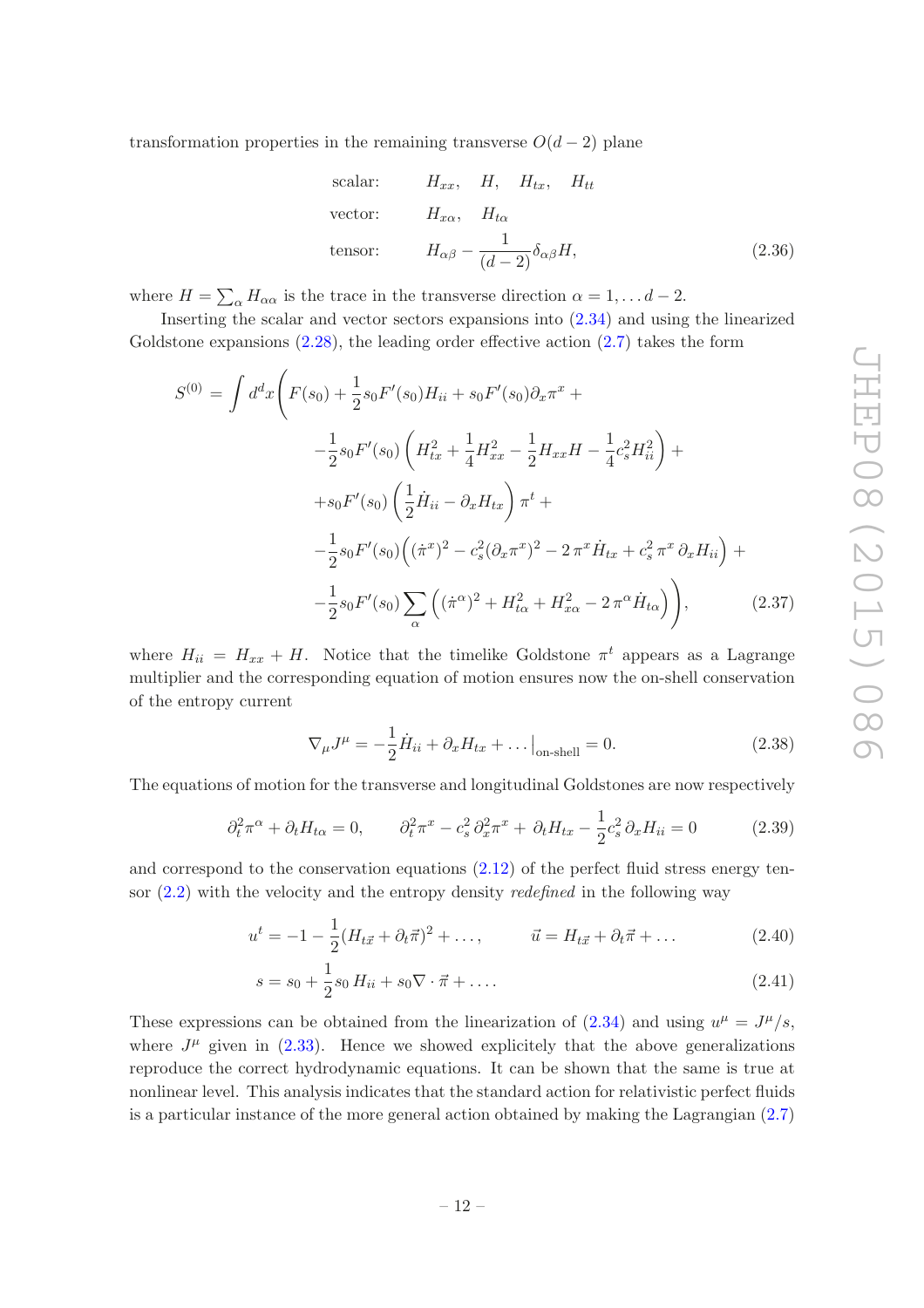transformation properties in the remaining transverse $O(d-2)$ plane

$$
\begin{aligned}
&\text{scalar:} \qquad H_{xx}, \quad H, \quad H_{tx}, \quad H_{tt} \\
&\text{vector:} \qquad H_{x\alpha}, \quad H_{t\alpha} \\
&\text{tensor:} \qquad H_{\alpha\beta} - \frac{1}{(d-2)}\delta_{\alpha\beta} H,
\end{aligned} \tag{2.36}
$$

where $H = \sum_\alpha H_{\alpha\alpha}$ is the trace in the transverse direction $\alpha = 1, \ldots d-2$.

Inserting the scalar and vector sectors expansions into (2.34) and using the linearized Goldstone expansions (2.28), the leading order effective action (2.7) takes the form

$$
\begin{aligned}
S^{(0)} = \int d^d x \Bigg( & F(s_0) + \frac{1}{2} s_0 F'(s_0) H_{ii} + s_0 F'(s_0) \partial_x \pi^x + \\
& - \frac{1}{2} s_0 F'(s_0) \left( H_{tx}^2 + \frac{1}{4} H_{xx}^2 - \frac{1}{2} H_{xx} H - \frac{1}{4} c_s^2 H_{ii}^2 \right) + \\
& + s_0 F'(s_0) \left( \frac{1}{2} \dot{H}_{ii} - \partial_x H_{tx} \right) \pi^t + \\
& - \frac{1}{2} s_0 F'(s_0) \Big( (\dot{\pi}^x)^2 - c_s^2 (\partial_x \pi^x)^2 - 2\, \pi^x \dot{H}_{tx} + c_s^2\, \pi^x\, \partial_x H_{ii} \Big) + \\
& - \frac{1}{2} s_0 F'(s_0) \sum_\alpha \left( (\dot{\pi}^\alpha)^2 + H_{t\alpha}^2 + H_{x\alpha}^2 - 2\, \pi^\alpha \dot{H}_{t\alpha} \right) \Bigg),
\end{aligned} \tag{2.37}
$$

where $H_{ii} = H_{xx} + H$. Notice that the timelike Goldstone $\pi^t$ appears as a Lagrange multiplier and the corresponding equation of motion ensures now the on-shell conservation of the entropy current

$$
\nabla_\mu J^\mu = -\frac{1}{2} \dot{H}_{ii} + \partial_x H_{tx} + \ldots \big|_{\text{on-shell}} = 0. \tag{2.38}
$$

The equations of motion for the transverse and longitudinal Goldstones are now respectively

$$
\partial_t^2 \pi^\alpha + \partial_t H_{t\alpha} = 0, \qquad \partial_t^2 \pi^x - c_s^2\, \partial_x^2 \pi^x + \partial_t H_{tx} - \frac{1}{2} c_s^2\, \partial_x H_{ii} = 0 \tag{2.39}
$$

and correspond to the conservation equations (2.12) of the perfect fluid stress energy tensor (2.2) with the velocity and the entropy density *redefined* in the following way

$$
u^t = -1 - \frac{1}{2} (H_{t\vec{x}} + \partial_t \vec{\pi})^2 + \ldots, \qquad \vec{u} = H_{t\vec{x}} + \partial_t \vec{\pi} + \ldots \tag{2.40}
$$

$$
s = s_0 + \frac{1}{2} s_0\, H_{ii} + s_0 \nabla \cdot \vec{\pi} + \ldots. \tag{2.41}
$$

These expressions can be obtained from the linearization of (2.34) and using $u^\mu = J^\mu / s$, where $J^\mu$ given in (2.33). Hence we showed explicitely that the above generalizations reproduce the correct hydrodynamic equations. It can be shown that the same is true at nonlinear level. This analysis indicates that the standard action for relativistic perfect fluids is a particular instance of the more general action obtained by making the Lagrangian (2.7)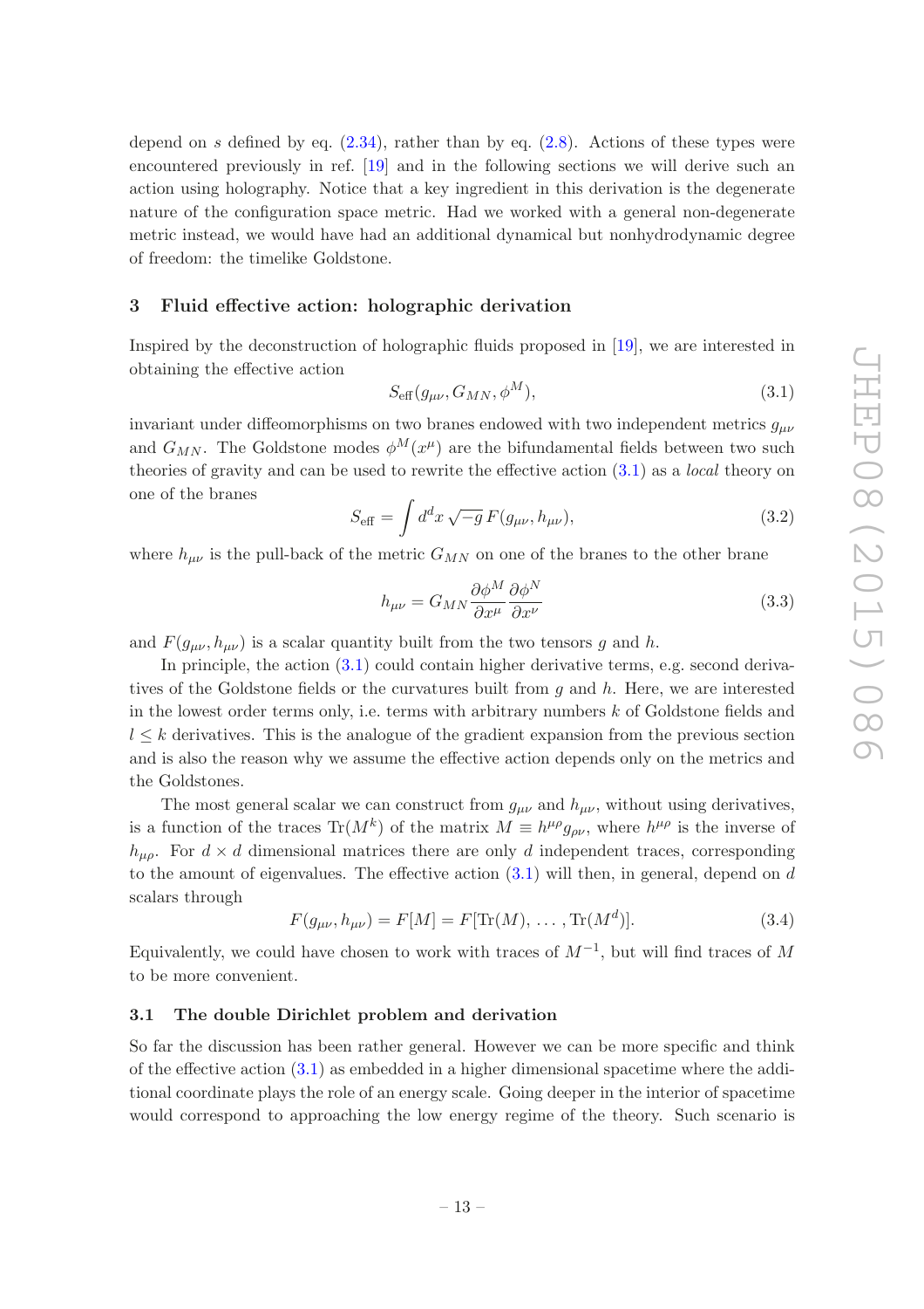depend on $s$ defined by eq. (2.34), rather than by eq. (2.8). Actions of these types were encountered previously in ref. [19] and in the following sections we will derive such an action using holography. Notice that a key ingredient in this derivation is the degenerate nature of the configuration space metric. Had we worked with a general non-degenerate metric instead, we would have had an additional dynamical but nonhydrodynamic degree of freedom: the timelike Goldstone.

## 3 Fluid effective action: holographic derivation

Inspired by the deconstruction of holographic fluids proposed in [19], we are interested in obtaining the effective action

$$S_{\text{eff}}(g_{\mu\nu}, G_{MN}, \phi^M), \tag{3.1}$$

invariant under diffeomorphisms on two branes endowed with two independent metrics $g_{\mu\nu}$ and $G_{MN}$. The Goldstone modes $\phi^M(x^\mu)$ are the bifundamental fields between two such theories of gravity and can be used to rewrite the effective action (3.1) as a *local* theory on one of the branes

$$S_{\text{eff}} = \int d^d x \sqrt{-g}\, F(g_{\mu\nu}, h_{\mu\nu}), \tag{3.2}$$

where $h_{\mu\nu}$ is the pull-back of the metric $G_{MN}$ on one of the branes to the other brane

$$h_{\mu\nu} = G_{MN} \frac{\partial \phi^M}{\partial x^\mu} \frac{\partial \phi^N}{\partial x^\nu} \tag{3.3}$$

and $F(g_{\mu\nu}, h_{\mu\nu})$ is a scalar quantity built from the two tensors $g$ and $h$.

In principle, the action (3.1) could contain higher derivative terms, e.g. second derivatives of the Goldstone fields or the curvatures built from $g$ and $h$. Here, we are interested in the lowest order terms only, i.e. terms with arbitrary numbers $k$ of Goldstone fields and $l \leq k$ derivatives. This is the analogue of the gradient expansion from the previous section and is also the reason why we assume the effective action depends only on the metrics and the Goldstones.

The most general scalar we can construct from $g_{\mu\nu}$ and $h_{\mu\nu}$, without using derivatives, is a function of the traces $\text{Tr}(M^k)$ of the matrix $M \equiv h^{\mu\rho} g_{\rho\nu}$, where $h^{\mu\rho}$ is the inverse of $h_{\mu\rho}$. For $d \times d$ dimensional matrices there are only $d$ independent traces, corresponding to the amount of eigenvalues. The effective action (3.1) will then, in general, depend on $d$ scalars through

$$F(g_{\mu\nu}, h_{\mu\nu}) = F[M] = F[\text{Tr}(M), \ldots, \text{Tr}(M^d)]. \tag{3.4}$$

Equivalently, we could have chosen to work with traces of $M^{-1}$, but will find traces of $M$ to be more convenient.

### 3.1 The double Dirichlet problem and derivation

So far the discussion has been rather general. However we can be more specific and think of the effective action (3.1) as embedded in a higher dimensional spacetime where the additional coordinate plays the role of an energy scale. Going deeper in the interior of spacetime would correspond to approaching the low energy regime of the theory. Such scenario is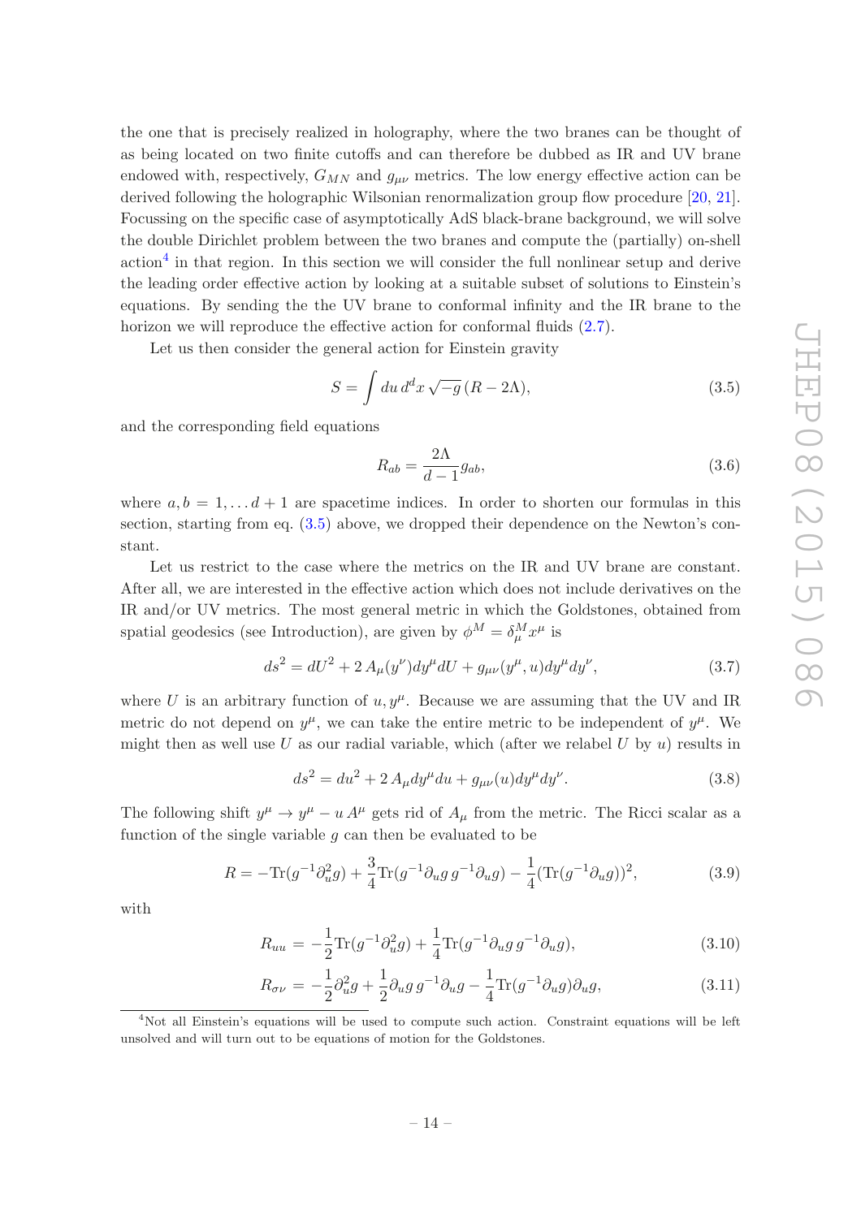the one that is precisely realized in holography, where the two branes can be thought of as being located on two finite cutoffs and can therefore be dubbed as IR and UV brane endowed with, respectively, $G_{MN}$ and $g_{\mu\nu}$ metrics. The low energy effective action can be derived following the holographic Wilsonian renormalization group flow procedure [20, 21]. Focussing on the specific case of asymptotically AdS black-brane background, we will solve the double Dirichlet problem between the two branes and compute the (partially) on-shell action[4] in that region. In this section we will consider the full nonlinear setup and derive the leading order effective action by looking at a suitable subset of solutions to Einstein's equations. By sending the the UV brane to conformal infinity and the IR brane to the horizon we will reproduce the effective action for conformal fluids (2.7).

Let us then consider the general action for Einstein gravity

$$S = \int du\, d^d x \sqrt{-g}\,(R - 2\Lambda), \tag{3.5}$$

and the corresponding field equations

$$R_{ab} = \frac{2\Lambda}{d-1} g_{ab}, \tag{3.6}$$

where $a, b = 1, \ldots d+1$ are spacetime indices. In order to shorten our formulas in this section, starting from eq. (3.5) above, we dropped their dependence on the Newton's constant.

Let us restrict to the case where the metrics on the IR and UV brane are constant. After all, we are interested in the effective action which does not include derivatives on the IR and/or UV metrics. The most general metric in which the Goldstones, obtained from spatial geodesics (see Introduction), are given by $\phi^M = \delta^M_\mu x^\mu$ is

$$ds^2 = dU^2 + 2\, A_\mu(y^\nu) dy^\mu dU + g_{\mu\nu}(y^\mu, u) dy^\mu dy^\nu, \tag{3.7}$$

where $U$ is an arbitrary function of $u, y^\mu$. Because we are assuming that the UV and IR metric do not depend on $y^\mu$, we can take the entire metric to be independent of $y^\mu$. We might then as well use $U$ as our radial variable, which (after we relabel $U$ by $u$) results in

$$ds^2 = du^2 + 2\, A_\mu dy^\mu du + g_{\mu\nu}(u) dy^\mu dy^\nu. \tag{3.8}$$

The following shift $y^\mu \to y^\mu - u\, A^\mu$ gets rid of $A_\mu$ from the metric. The Ricci scalar as a function of the single variable $g$ can then be evaluated to be

$$R = -\mathrm{Tr}(g^{-1}\partial_u^2 g) + \frac{3}{4}\mathrm{Tr}(g^{-1}\partial_u g\, g^{-1}\partial_u g) - \frac{1}{4}(\mathrm{Tr}(g^{-1}\partial_u g))^2, \tag{3.9}$$

with

$$R_{uu} = -\frac{1}{2}\mathrm{Tr}(g^{-1}\partial_u^2 g) + \frac{1}{4}\mathrm{Tr}(g^{-1}\partial_u g\, g^{-1}\partial_u g), \tag{3.10}$$

$$R_{\sigma\nu} = -\frac{1}{2}\partial_u^2 g + \frac{1}{2}\partial_u g\, g^{-1}\partial_u g - \frac{1}{4}\mathrm{Tr}(g^{-1}\partial_u g)\partial_u g, \tag{3.11}$$

---

[4] Not all Einstein's equations will be used to compute such action. Constraint equations will be left unsolved and will turn out to be equations of motion for the Goldstones.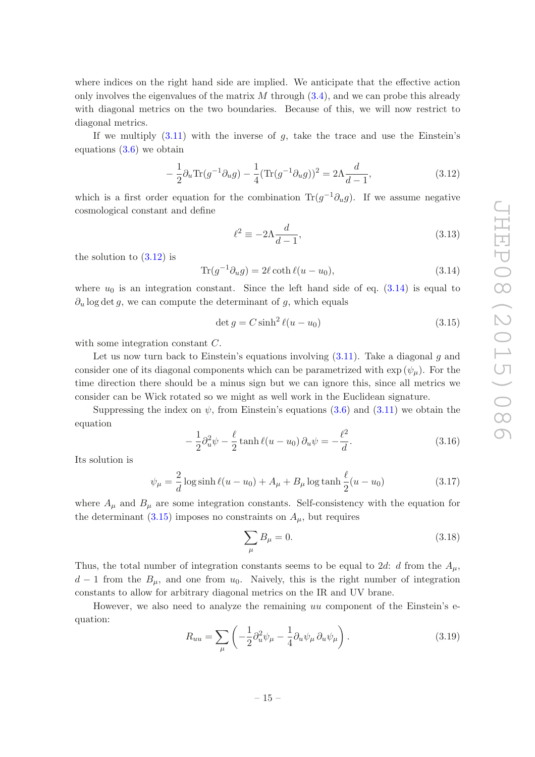where indices on the right hand side are implied. We anticipate that the effective action only involves the eigenvalues of the matrix $M$ through (3.4), and we can probe this already with diagonal metrics on the two boundaries. Because of this, we will now restrict to diagonal metrics.

If we multiply (3.11) with the inverse of $g$, take the trace and use the Einstein's equations (3.6) we obtain

$$-\frac{1}{2}\partial_u \mathrm{Tr}(g^{-1}\partial_u g) - \frac{1}{4}(\mathrm{Tr}(g^{-1}\partial_u g))^2 = 2\Lambda \frac{d}{d-1}, \tag{3.12}$$

which is a first order equation for the combination $\mathrm{Tr}(g^{-1}\partial_u g)$. If we assume negative cosmological constant and define

$$\ell^2 \equiv -2\Lambda \frac{d}{d-1}, \tag{3.13}$$

the solution to (3.12) is

$$\mathrm{Tr}(g^{-1}\partial_u g) = 2\ell \coth \ell(u-u_0), \tag{3.14}$$

where $u_0$ is an integration constant. Since the left hand side of eq. (3.14) is equal to $\partial_u \log \det g$, we can compute the determinant of $g$, which equals

$$\det g = C \sinh^2 \ell(u-u_0) \tag{3.15}$$

with some integration constant $C$.

Let us now turn back to Einstein's equations involving (3.11). Take a diagonal $g$ and consider one of its diagonal components which can be parametrized with $\exp(\psi_\mu)$. For the time direction there should be a minus sign but we can ignore this, since all metrics we consider can be Wick rotated so we might as well work in the Euclidean signature.

Suppressing the index on $\psi$, from Einstein's equations (3.6) and (3.11) we obtain the equation

$$-\frac{1}{2}\partial_u^2 \psi - \frac{\ell}{2}\tanh \ell(u-u_0)\, \partial_u \psi = -\frac{\ell^2}{d}. \tag{3.16}$$

Its solution is

$$\psi_\mu = \frac{2}{d}\log \sinh \ell(u-u_0) + A_\mu + B_\mu \log \tanh \frac{\ell}{2}(u-u_0) \tag{3.17}$$

where $A_\mu$ and $B_\mu$ are some integration constants. Self-consistency with the equation for the determinant (3.15) imposes no constraints on $A_\mu$, but requires

$$\sum_\mu B_\mu = 0. \tag{3.18}$$

Thus, the total number of integration constants seems to be equal to $2d$: $d$ from the $A_\mu$, $d-1$ from the $B_\mu$, and one from $u_0$. Naively, this is the right number of integration constants to allow for arbitrary diagonal metrics on the IR and UV brane.

However, we also need to analyze the remaining $uu$ component of the Einstein's equation:

$$R_{uu} = \sum_\mu \left( -\frac{1}{2}\partial_u^2 \psi_\mu - \frac{1}{4}\partial_u \psi_\mu \, \partial_u \psi_\mu \right). \tag{3.19}$$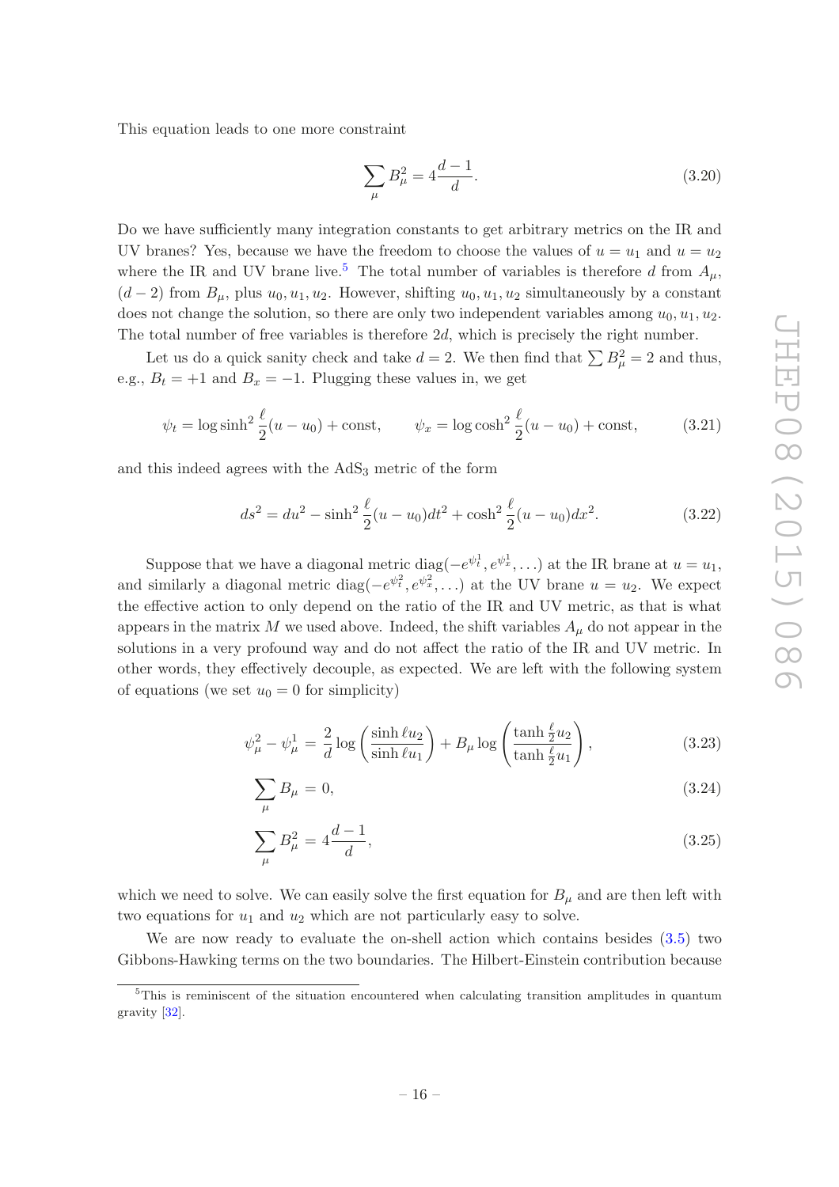This equation leads to one more constraint

$$\sum_{\mu} B_{\mu}^2 = 4\frac{d-1}{d}. \tag{3.20}$$

Do we have sufficiently many integration constants to get arbitrary metrics on the IR and UV branes? Yes, because we have the freedom to choose the values of $u = u_1$ and $u = u_2$ where the IR and UV brane live.[5] The total number of variables is therefore $d$ from $A_{\mu}$, $(d-2)$ from $B_{\mu}$, plus $u_0, u_1, u_2$. However, shifting $u_0, u_1, u_2$ simultaneously by a constant does not change the solution, so there are only two independent variables among $u_0, u_1, u_2$. The total number of free variables is therefore $2d$, which is precisely the right number.

Let us do a quick sanity check and take $d = 2$. We then find that $\sum B_{\mu}^2 = 2$ and thus, e.g., $B_t = +1$ and $B_x = -1$. Plugging these values in, we get

$$\psi_t = \log \sinh^2 \frac{\ell}{2}(u - u_0) + \text{const}, \qquad \psi_x = \log \cosh^2 \frac{\ell}{2}(u - u_0) + \text{const}, \tag{3.21}$$

and this indeed agrees with the $\text{AdS}_3$ metric of the form

$$ds^2 = du^2 - \sinh^2 \frac{\ell}{2}(u - u_0) dt^2 + \cosh^2 \frac{\ell}{2}(u - u_0) dx^2. \tag{3.22}$$

Suppose that we have a diagonal metric $\text{diag}(-e^{\psi_t^1}, e^{\psi_x^1}, \ldots)$ at the IR brane at $u = u_1$, and similarly a diagonal metric $\text{diag}(-e^{\psi_t^2}, e^{\psi_x^2}, \ldots)$ at the UV brane $u = u_2$. We expect the effective action to only depend on the ratio of the IR and UV metric, as that is what appears in the matrix $M$ we used above. Indeed, the shift variables $A_{\mu}$ do not appear in the solutions in a very profound way and do not affect the ratio of the IR and UV metric. In other words, they effectively decouple, as expected. We are left with the following system of equations (we set $u_0 = 0$ for simplicity)

$$\psi_{\mu}^2 - \psi_{\mu}^1 = \frac{2}{d} \log\left(\frac{\sinh \ell u_2}{\sinh \ell u_1}\right) + B_{\mu} \log\left(\frac{\tanh \frac{\ell}{2} u_2}{\tanh \frac{\ell}{2} u_1}\right), \tag{3.23}$$

$$\sum_{\mu} B_{\mu} = 0, \tag{3.24}$$

$$\sum_{\mu} B_{\mu}^2 = 4\frac{d-1}{d}, \tag{3.25}$$

which we need to solve. We can easily solve the first equation for $B_{\mu}$ and are then left with two equations for $u_1$ and $u_2$ which are not particularly easy to solve.

We are now ready to evaluate the on-shell action which contains besides (3.5) two Gibbons-Hawking terms on the two boundaries. The Hilbert-Einstein contribution because

[5] This is reminiscent of the situation encountered when calculating transition amplitudes in quantum gravity [32].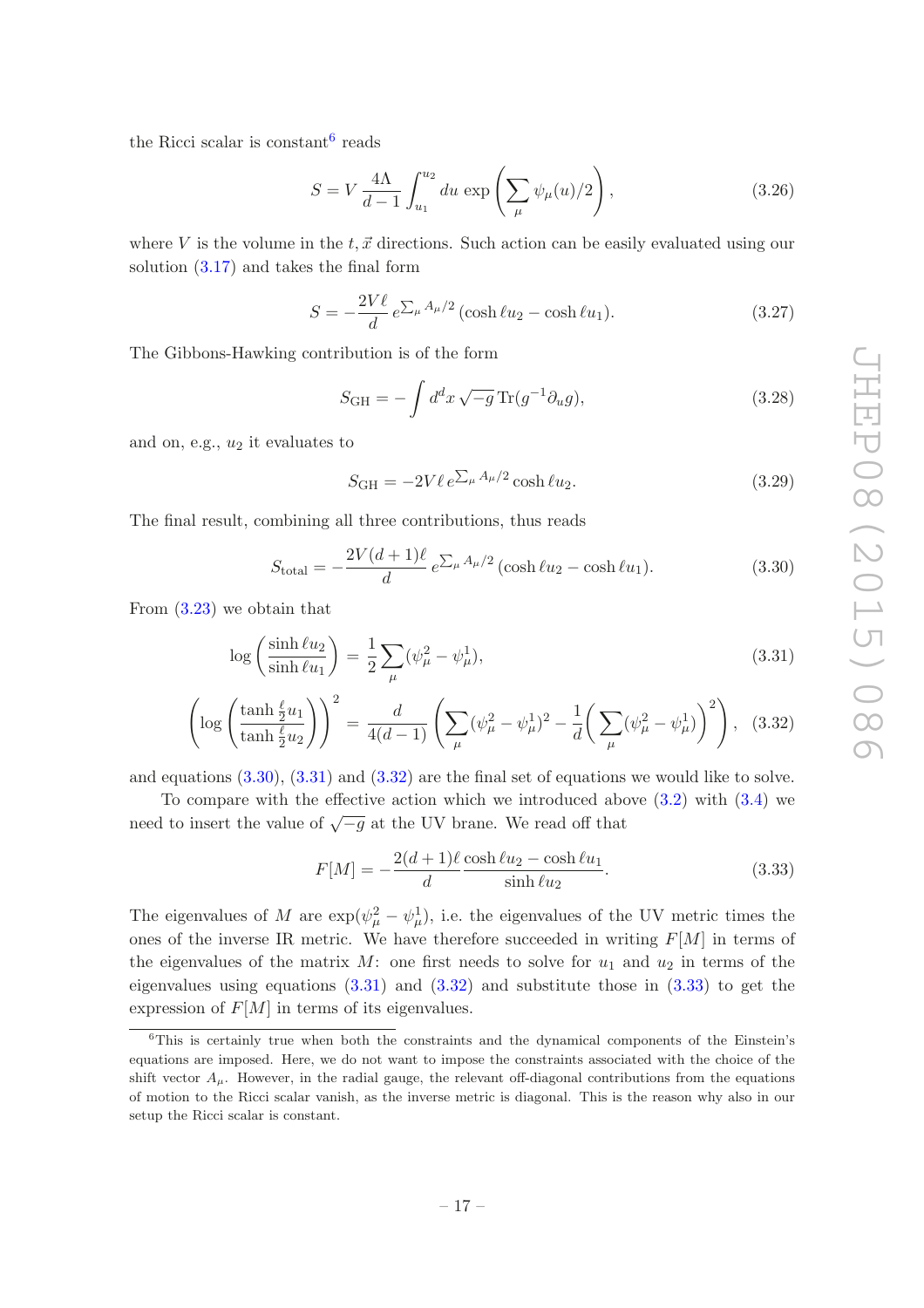the Ricci scalar is constant[6] reads

$$S = V\,\frac{4\Lambda}{d-1}\int_{u_1}^{u_2} du\, \exp\left(\sum_\mu \psi_\mu(u)/2\right), \tag{3.26}$$

where $V$ is the volume in the $t, \vec{x}$ directions. Such action can be easily evaluated using our solution (3.17) and takes the final form

$$S = -\frac{2V\ell}{d}\, e^{\sum_\mu A_\mu/2}\,(\cosh \ell u_2 - \cosh \ell u_1). \tag{3.27}$$

The Gibbons-Hawking contribution is of the form

$$S_{\rm GH} = -\int d^d x\, \sqrt{-g}\, {\rm Tr}(g^{-1}\partial_u g), \tag{3.28}$$

and on, e.g., $u_2$ it evaluates to

$$S_{\rm GH} = -2V\ell\, e^{\sum_\mu A_\mu/2} \cosh \ell u_2. \tag{3.29}$$

The final result, combining all three contributions, thus reads

$$S_{\rm total} = -\frac{2V(d+1)\ell}{d}\, e^{\sum_\mu A_\mu/2}\,(\cosh \ell u_2 - \cosh \ell u_1). \tag{3.30}$$

From (3.23) we obtain that

$$\log\left(\frac{\sinh \ell u_2}{\sinh \ell u_1}\right) = \frac{1}{2}\sum_\mu (\psi^2_\mu - \psi^1_\mu), \tag{3.31}$$

$$\left(\log\left(\frac{\tanh \frac{\ell}{2}u_1}{\tanh \frac{\ell}{2}u_2}\right)\right)^2 = \frac{d}{4(d-1)}\left(\sum_\mu (\psi^2_\mu - \psi^1_\mu)^2 - \frac{1}{d}\left(\sum_\mu (\psi^2_\mu - \psi^1_\mu)\right)^2\right), \tag{3.32}$$

and equations (3.30), (3.31) and (3.32) are the final set of equations we would like to solve.

To compare with the effective action which we introduced above (3.2) with (3.4) we need to insert the value of $\sqrt{-g}$ at the UV brane. We read off that

$$F[M] = -\frac{2(d+1)\ell}{d}\frac{\cosh \ell u_2 - \cosh \ell u_1}{\sinh \ell u_2}. \tag{3.33}$$

The eigenvalues of $M$ are $\exp(\psi^2_\mu - \psi^1_\mu)$, i.e. the eigenvalues of the UV metric times the ones of the inverse IR metric. We have therefore succeeded in writing $F[M]$ in terms of the eigenvalues of the matrix $M$: one first needs to solve for $u_1$ and $u_2$ in terms of the eigenvalues using equations (3.31) and (3.32) and substitute those in (3.33) to get the expression of $F[M]$ in terms of its eigenvalues.

[6] This is certainly true when both the constraints and the dynamical components of the Einstein's equations are imposed. Here, we do not want to impose the constraints associated with the choice of the shift vector $A_\mu$. However, in the radial gauge, the relevant off-diagonal contributions from the equations of motion to the Ricci scalar vanish, as the inverse metric is diagonal. This is the reason why also in our setup the Ricci scalar is constant.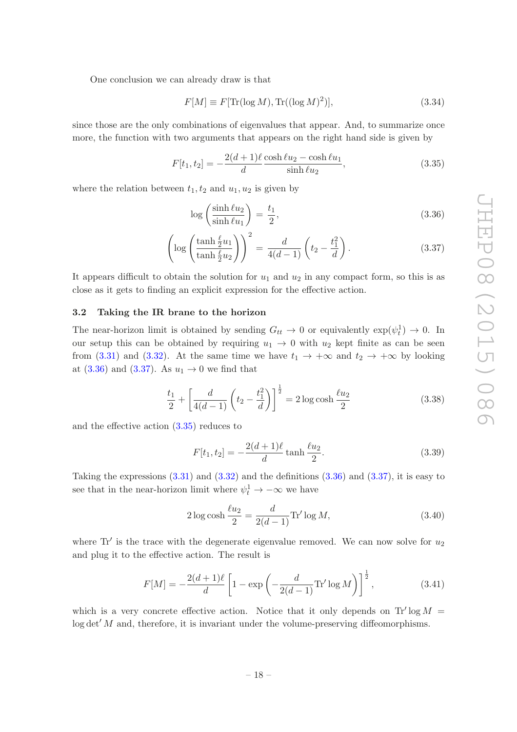One conclusion we can already draw is that

$$F[M] \equiv F[\mathrm{Tr}(\log M), \mathrm{Tr}((\log M)^2)], \tag{3.34}$$

since those are the only combinations of eigenvalues that appear. And, to summarize once more, the function with two arguments that appears on the right hand side is given by

$$F[t_1, t_2] = -\frac{2(d+1)\ell}{d} \frac{\cosh \ell u_2 - \cosh \ell u_1}{\sinh \ell u_2}, \tag{3.35}$$

where the relation between $t_1, t_2$ and $u_1, u_2$ is given by

$$\log\left(\frac{\sinh \ell u_2}{\sinh \ell u_1}\right) = \frac{t_1}{2}, \tag{3.36}$$

$$\left(\log\left(\frac{\tanh \frac{\ell}{2} u_1}{\tanh \frac{\ell}{2} u_2}\right)\right)^2 = \frac{d}{4(d-1)}\left(t_2 - \frac{t_1^2}{d}\right). \tag{3.37}$$

It appears difficult to obtain the solution for $u_1$ and $u_2$ in any compact form, so this is as close as it gets to finding an explicit expression for the effective action.

### 3.2 Taking the IR brane to the horizon

The near-horizon limit is obtained by sending $G_{tt} \to 0$ or equivalently $\exp(\psi_t^1) \to 0$. In our setup this can be obtained by requiring $u_1 \to 0$ with $u_2$ kept finite as can be seen from (3.31) and (3.32). At the same time we have $t_1 \to +\infty$ and $t_2 \to +\infty$ by looking at (3.36) and (3.37). As $u_1 \to 0$ we find that

$$\frac{t_1}{2} + \left[\frac{d}{4(d-1)}\left(t_2 - \frac{t_1^2}{d}\right)\right]^{\frac{1}{2}} = 2 \log \cosh \frac{\ell u_2}{2} \tag{3.38}$$

and the effective action (3.35) reduces to

$$F[t_1, t_2] = -\frac{2(d+1)\ell}{d} \tanh \frac{\ell u_2}{2}. \tag{3.39}$$

Taking the expressions (3.31) and (3.32) and the definitions (3.36) and (3.37), it is easy to see that in the near-horizon limit where $\psi_t^1 \to -\infty$ we have

$$2 \log \cosh \frac{\ell u_2}{2} = \frac{d}{2(d-1)} \mathrm{Tr}' \log M, \tag{3.40}$$

where $\mathrm{Tr}'$ is the trace with the degenerate eigenvalue removed. We can now solve for $u_2$ and plug it to the effective action. The result is

$$F[M] = -\frac{2(d+1)\ell}{d}\left[1 - \exp\left(-\frac{d}{2(d-1)} \mathrm{Tr}' \log M\right)\right]^{\frac{1}{2}}, \tag{3.41}$$

which is a very concrete effective action. Notice that it only depends on $\mathrm{Tr}' \log M = \log \det' M$ and, therefore, it is invariant under the volume-preserving diffeomorphisms.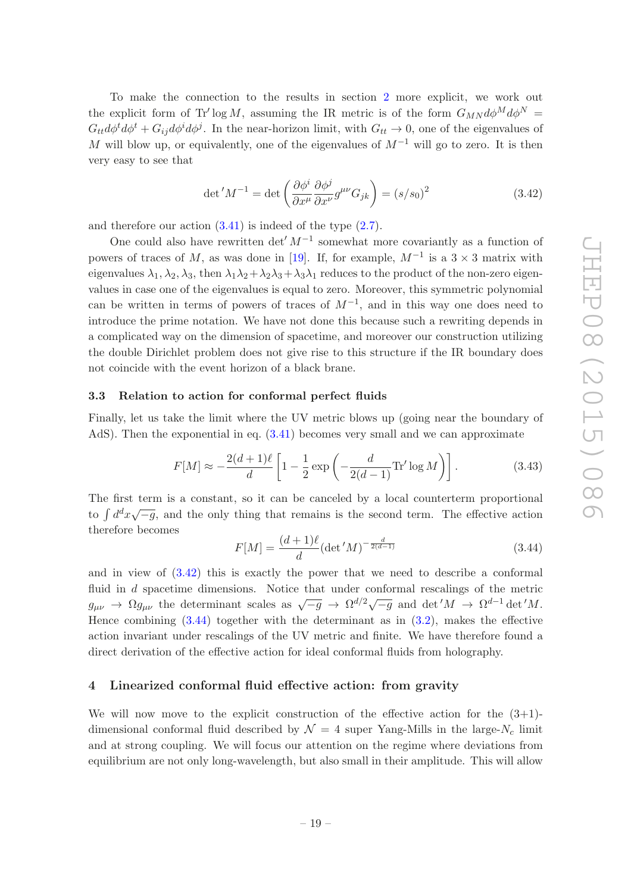To make the connection to the results in section 2 more explicit, we work out the explicit form of $\text{Tr}' \log M$, assuming the IR metric is of the form $G_{MN} d\phi^M d\phi^N = G_{tt} d\phi^t d\phi^t + G_{ij} d\phi^i d\phi^j$. In the near-horizon limit, with $G_{tt} \to 0$, one of the eigenvalues of $M$ will blow up, or equivalently, one of the eigenvalues of $M^{-1}$ will go to zero. It is then very easy to see that

$$\det{}' M^{-1} = \det \left( \frac{\partial \phi^i}{\partial x^\mu} \frac{\partial \phi^j}{\partial x^\nu} g^{\mu\nu} G_{jk} \right) = (s/s_0)^2 \tag{3.42}$$

and therefore our action (3.41) is indeed of the type (2.7).

One could also have rewritten $\det' M^{-1}$ somewhat more covariantly as a function of powers of traces of $M$, as was done in [19]. If, for example, $M^{-1}$ is a $3 \times 3$ matrix with eigenvalues $\lambda_1, \lambda_2, \lambda_3$, then $\lambda_1\lambda_2 + \lambda_2\lambda_3 + \lambda_3\lambda_1$ reduces to the product of the non-zero eigenvalues in case one of the eigenvalues is equal to zero. Moreover, this symmetric polynomial can be written in terms of powers of traces of $M^{-1}$, and in this way one does need to introduce the prime notation. We have not done this because such a rewriting depends in a complicated way on the dimension of spacetime, and moreover our construction utilizing the double Dirichlet problem does not give rise to this structure if the IR boundary does not coincide with the event horizon of a black brane.

### 3.3 Relation to action for conformal perfect fluids

Finally, let us take the limit where the UV metric blows up (going near the boundary of AdS). Then the exponential in eq. (3.41) becomes very small and we can approximate

$$F[M] \approx -\frac{2(d+1)\ell}{d} \left[ 1 - \frac{1}{2} \exp\left( -\frac{d}{2(d-1)} \text{Tr}' \log M \right) \right]. \tag{3.43}$$

The first term is a constant, so it can be canceled by a local counterterm proportional to $\int d^d x \sqrt{-g}$, and the only thing that remains is the second term. The effective action therefore becomes

$$F[M] = \frac{(d+1)\ell}{d} (\det{}' M)^{-\frac{d}{2(d-1)}} \tag{3.44}$$

and in view of (3.42) this is exactly the power that we need to describe a conformal fluid in $d$ spacetime dimensions. Notice that under conformal rescalings of the metric $g_{\mu\nu} \to \Omega g_{\mu\nu}$ the determinant scales as $\sqrt{-g} \to \Omega^{d/2} \sqrt{-g}$ and $\det' M \to \Omega^{d-1} \det' M$. Hence combining (3.44) together with the determinant as in (3.2), makes the effective action invariant under rescalings of the UV metric and finite. We have therefore found a direct derivation of the effective action for ideal conformal fluids from holography.

## 4 Linearized conformal fluid effective action: from gravity

We will now move to the explicit construction of the effective action for the (3+1)-dimensional conformal fluid described by $\mathcal{N} = 4$ super Yang-Mills in the large-$N_c$ limit and at strong coupling. We will focus our attention on the regime where deviations from equilibrium are not only long-wavelength, but also small in their amplitude. This will allow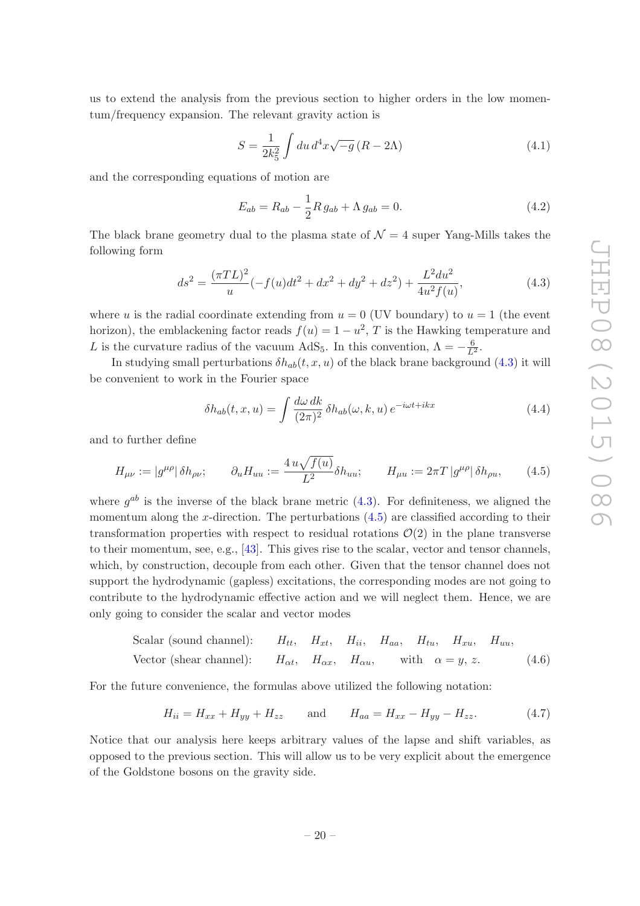us to extend the analysis from the previous section to higher orders in the low momentum/frequency expansion. The relevant gravity action is

$$S = \frac{1}{2k_5^2} \int du\, d^4x \sqrt{-g}\,(R - 2\Lambda) \tag{4.1}$$

and the corresponding equations of motion are

$$E_{ab} = R_{ab} - \frac{1}{2} R\, g_{ab} + \Lambda\, g_{ab} = 0. \tag{4.2}$$

The black brane geometry dual to the plasma state of $\mathcal{N} = 4$ super Yang-Mills takes the following form

$$ds^2 = \frac{(\pi T L)^2}{u}(-f(u)dt^2 + dx^2 + dy^2 + dz^2) + \frac{L^2 du^2}{4u^2 f(u)}, \tag{4.3}$$

where $u$ is the radial coordinate extending from $u = 0$ (UV boundary) to $u = 1$ (the event horizon), the emblackening factor reads $f(u) = 1 - u^2$, $T$ is the Hawking temperature and $L$ is the curvature radius of the vacuum $\mathrm{AdS}_5$. In this convention, $\Lambda = -\frac{6}{L^2}$.

In studying small perturbations $\delta h_{ab}(t, x, u)$ of the black brane background (4.3) it will be convenient to work in the Fourier space

$$\delta h_{ab}(t, x, u) = \int \frac{d\omega\, dk}{(2\pi)^2}\, \delta h_{ab}(\omega, k, u)\, e^{-i\omega t + ikx} \tag{4.4}$$

and to further define

$$H_{\mu\nu} := |g^{\mu\rho}|\, \delta h_{\rho\nu}; \qquad \partial_u H_{uu} := \frac{4\, u \sqrt{f(u)}}{L^2} \delta h_{uu}; \qquad H_{\mu u} := 2\pi T\, |g^{\mu\rho}|\, \delta h_{\rho u}, \tag{4.5}$$

where $g^{ab}$ is the inverse of the black brane metric (4.3). For definiteness, we aligned the momentum along the $x$-direction. The perturbations (4.5) are classified according to their transformation properties with respect to residual rotations $\mathcal{O}(2)$ in the plane transverse to their momentum, see, e.g., [43]. This gives rise to the scalar, vector and tensor channels, which, by construction, decouple from each other. Given that the tensor channel does not support the hydrodynamic (gapless) excitations, the corresponding modes are not going to contribute to the hydrodynamic effective action and we will neglect them. Hence, we are only going to consider the scalar and vector modes

$$\begin{aligned}
&\text{Scalar (sound channel):} \qquad H_{tt}, \quad H_{xt}, \quad H_{ii}, \quad H_{aa}, \quad H_{tu}, \quad H_{xu}, \quad H_{uu}, \\
&\text{Vector (shear channel):} \qquad H_{\alpha t}, \quad H_{\alpha x}, \quad H_{\alpha u}, \qquad \text{with} \quad \alpha = y, z.
\end{aligned} \tag{4.6}$$

For the future convenience, the formulas above utilized the following notation:

$$H_{ii} = H_{xx} + H_{yy} + H_{zz} \qquad \text{and} \qquad H_{aa} = H_{xx} - H_{yy} - H_{zz}. \tag{4.7}$$

Notice that our analysis here keeps arbitrary values of the lapse and shift variables, as opposed to the previous section. This will allow us to be very explicit about the emergence of the Goldstone bosons on the gravity side.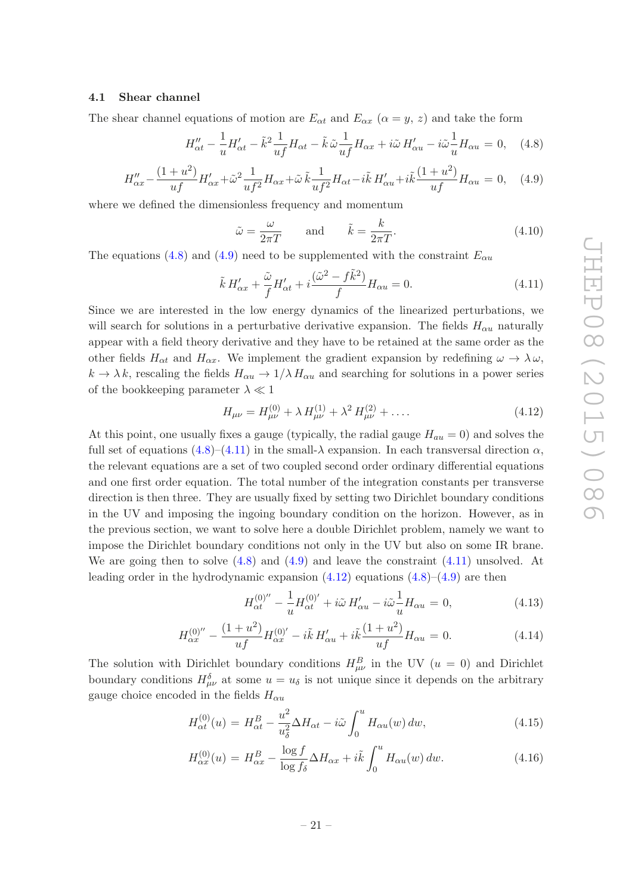### 4.1 Shear channel

The shear channel equations of motion are $E_{\alpha t}$ and $E_{\alpha x}$ ($\alpha = y,\, z$) and take the form

$$H''_{\alpha t} - \frac{1}{u}H'_{\alpha t} - \tilde{k}^2\frac{1}{uf}H_{\alpha t} - \tilde{k}\,\tilde{\omega}\frac{1}{uf}H_{\alpha x} + i\tilde{\omega}\,H'_{\alpha u} - i\tilde{\omega}\frac{1}{u}H_{\alpha u} = 0, \tag{4.8}$$

$$H''_{\alpha x} - \frac{(1+u^2)}{uf}H'_{\alpha x} + \tilde{\omega}^2\frac{1}{uf^2}H_{\alpha x} + \tilde{\omega}\,\tilde{k}\frac{1}{uf^2}H_{\alpha t} - i\tilde{k}\,H'_{\alpha u} + i\tilde{k}\frac{(1+u^2)}{uf}H_{\alpha u} = 0, \tag{4.9}$$

where we defined the dimensionless frequency and momentum

$$\tilde{\omega} = \frac{\omega}{2\pi T} \qquad \text{and} \qquad \tilde{k} = \frac{k}{2\pi T}. \tag{4.10}$$

The equations (4.8) and (4.9) need to be supplemented with the constraint $E_{\alpha u}$

$$\tilde{k}\,H'_{\alpha x} + \frac{\tilde{\omega}}{f}H'_{\alpha t} + i\frac{(\tilde{\omega}^2 - f\tilde{k}^2)}{f}H_{\alpha u} = 0. \tag{4.11}$$

Since we are interested in the low energy dynamics of the linearized perturbations, we will search for solutions in a perturbative derivative expansion. The fields $H_{\alpha u}$ naturally appear with a field theory derivative and they have to be retained at the same order as the other fields $H_{\alpha t}$ and $H_{\alpha x}$. We implement the gradient expansion by redefining $\omega \to \lambda\,\omega$, $k \to \lambda\,k$, rescaling the fields $H_{\alpha u} \to 1/\lambda\,H_{\alpha u}$ and searching for solutions in a power series of the bookkeeping parameter $\lambda \ll 1$

$$H_{\mu\nu} = H^{(0)}_{\mu\nu} + \lambda\,H^{(1)}_{\mu\nu} + \lambda^2\,H^{(2)}_{\mu\nu} + \ldots. \tag{4.12}$$

At this point, one usually fixes a gauge (typically, the radial gauge $H_{au} = 0$) and solves the full set of equations (4.8)–(4.11) in the small-$\lambda$ expansion. In each transversal direction $\alpha$, the relevant equations are a set of two coupled second order ordinary differential equations and one first order equation. The total number of the integration constants per transverse direction is then three. They are usually fixed by setting two Dirichlet boundary conditions in the UV and imposing the ingoing boundary condition on the horizon. However, as in the previous section, we want to solve here a double Dirichlet problem, namely we want to impose the Dirichlet boundary conditions not only in the UV but also on some IR brane. We are going then to solve (4.8) and (4.9) and leave the constraint (4.11) unsolved. At leading order in the hydrodynamic expansion (4.12) equations (4.8)–(4.9) are then

$$H^{(0)''}_{\alpha t} - \frac{1}{u}H^{(0)'}_{\alpha t} + i\tilde{\omega}\,H'_{\alpha u} - i\tilde{\omega}\frac{1}{u}H_{\alpha u} = 0, \tag{4.13}$$

$$H^{(0)''}_{\alpha x} - \frac{(1+u^2)}{uf}H^{(0)'}_{\alpha x} - i\tilde{k}\,H'_{\alpha u} + i\tilde{k}\frac{(1+u^2)}{uf}H_{\alpha u} = 0. \tag{4.14}$$

The solution with Dirichlet boundary conditions $H^B_{\mu\nu}$ in the UV ($u = 0$) and Dirichlet boundary conditions $H^\delta_{\mu\nu}$ at some $u = u_\delta$ is not unique since it depends on the arbitrary gauge choice encoded in the fields $H_{\alpha u}$

$$H^{(0)}_{\alpha t}(u) = H^B_{\alpha t} - \frac{u^2}{u_\delta^2}\Delta H_{\alpha t} - i\tilde{\omega}\int_0^u H_{\alpha u}(w)\,dw, \tag{4.15}$$

$$H^{(0)}_{\alpha x}(u) = H^B_{\alpha x} - \frac{\log f}{\log f_\delta}\Delta H_{\alpha x} + i\tilde{k}\int_0^u H_{\alpha u}(w)\,dw. \tag{4.16}$$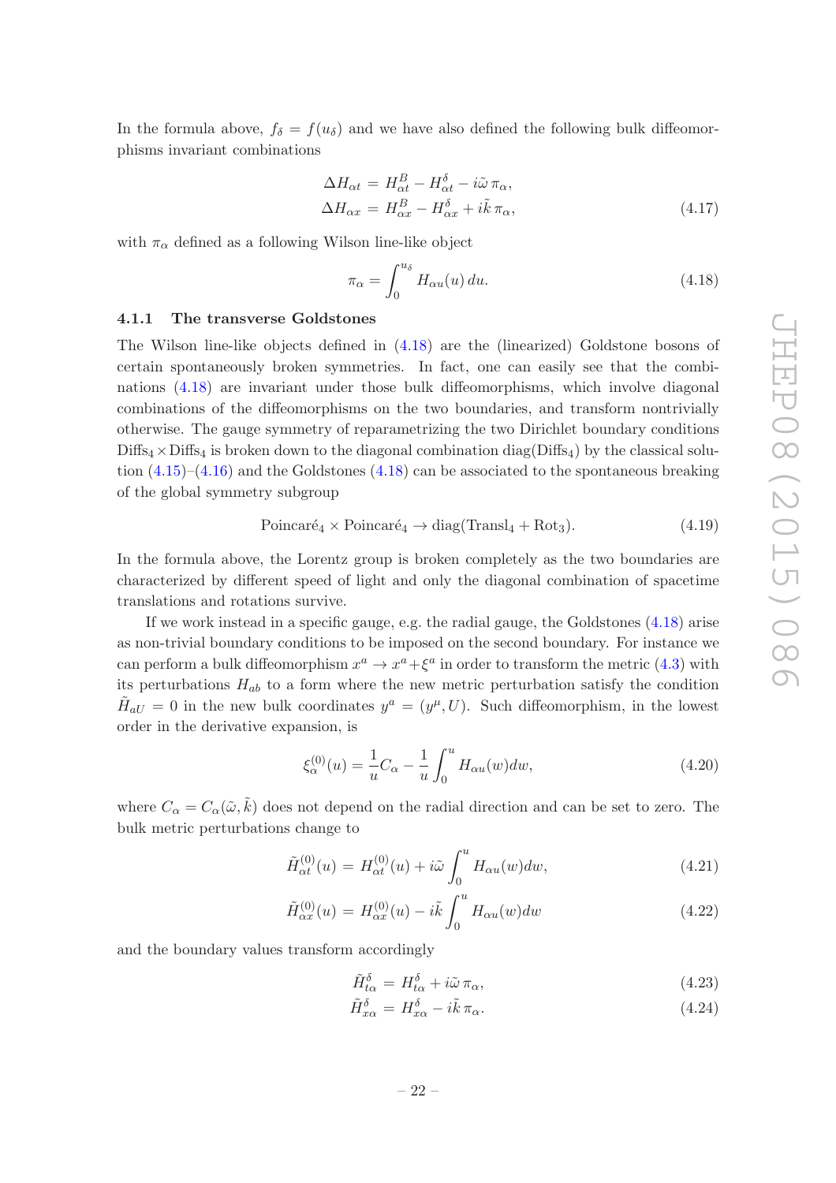In the formula above, $f_\delta = f(u_\delta)$ and we have also defined the following bulk diffeomorphisms invariant combinations

$$
\begin{aligned}
\Delta H_{\alpha t} &= H^B_{\alpha t} - H^\delta_{\alpha t} - i\tilde{\omega}\,\pi_\alpha, \\
\Delta H_{\alpha x} &= H^B_{\alpha x} - H^\delta_{\alpha x} + i\tilde{k}\,\pi_\alpha,
\end{aligned}
\tag{4.17}
$$

with $\pi_\alpha$ defined as a following Wilson line-like object

$$
\pi_\alpha = \int_0^{u_\delta} H_{\alpha u}(u)\, du. \tag{4.18}
$$

#### 4.1.1 The transverse Goldstones

The Wilson line-like objects defined in (4.18) are the (linearized) Goldstone bosons of certain spontaneously broken symmetries. In fact, one can easily see that the combinations (4.18) are invariant under those bulk diffeomorphisms, which involve diagonal combinations of the diffeomorphisms on the two boundaries, and transform nontrivially otherwise. The gauge symmetry of reparametrizing the two Dirichlet boundary conditions $\mathrm{Diffs}_4 \times \mathrm{Diffs}_4$ is broken down to the diagonal combination $\mathrm{diag}(\mathrm{Diffs}_4)$ by the classical solution (4.15)–(4.16) and the Goldstones (4.18) can be associated to the spontaneous breaking of the global symmetry subgroup

$$
\mathrm{Poincar\acute{e}}_4 \times \mathrm{Poincar\acute{e}}_4 \to \mathrm{diag}(\mathrm{Transl}_4 + \mathrm{Rot}_3). \tag{4.19}
$$

In the formula above, the Lorentz group is broken completely as the two boundaries are characterized by different speed of light and only the diagonal combination of spacetime translations and rotations survive.

If we work instead in a specific gauge, e.g. the radial gauge, the Goldstones (4.18) arise as non-trivial boundary conditions to be imposed on the second boundary. For instance we can perform a bulk diffeomorphism $x^a \to x^a + \xi^a$ in order to transform the metric (4.3) with its perturbations $H_{ab}$ to a form where the new metric perturbation satisfy the condition $\tilde{H}_{aU} = 0$ in the new bulk coordinates $y^a = (y^\mu, U)$. Such diffeomorphism, in the lowest order in the derivative expansion, is

$$
\xi^{(0)}_\alpha(u) = \frac{1}{u} C_\alpha - \frac{1}{u}\int_0^u H_{\alpha u}(w) dw, \tag{4.20}
$$

where $C_\alpha = C_\alpha(\tilde{\omega}, \tilde{k})$ does not depend on the radial direction and can be set to zero. The bulk metric perturbations change to

$$
\tilde{H}^{(0)}_{\alpha t}(u) = H^{(0)}_{\alpha t}(u) + i\tilde{\omega}\int_0^u H_{\alpha u}(w) dw, \tag{4.21}
$$

$$
\tilde{H}^{(0)}_{\alpha x}(u) = H^{(0)}_{\alpha x}(u) - i\tilde{k}\int_0^u H_{\alpha u}(w) dw \tag{4.22}
$$

and the boundary values transform accordingly

$$
\tilde{H}^\delta_{t\alpha} = H^\delta_{t\alpha} + i\tilde{\omega}\,\pi_\alpha, \tag{4.23}
$$

$$
\tilde{H}^\delta_{x\alpha} = H^\delta_{x\alpha} - i\tilde{k}\,\pi_\alpha. \tag{4.24}
$$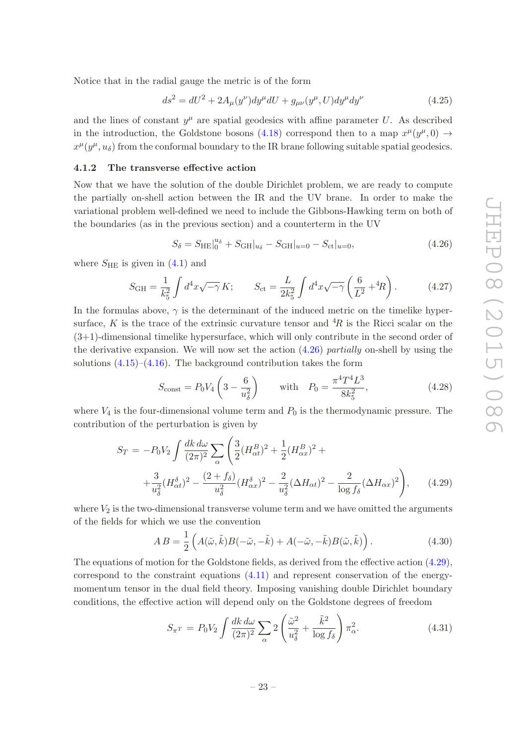Notice that in the radial gauge the metric is of the form

$$ds^2 = dU^2 + 2A_\mu(y^\nu)dy^\mu dU + g_{\mu\nu}(y^\mu, U)dy^\mu dy^\nu \tag{4.25}$$

and the lines of constant $y^\mu$ are spatial geodesics with affine parameter $U$. As described in the introduction, the Goldstone bosons (4.18) correspond then to a map $x^\mu(y^\mu, 0) \to x^\mu(y^\mu, u_\delta)$ from the conformal boundary to the IR brane following suitable spatial geodesics.

### 4.1.2 The transverse effective action

Now that we have the solution of the double Dirichlet problem, we are ready to compute the partially on-shell action between the IR and the UV brane. In order to make the variational problem well-defined we need to include the Gibbons-Hawking term on both of the boundaries (as in the previous section) and a counterterm in the UV

$$S_\delta = S_{\rm HE}|_0^{u_\delta} + S_{\rm GH}|_{u_\delta} - S_{\rm GH}|_{u=0} - S_{\rm ct}|_{u=0}, \tag{4.26}$$

where $S_{\rm HE}$ is given in (4.1) and

$$S_{\rm GH} = \frac{1}{k_5^2}\int d^4x\sqrt{-\gamma}\,K; \qquad S_{\rm ct} = \frac{L}{2k_5^2}\int d^4x\sqrt{-\gamma}\left(\frac{6}{L^2} + {}^4R\right). \tag{4.27}$$

In the formulas above, $\gamma$ is the determinant of the induced metric on the timelike hypersurface, $K$ is the trace of the extrinsic curvature tensor and ${}^4R$ is the Ricci scalar on the (3+1)-dimensional timelike hypersurface, which will only contribute in the second order of the derivative expansion. We will now set the action (4.26) *partially* on-shell by using the solutions (4.15)–(4.16). The background contribution takes the form

$$S_{\rm const} = P_0 V_4\left(3 - \frac{6}{u_\delta^2}\right) \qquad \text{with} \quad P_0 = \frac{\pi^4 T^4 L^3}{8k_5^2}, \tag{4.28}$$

where $V_4$ is the four-dimensional volume term and $P_0$ is the thermodynamic pressure. The contribution of the perturbation is given by

$$\begin{aligned} S_T = -P_0 V_2 \int \frac{dk\,d\omega}{(2\pi)^2}\sum_\alpha \Bigg(&\frac{3}{2}(H^B_{\alpha t})^2 + \frac{1}{2}(H^B_{\alpha x})^2 + \\ &+\frac{3}{u_\delta^2}(H^\delta_{\alpha t})^2 - \frac{(2+f_\delta)}{u_\delta^2}(H^\delta_{\alpha x})^2 - \frac{2}{u_\delta^2}(\Delta H_{\alpha t})^2 - \frac{2}{\log f_\delta}(\Delta H_{\alpha x})^2\Bigg), \end{aligned} \tag{4.29}$$

where $V_2$ is the two-dimensional transverse volume term and we have omitted the arguments of the fields for which we use the convention

$$A\,B = \frac{1}{2}\left(A(\tilde\omega, \tilde k)B(-\tilde\omega, -\tilde k) + A(-\tilde\omega, -\tilde k)B(\tilde\omega, \tilde k)\right). \tag{4.30}$$

The equations of motion for the Goldstone fields, as derived from the effective action (4.29), correspond to the constraint equations (4.11) and represent conservation of the energy-momentum tensor in the dual field theory. Imposing vanishing double Dirichlet boundary conditions, the effective action will depend only on the Goldstone degrees of freedom

$$S_{\pi^T} = P_0 V_2 \int \frac{dk\,d\omega}{(2\pi)^2}\sum_\alpha 2\left(\frac{\tilde\omega^2}{u_\delta^2} + \frac{\tilde k^2}{\log f_\delta}\right)\pi_\alpha^2. \tag{4.31}$$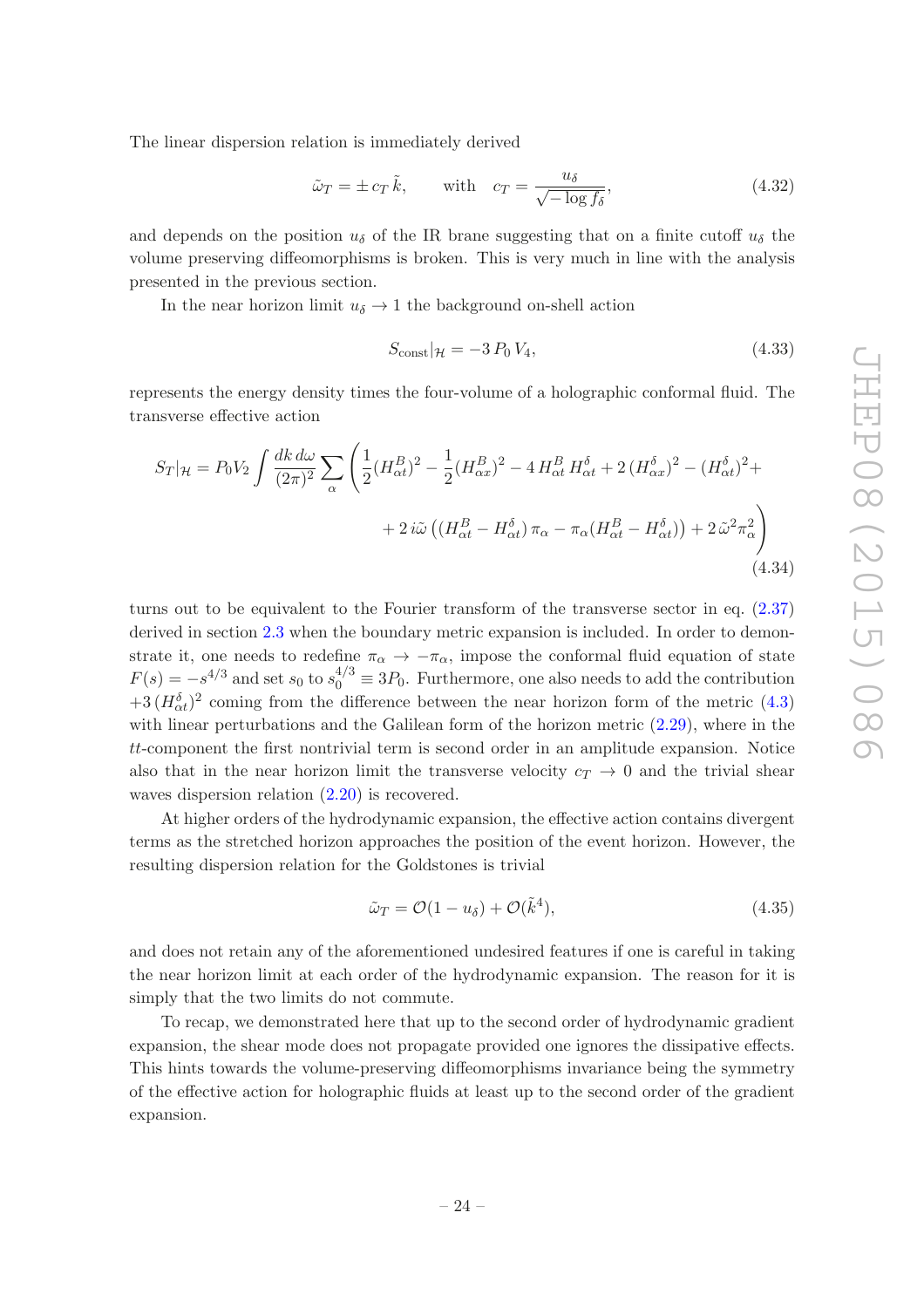The linear dispersion relation is immediately derived

$$\tilde{\omega}_T = \pm\, c_T\, \tilde{k}, \qquad \text{with} \quad c_T = \frac{u_\delta}{\sqrt{-\log f_\delta}}, \tag{4.32}$$

and depends on the position $u_\delta$ of the IR brane suggesting that on a finite cutoff $u_\delta$ the volume preserving diffeomorphisms is broken. This is very much in line with the analysis presented in the previous section.

In the near horizon limit $u_\delta \to 1$ the background on-shell action

$$S_{\text{const}}|_{\mathcal{H}} = -3\, P_0\, V_4, \tag{4.33}$$

represents the energy density times the four-volume of a holographic conformal fluid. The transverse effective action

$$\begin{aligned} S_T|_{\mathcal{H}} = P_0 V_2 \int \frac{dk\, d\omega}{(2\pi)^2} \sum_\alpha \Bigg( & \frac{1}{2}(H^B_{\alpha t})^2 - \frac{1}{2}(H^B_{\alpha x})^2 - 4\, H^B_{\alpha t}\, H^\delta_{\alpha t} + 2\,(H^\delta_{\alpha x})^2 - (H^\delta_{\alpha t})^2 + \\ & + 2\, i\tilde{\omega}\left((H^B_{\alpha t} - H^\delta_{\alpha t})\,\pi_\alpha - \pi_\alpha (H^B_{\alpha t} - H^\delta_{\alpha t})\right) + 2\,\tilde{\omega}^2 \pi_\alpha^2 \Bigg) \end{aligned} \tag{4.34}$$

turns out to be equivalent to the Fourier transform of the transverse sector in eq. (2.37) derived in section 2.3 when the boundary metric expansion is included. In order to demonstrate it, one needs to redefine $\pi_\alpha \to -\pi_\alpha$, impose the conformal fluid equation of state $F(s) = -s^{4/3}$ and set $s_0$ to $s_0^{4/3} \equiv 3P_0$. Furthermore, one also needs to add the contribution $+3\,(H^\delta_{\alpha t})^2$ coming from the difference between the near horizon form of the metric (4.3) with linear perturbations and the Galilean form of the horizon metric (2.29), where in the $tt$-component the first nontrivial term is second order in an amplitude expansion. Notice also that in the near horizon limit the transverse velocity $c_T \to 0$ and the trivial shear waves dispersion relation (2.20) is recovered.

At higher orders of the hydrodynamic expansion, the effective action contains divergent terms as the stretched horizon approaches the position of the event horizon. However, the resulting dispersion relation for the Goldstones is trivial

$$\tilde{\omega}_T = \mathcal{O}(1 - u_\delta) + \mathcal{O}(\tilde{k}^4), \tag{4.35}$$

and does not retain any of the aforementioned undesired features if one is careful in taking the near horizon limit at each order of the hydrodynamic expansion. The reason for it is simply that the two limits do not commute.

To recap, we demonstrated here that up to the second order of hydrodynamic gradient expansion, the shear mode does not propagate provided one ignores the dissipative effects. This hints towards the volume-preserving diffeomorphisms invariance being the symmetry of the effective action for holographic fluids at least up to the second order of the gradient expansion.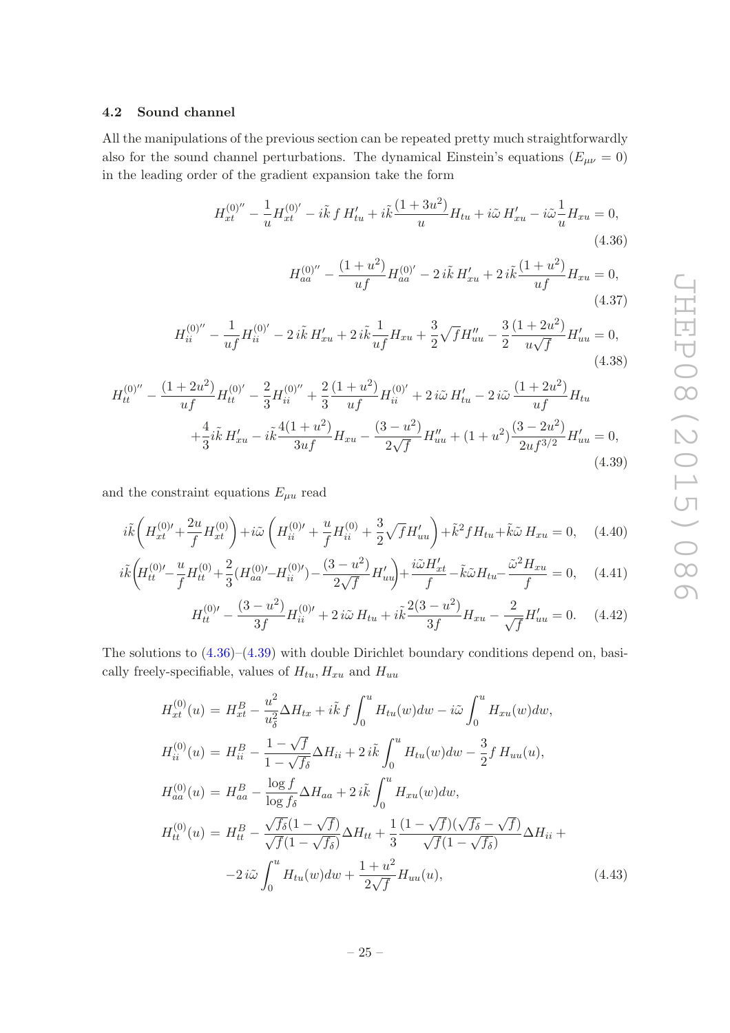### 4.2 Sound channel

All the manipulations of the previous section can be repeated pretty much straightforwardly also for the sound channel perturbations. The dynamical Einstein's equations ($E_{\mu\nu} = 0$) in the leading order of the gradient expansion take the form

$$H_{xt}^{(0)''} - \frac{1}{u} H_{xt}^{(0)'} - i\tilde{k}\, f\, H'_{tu} + i\tilde{k}\frac{(1+3u^2)}{u} H_{tu} + i\tilde{\omega}\, H'_{xu} - i\tilde{\omega}\frac{1}{u} H_{xu} = 0, \tag{4.36}$$

$$H_{aa}^{(0)''} - \frac{(1+u^2)}{uf} H_{aa}^{(0)'} - 2\, i\tilde{k}\, H'_{xu} + 2\, i\tilde{k}\frac{(1+u^2)}{uf} H_{xu} = 0, \tag{4.37}$$

$$H_{ii}^{(0)''} - \frac{1}{uf} H_{ii}^{(0)'} - 2\, i\tilde{k}\, H'_{xu} + 2\, i\tilde{k}\frac{1}{uf} H_{xu} + \frac{3}{2}\sqrt{f} H''_{uu} - \frac{3}{2}\frac{(1+2u^2)}{u\sqrt{f}} H'_{uu} = 0, \tag{4.38}$$

$$\begin{aligned} H_{tt}^{(0)''} - \frac{(1+2u^2)}{uf} H_{tt}^{(0)'} - \frac{2}{3} H_{ii}^{(0)''} + \frac{2}{3}\frac{(1+u^2)}{uf} H_{ii}^{(0)'} + 2\, i\tilde{\omega}\, H'_{tu} - 2\, i\tilde{\omega}\,\frac{(1+2u^2)}{uf} H_{tu} & \\ + \frac{4}{3} i\tilde{k}\, H'_{xu} - i\tilde{k}\frac{4(1+u^2)}{3uf} H_{xu} - \frac{(3-u^2)}{2\sqrt{f}} H''_{uu} + (1+u^2)\frac{(3-2u^2)}{2uf^{3/2}} H'_{uu} = 0, & \end{aligned} \tag{4.39}$$

and the constraint equations $E_{\mu u}$ read

$$i\tilde{k}\left(H_{xt}^{(0)\prime} + \frac{2u}{f} H_{xt}^{(0)}\right) + i\tilde{\omega}\left(H_{ii}^{(0)\prime} + \frac{u}{f} H_{ii}^{(0)} + \frac{3}{2}\sqrt{f} H'_{uu}\right) + \tilde{k}^2 f H_{tu} + \tilde{k}\tilde{\omega}\, H_{xu} = 0, \tag{4.40}$$

$$i\tilde{k}\left(H_{tt}^{(0)\prime} - \frac{u}{f} H_{tt}^{(0)} + \frac{2}{3}(H_{aa}^{(0)\prime} - H_{ii}^{(0)\prime}) - \frac{(3-u^2)}{2\sqrt{f}} H'_{uu}\right) + \frac{i\tilde{\omega} H'_{xt}}{f} - \tilde{k}\tilde{\omega} H_{tu} - \frac{\tilde{\omega}^2 H_{xu}}{f} = 0, \tag{4.41}$$

$$H_{tt}^{(0)\prime} - \frac{(3-u^2)}{3f} H_{ii}^{(0)\prime} + 2\, i\tilde{\omega}\, H_{tu} + i\tilde{k}\frac{2(3-u^2)}{3f} H_{xu} - \frac{2}{\sqrt{f}} H'_{uu} = 0. \tag{4.42}$$

The solutions to (4.36)–(4.39) with double Dirichlet boundary conditions depend on, basically freely-specifiable, values of $H_{tu}$, $H_{xu}$ and $H_{uu}$

$$\begin{aligned} H_{xt}^{(0)}(u) &= H_{xt}^B - \frac{u^2}{u_\delta^2}\Delta H_{tx} + i\tilde{k}\, f \int_0^u H_{tu}(w)dw - i\tilde{\omega}\int_0^u H_{xu}(w)dw, \\ H_{ii}^{(0)}(u) &= H_{ii}^B - \frac{1-\sqrt{f}}{1-\sqrt{f_\delta}}\Delta H_{ii} + 2\, i\tilde{k}\int_0^u H_{tu}(w)dw - \frac{3}{2} f\, H_{uu}(u), \\ H_{aa}^{(0)}(u) &= H_{aa}^B - \frac{\log f}{\log f_\delta}\Delta H_{aa} + 2\, i\tilde{k}\int_0^u H_{xu}(w)dw, \\ H_{tt}^{(0)}(u) &= H_{tt}^B - \frac{\sqrt{f_\delta}(1-\sqrt{f})}{\sqrt{f}(1-\sqrt{f_\delta})}\Delta H_{tt} + \frac{1}{3}\frac{(1-\sqrt{f})(\sqrt{f_\delta}-\sqrt{f})}{\sqrt{f}(1-\sqrt{f_\delta})}\Delta H_{ii} + \\ &\quad -2\, i\tilde{\omega}\int_0^u H_{tu}(w)dw + \frac{1+u^2}{2\sqrt{f}} H_{uu}(u), \end{aligned} \tag{4.43}$$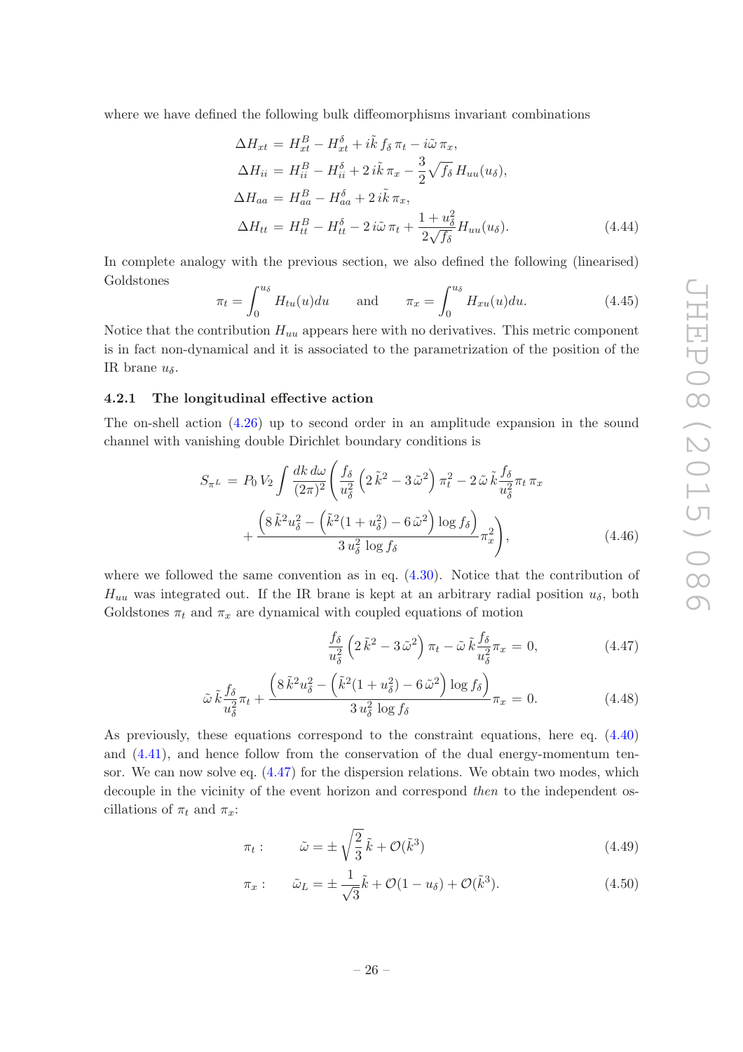where we have defined the following bulk diffeomorphisms invariant combinations

$$
\begin{aligned}
\Delta H_{xt} &= H^B_{xt} - H^\delta_{xt} + i\tilde{k}\, f_\delta\, \pi_t - i\tilde{\omega}\, \pi_x, \\
\Delta H_{ii} &= H^B_{ii} - H^\delta_{ii} + 2\, i\tilde{k}\, \pi_x - \frac{3}{2}\sqrt{f_\delta}\, H_{uu}(u_\delta), \\
\Delta H_{aa} &= H^B_{aa} - H^\delta_{aa} + 2\, i\tilde{k}\, \pi_x, \\
\Delta H_{tt} &= H^B_{tt} - H^\delta_{tt} - 2\, i\tilde{\omega}\, \pi_t + \frac{1+u_\delta^2}{2\sqrt{f_\delta}} H_{uu}(u_\delta).
\end{aligned}
\tag{4.44}
$$

In complete analogy with the previous section, we also defined the following (linearised) Goldstones

$$
\pi_t = \int_0^{u_\delta} H_{tu}(u) du \qquad \text{and} \qquad \pi_x = \int_0^{u_\delta} H_{xu}(u) du. \tag{4.45}
$$

Notice that the contribution $H_{uu}$ appears here with no derivatives. This metric component is in fact non-dynamical and it is associated to the parametrization of the position of the IR brane $u_\delta$.

### 4.2.1 The longitudinal effective action

The on-shell action (4.26) up to second order in an amplitude expansion in the sound channel with vanishing double Dirichlet boundary conditions is

$$
\begin{aligned}
S_{\pi^L} = P_0\, V_2 \int \frac{dk\, d\omega}{(2\pi)^2} \Bigg( & \frac{f_\delta}{u_\delta^2}\left(2\,\tilde{k}^2 - 3\,\tilde{\omega}^2\right) \pi_t^2 - 2\,\tilde{\omega}\,\tilde{k}\frac{f_\delta}{u_\delta^2}\pi_t\,\pi_x \\
& + \frac{\left(8\,\tilde{k}^2 u_\delta^2 - \left(\tilde{k}^2(1+u_\delta^2) - 6\,\tilde{\omega}^2\right)\log f_\delta\right)}{3\, u_\delta^2\, \log f_\delta}\pi_x^2 \Bigg),
\end{aligned}
\tag{4.46}
$$

where we followed the same convention as in eq. (4.30). Notice that the contribution of $H_{uu}$ was integrated out. If the IR brane is kept at an arbitrary radial position $u_\delta$, both Goldstones $\pi_t$ and $\pi_x$ are dynamical with coupled equations of motion

$$
\frac{f_\delta}{u_\delta^2}\left(2\,\tilde{k}^2 - 3\,\tilde{\omega}^2\right)\pi_t - \tilde{\omega}\,\tilde{k}\frac{f_\delta}{u_\delta^2}\pi_x = 0, \tag{4.47}
$$

$$
\tilde{\omega}\,\tilde{k}\frac{f_\delta}{u_\delta^2}\pi_t + \frac{\left(8\,\tilde{k}^2 u_\delta^2 - \left(\tilde{k}^2(1+u_\delta^2) - 6\,\tilde{\omega}^2\right)\log f_\delta\right)}{3\, u_\delta^2\, \log f_\delta}\pi_x = 0. \tag{4.48}
$$

As previously, these equations correspond to the constraint equations, here eq. (4.40) and (4.41), and hence follow from the conservation of the dual energy-momentum tensor. We can now solve eq. (4.47) for the dispersion relations. We obtain two modes, which decouple in the vicinity of the event horizon and correspond *then* to the independent oscillations of $\pi_t$ and $\pi_x$:

$$
\pi_t: \qquad \tilde{\omega} = \pm\sqrt{\frac{2}{3}}\,\tilde{k} + \mathcal{O}(\tilde{k}^3) \tag{4.49}
$$

$$
\pi_x: \qquad \tilde{\omega}_L = \pm\frac{1}{\sqrt{3}}\tilde{k} + \mathcal{O}(1-u_\delta) + \mathcal{O}(\tilde{k}^3). \tag{4.50}
$$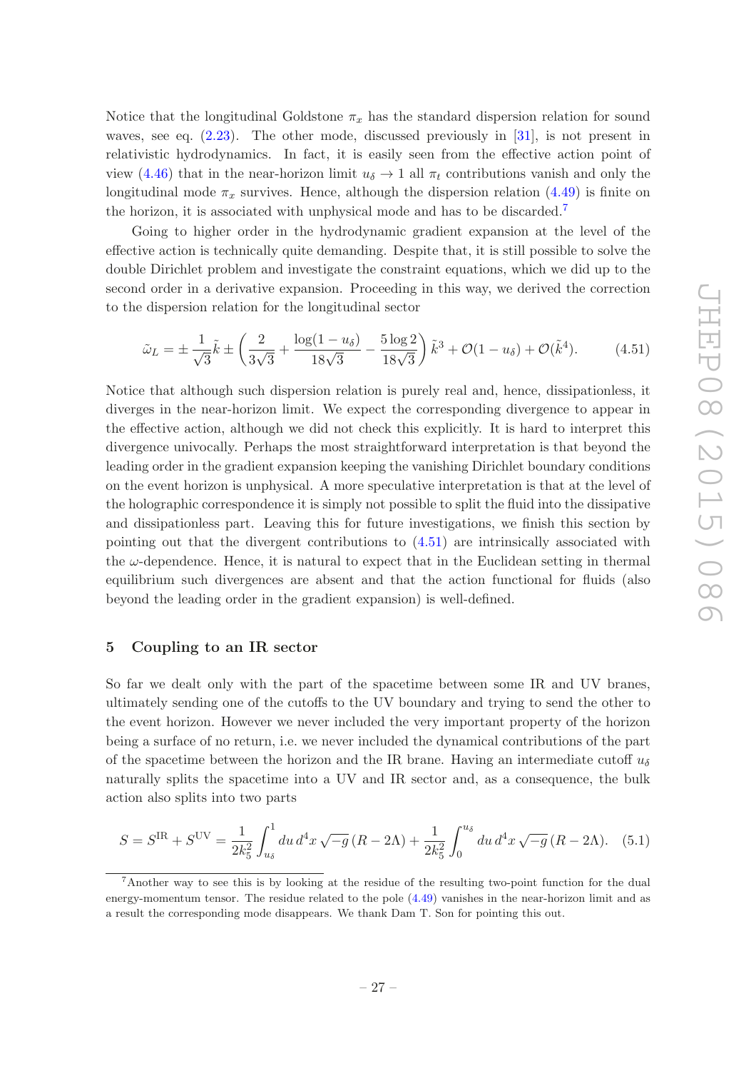Notice that the longitudinal Goldstone $\pi_x$ has the standard dispersion relation for sound waves, see eq. (2.23). The other mode, discussed previously in [31], is not present in relativistic hydrodynamics. In fact, it is easily seen from the effective action point of view (4.46) that in the near-horizon limit $u_\delta \to 1$ all $\pi_t$ contributions vanish and only the longitudinal mode $\pi_x$ survives. Hence, although the dispersion relation (4.49) is finite on the horizon, it is associated with unphysical mode and has to be discarded.[7]

Going to higher order in the hydrodynamic gradient expansion at the level of the effective action is technically quite demanding. Despite that, it is still possible to solve the double Dirichlet problem and investigate the constraint equations, which we did up to the second order in a derivative expansion. Proceeding in this way, we derived the correction to the dispersion relation for the longitudinal sector

$$\tilde{\omega}_L = \pm \frac{1}{\sqrt{3}}\tilde{k} \pm \left(\frac{2}{3\sqrt{3}} + \frac{\log(1-u_\delta)}{18\sqrt{3}} - \frac{5\log 2}{18\sqrt{3}}\right)\tilde{k}^3 + \mathcal{O}(1-u_\delta) + \mathcal{O}(\tilde{k}^4). \tag{4.51}$$

Notice that although such dispersion relation is purely real and, hence, dissipationless, it diverges in the near-horizon limit. We expect the corresponding divergence to appear in the effective action, although we did not check this explicitly. It is hard to interpret this divergence univocally. Perhaps the most straightforward interpretation is that beyond the leading order in the gradient expansion keeping the vanishing Dirichlet boundary conditions on the event horizon is unphysical. A more speculative interpretation is that at the level of the holographic correspondence it is simply not possible to split the fluid into the dissipative and dissipationless part. Leaving this for future investigations, we finish this section by pointing out that the divergent contributions to (4.51) are intrinsically associated with the $\omega$-dependence. Hence, it is natural to expect that in the Euclidean setting in thermal equilibrium such divergences are absent and that the action functional for fluids (also beyond the leading order in the gradient expansion) is well-defined.

## 5 Coupling to an IR sector

So far we dealt only with the part of the spacetime between some IR and UV branes, ultimately sending one of the cutoffs to the UV boundary and trying to send the other to the event horizon. However we never included the very important property of the horizon being a surface of no return, i.e. we never included the dynamical contributions of the part of the spacetime between the horizon and the IR brane. Having an intermediate cutoff $u_\delta$ naturally splits the spacetime into a UV and IR sector and, as a consequence, the bulk action also splits into two parts

$$S = S^{\text{IR}} + S^{\text{UV}} = \frac{1}{2k_5^2}\int_{u_\delta}^{1} du\, d^4x\, \sqrt{-g}\,(R - 2\Lambda) + \frac{1}{2k_5^2}\int_{0}^{u_\delta} du\, d^4x\, \sqrt{-g}\,(R - 2\Lambda). \tag{5.1}$$

[7] Another way to see this is by looking at the residue of the resulting two-point function for the dual energy-momentum tensor. The residue related to the pole (4.49) vanishes in the near-horizon limit and as a result the corresponding mode disappears. We thank Dam T. Son for pointing this out.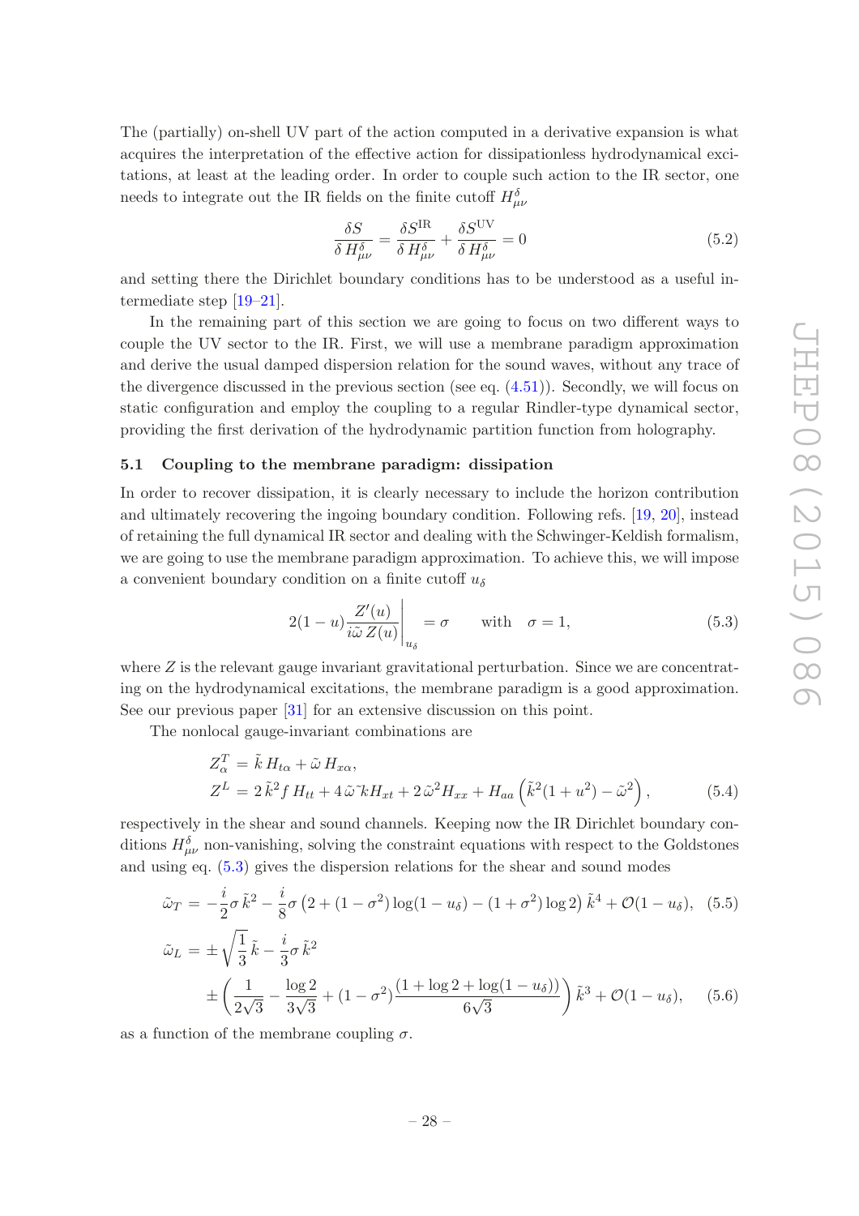The (partially) on-shell UV part of the action computed in a derivative expansion is what acquires the interpretation of the effective action for dissipationless hydrodynamical excitations, at least at the leading order. In order to couple such action to the IR sector, one needs to integrate out the IR fields on the finite cutoff $H^{\delta}_{\mu\nu}$

$$\frac{\delta S}{\delta H^{\delta}_{\mu\nu}} = \frac{\delta S^{\rm IR}}{\delta H^{\delta}_{\mu\nu}} + \frac{\delta S^{\rm UV}}{\delta H^{\delta}_{\mu\nu}} = 0 \tag{5.2}$$

and setting there the Dirichlet boundary conditions has to be understood as a useful intermediate step [19–21].

In the remaining part of this section we are going to focus on two different ways to couple the UV sector to the IR. First, we will use a membrane paradigm approximation and derive the usual damped dispersion relation for the sound waves, without any trace of the divergence discussed in the previous section (see eq. (4.51)). Secondly, we will focus on static configuration and employ the coupling to a regular Rindler-type dynamical sector, providing the first derivation of the hydrodynamic partition function from holography.

### 5.1 Coupling to the membrane paradigm: dissipation

In order to recover dissipation, it is clearly necessary to include the horizon contribution and ultimately recovering the ingoing boundary condition. Following refs. [19, 20], instead of retaining the full dynamical IR sector and dealing with the Schwinger-Keldish formalism, we are going to use the membrane paradigm approximation. To achieve this, we will impose a convenient boundary condition on a finite cutoff $u_\delta$

$$2(1-u)\frac{Z'(u)}{i\tilde{\omega}\, Z(u)}\bigg|_{u_\delta} = \sigma \qquad \text{with} \quad \sigma = 1, \tag{5.3}$$

where $Z$ is the relevant gauge invariant gravitational perturbation. Since we are concentrating on the hydrodynamical excitations, the membrane paradigm is a good approximation. See our previous paper [31] for an extensive discussion on this point.

The nonlocal gauge-invariant combinations are

$$\begin{aligned} Z^T_\alpha &= \tilde{k}\, H_{t\alpha} + \tilde{\omega}\, H_{x\alpha}, \\ Z^L &= 2\,\tilde{k}^2 f\, H_{tt} + 4\,\tilde{\omega}\tilde{k} H_{xt} + 2\,\tilde{\omega}^2 H_{xx} + H_{aa}\left(\tilde{k}^2(1+u^2) - \tilde{\omega}^2\right), \end{aligned} \tag{5.4}$$

respectively in the shear and sound channels. Keeping now the IR Dirichlet boundary conditions $H^{\delta}_{\mu\nu}$ non-vanishing, solving the constraint equations with respect to the Goldstones and using eq. (5.3) gives the dispersion relations for the shear and sound modes

$$\tilde{\omega}_T = -\frac{i}{2}\sigma\,\tilde{k}^2 - \frac{i}{8}\sigma\left(2 + (1-\sigma^2)\log(1-u_\delta) - (1+\sigma^2)\log 2\right)\tilde{k}^4 + \mathcal{O}(1-u_\delta), \tag{5.5}$$

$$\begin{aligned} \tilde{\omega}_L = &\pm\sqrt{\frac{1}{3}}\,\tilde{k} - \frac{i}{3}\sigma\,\tilde{k}^2 \\ &\pm\left(\frac{1}{2\sqrt{3}} - \frac{\log 2}{3\sqrt{3}} + (1-\sigma^2)\frac{(1+\log 2 + \log(1-u_\delta))}{6\sqrt{3}}\right)\tilde{k}^3 + \mathcal{O}(1-u_\delta), \end{aligned} \tag{5.6}$$

as a function of the membrane coupling $\sigma$.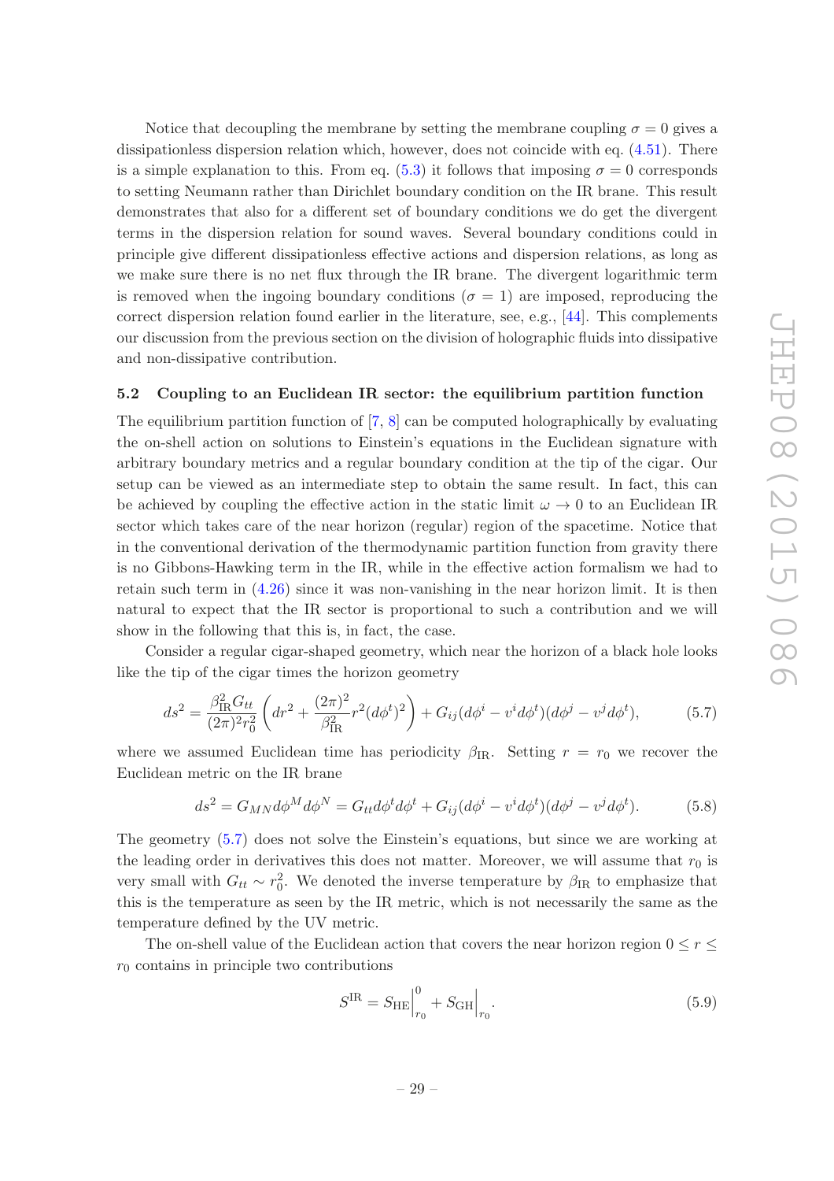Notice that decoupling the membrane by setting the membrane coupling $\sigma = 0$ gives a dissipationless dispersion relation which, however, does not coincide with eq. (4.51). There is a simple explanation to this. From eq. (5.3) it follows that imposing $\sigma = 0$ corresponds to setting Neumann rather than Dirichlet boundary condition on the IR brane. This result demonstrates that also for a different set of boundary conditions we do get the divergent terms in the dispersion relation for sound waves. Several boundary conditions could in principle give different dissipationless effective actions and dispersion relations, as long as we make sure there is no net flux through the IR brane. The divergent logarithmic term is removed when the ingoing boundary conditions ($\sigma = 1$) are imposed, reproducing the correct dispersion relation found earlier in the literature, see, e.g., [44]. This complements our discussion from the previous section on the division of holographic fluids into dissipative and non-dissipative contribution.

### 5.2 Coupling to an Euclidean IR sector: the equilibrium partition function

The equilibrium partition function of [7, 8] can be computed holographically by evaluating the on-shell action on solutions to Einstein's equations in the Euclidean signature with arbitrary boundary metrics and a regular boundary condition at the tip of the cigar. Our setup can be viewed as an intermediate step to obtain the same result. In fact, this can be achieved by coupling the effective action in the static limit $\omega \to 0$ to an Euclidean IR sector which takes care of the near horizon (regular) region of the spacetime. Notice that in the conventional derivation of the thermodynamic partition function from gravity there is no Gibbons-Hawking term in the IR, while in the effective action formalism we had to retain such term in (4.26) since it was non-vanishing in the near horizon limit. It is then natural to expect that the IR sector is proportional to such a contribution and we will show in the following that this is, in fact, the case.

Consider a regular cigar-shaped geometry, which near the horizon of a black hole looks like the tip of the cigar times the horizon geometry

$$ds^2 = \frac{\beta_{\rm IR}^2 G_{tt}}{(2\pi)^2 r_0^2}\left(dr^2 + \frac{(2\pi)^2}{\beta_{\rm IR}^2} r^2 (d\phi^t)^2\right) + G_{ij}(d\phi^i - v^i d\phi^t)(d\phi^j - v^j d\phi^t), \tag{5.7}$$

where we assumed Euclidean time has periodicity $\beta_{\rm IR}$. Setting $r = r_0$ we recover the Euclidean metric on the IR brane

$$ds^2 = G_{MN} d\phi^M d\phi^N = G_{tt} d\phi^t d\phi^t + G_{ij}(d\phi^i - v^i d\phi^t)(d\phi^j - v^j d\phi^t). \tag{5.8}$$

The geometry (5.7) does not solve the Einstein's equations, but since we are working at the leading order in derivatives this does not matter. Moreover, we will assume that $r_0$ is very small with $G_{tt} \sim r_0^2$. We denoted the inverse temperature by $\beta_{\rm IR}$ to emphasize that this is the temperature as seen by the IR metric, which is not necessarily the same as the temperature defined by the UV metric.

The on-shell value of the Euclidean action that covers the near horizon region $0 \le r \le r_0$ contains in principle two contributions

$$S^{\rm IR} = S_{\rm HE}\Big|_{r_0}^{0} + S_{\rm GH}\Big|_{r_0}. \tag{5.9}$$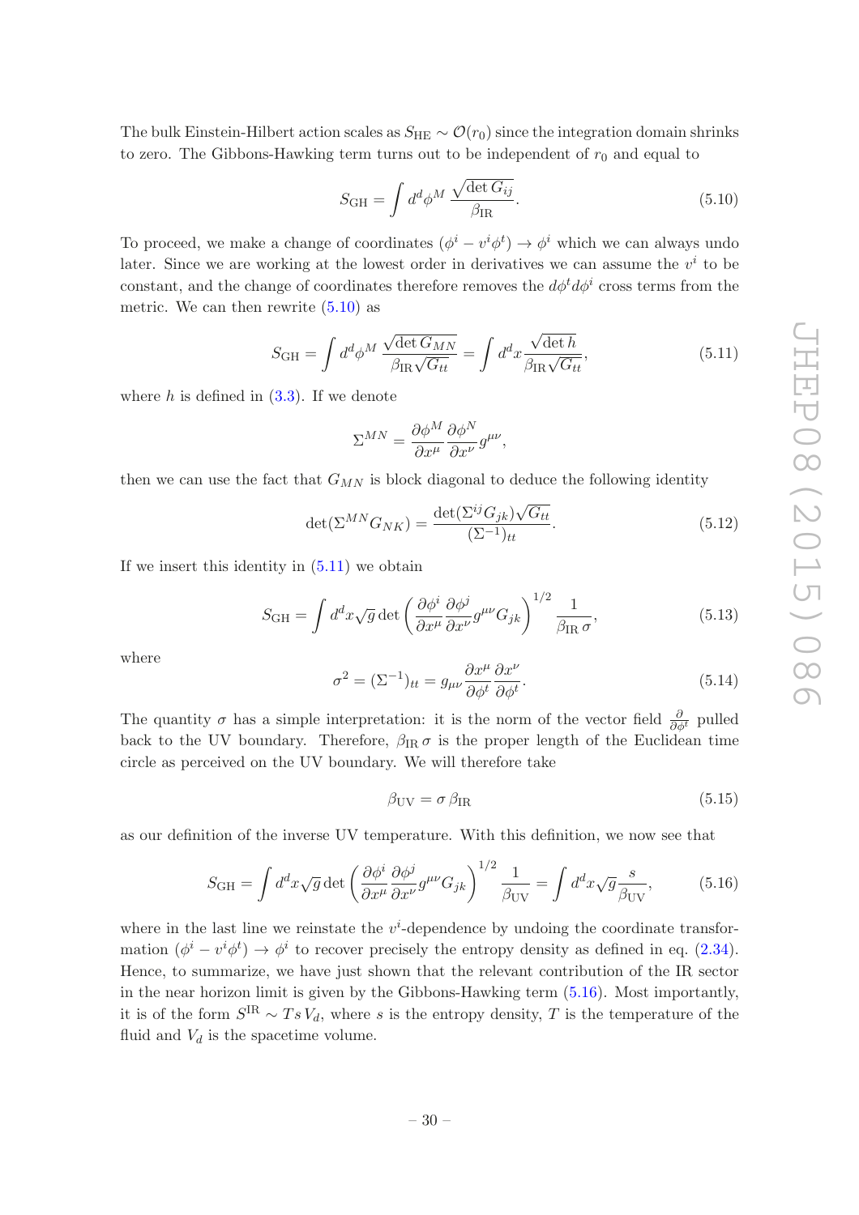The bulk Einstein-Hilbert action scales as $S_{\rm HE} \sim \mathcal{O}(r_0)$ since the integration domain shrinks to zero. The Gibbons-Hawking term turns out to be independent of $r_0$ and equal to

$$S_{\rm GH} = \int d^d\phi^M \, \frac{\sqrt{\det G_{ij}}}{\beta_{\rm IR}}. \tag{5.10}$$

To proceed, we make a change of coordinates $(\phi^i - v^i\phi^t) \to \phi^i$ which we can always undo later. Since we are working at the lowest order in derivatives we can assume the $v^i$ to be constant, and the change of coordinates therefore removes the $d\phi^t d\phi^i$ cross terms from the metric. We can then rewrite (5.10) as

$$S_{\rm GH} = \int d^d\phi^M \, \frac{\sqrt{\det G_{MN}}}{\beta_{\rm IR}\sqrt{G_{tt}}} = \int d^dx \frac{\sqrt{\det h}}{\beta_{\rm IR}\sqrt{G_{tt}}}, \tag{5.11}$$

where $h$ is defined in (3.3). If we denote

$$\Sigma^{MN} = \frac{\partial\phi^M}{\partial x^\mu}\frac{\partial\phi^N}{\partial x^\nu}g^{\mu\nu},$$

then we can use the fact that $G_{MN}$ is block diagonal to deduce the following identity

$$\det(\Sigma^{MN}G_{NK}) = \frac{\det(\Sigma^{ij}G_{jk})\sqrt{G_{tt}}}{(\Sigma^{-1})_{tt}}. \tag{5.12}$$

If we insert this identity in (5.11) we obtain

$$S_{\rm GH} = \int d^dx\sqrt{g}\det\left(\frac{\partial\phi^i}{\partial x^\mu}\frac{\partial\phi^j}{\partial x^\nu}g^{\mu\nu}G_{jk}\right)^{1/2}\frac{1}{\beta_{\rm IR}\,\sigma}, \tag{5.13}$$

where

$$\sigma^2 = (\Sigma^{-1})_{tt} = g_{\mu\nu}\frac{\partial x^\mu}{\partial\phi^t}\frac{\partial x^\nu}{\partial\phi^t}. \tag{5.14}$$

The quantity $\sigma$ has a simple interpretation: it is the norm of the vector field $\frac{\partial}{\partial\phi^t}$ pulled back to the UV boundary. Therefore, $\beta_{\rm IR}\,\sigma$ is the proper length of the Euclidean time circle as perceived on the UV boundary. We will therefore take

$$\beta_{\rm UV} = \sigma\,\beta_{\rm IR} \tag{5.15}$$

as our definition of the inverse UV temperature. With this definition, we now see that

$$S_{\rm GH} = \int d^dx\sqrt{g}\det\left(\frac{\partial\phi^i}{\partial x^\mu}\frac{\partial\phi^j}{\partial x^\nu}g^{\mu\nu}G_{jk}\right)^{1/2}\frac{1}{\beta_{\rm UV}} = \int d^dx\sqrt{g}\frac{s}{\beta_{\rm UV}}, \tag{5.16}$$

where in the last line we reinstate the $v^i$-dependence by undoing the coordinate transformation $(\phi^i - v^i\phi^t) \to \phi^i$ to recover precisely the entropy density as defined in eq. (2.34). Hence, to summarize, we have just shown that the relevant contribution of the IR sector in the near horizon limit is given by the Gibbons-Hawking term (5.16). Most importantly, it is of the form $S^{\rm IR} \sim T s\, V_d$, where $s$ is the entropy density, $T$ is the temperature of the fluid and $V_d$ is the spacetime volume.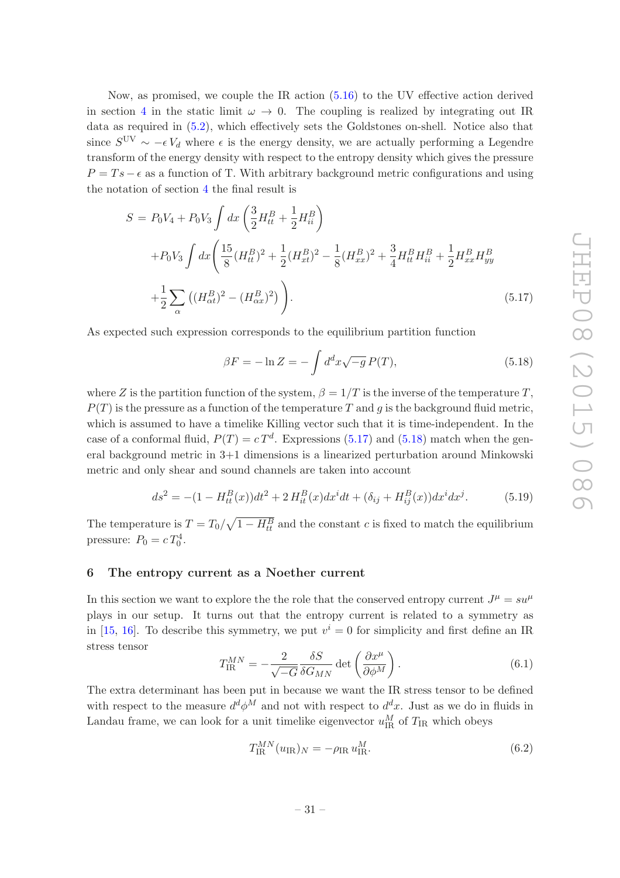Now, as promised, we couple the IR action (5.16) to the UV effective action derived in section 4 in the static limit $\omega \to 0$. The coupling is realized by integrating out IR data as required in (5.2), which effectively sets the Goldstones on-shell. Notice also that since $S^{\rm UV} \sim -\epsilon\, V_d$ where $\epsilon$ is the energy density, we are actually performing a Legendre transform of the energy density with respect to the entropy density which gives the pressure $P = Ts - \epsilon$ as a function of T. With arbitrary background metric configurations and using the notation of section 4 the final result is

$$
\begin{aligned}
S =\; & P_0 V_4 + P_0 V_3 \int dx \left( \frac{3}{2} H^B_{tt} + \frac{1}{2} H^B_{ii} \right) \\
& + P_0 V_3 \int dx \Bigg( \frac{15}{8} (H^B_{tt})^2 + \frac{1}{2} (H^B_{xt})^2 - \frac{1}{8} (H^B_{xx})^2 + \frac{3}{4} H^B_{tt} H^B_{ii} + \frac{1}{2} H^B_{xx} H^B_{yy} \\
& + \frac{1}{2} \sum_\alpha \left( (H^B_{\alpha t})^2 - (H^B_{\alpha x})^2 \right) \Bigg). 
\end{aligned}
\tag{5.17}
$$

As expected such expression corresponds to the equilibrium partition function

$$
\beta F = -\ln Z = -\int d^d x \sqrt{-g}\, P(T), \tag{5.18}
$$

where $Z$ is the partition function of the system, $\beta = 1/T$ is the inverse of the temperature $T$, $P(T)$ is the pressure as a function of the temperature $T$ and $g$ is the background fluid metric, which is assumed to have a timelike Killing vector such that it is time-independent. In the case of a conformal fluid, $P(T) = c\, T^d$. Expressions (5.17) and (5.18) match when the general background metric in 3+1 dimensions is a linearized perturbation around Minkowski metric and only shear and sound channels are taken into account

$$
ds^2 = -(1 - H^B_{tt}(x)) dt^2 + 2\, H^B_{it}(x) dx^i dt + (\delta_{ij} + H^B_{ij}(x)) dx^i dx^j. \tag{5.19}
$$

The temperature is $T = T_0/\sqrt{1 - H^B_{tt}}$ and the constant $c$ is fixed to match the equilibrium pressure: $P_0 = c\, T_0^4$.

## 6 The entropy current as a Noether current

In this section we want to explore the the role that the conserved entropy current $J^\mu = s u^\mu$ plays in our setup. It turns out that the entropy current is related to a symmetry as in [15, 16]. To describe this symmetry, we put $v^i = 0$ for simplicity and first define an IR stress tensor

$$
T^{MN}_{\rm IR} = -\frac{2}{\sqrt{-G}} \frac{\delta S}{\delta G_{MN}} \det \left( \frac{\partial x^\mu}{\partial \phi^M} \right). \tag{6.1}
$$

The extra determinant has been put in because we want the IR stress tensor to be defined with respect to the measure $d^d\phi^M$ and not with respect to $d^d x$. Just as we do in fluids in Landau frame, we can look for a unit timelike eigenvector $u^M_{\rm IR}$ of $T_{\rm IR}$ which obeys

$$
T^{MN}_{\rm IR} (u_{\rm IR})_N = -\rho_{\rm IR}\, u^M_{\rm IR}. \tag{6.2}
$$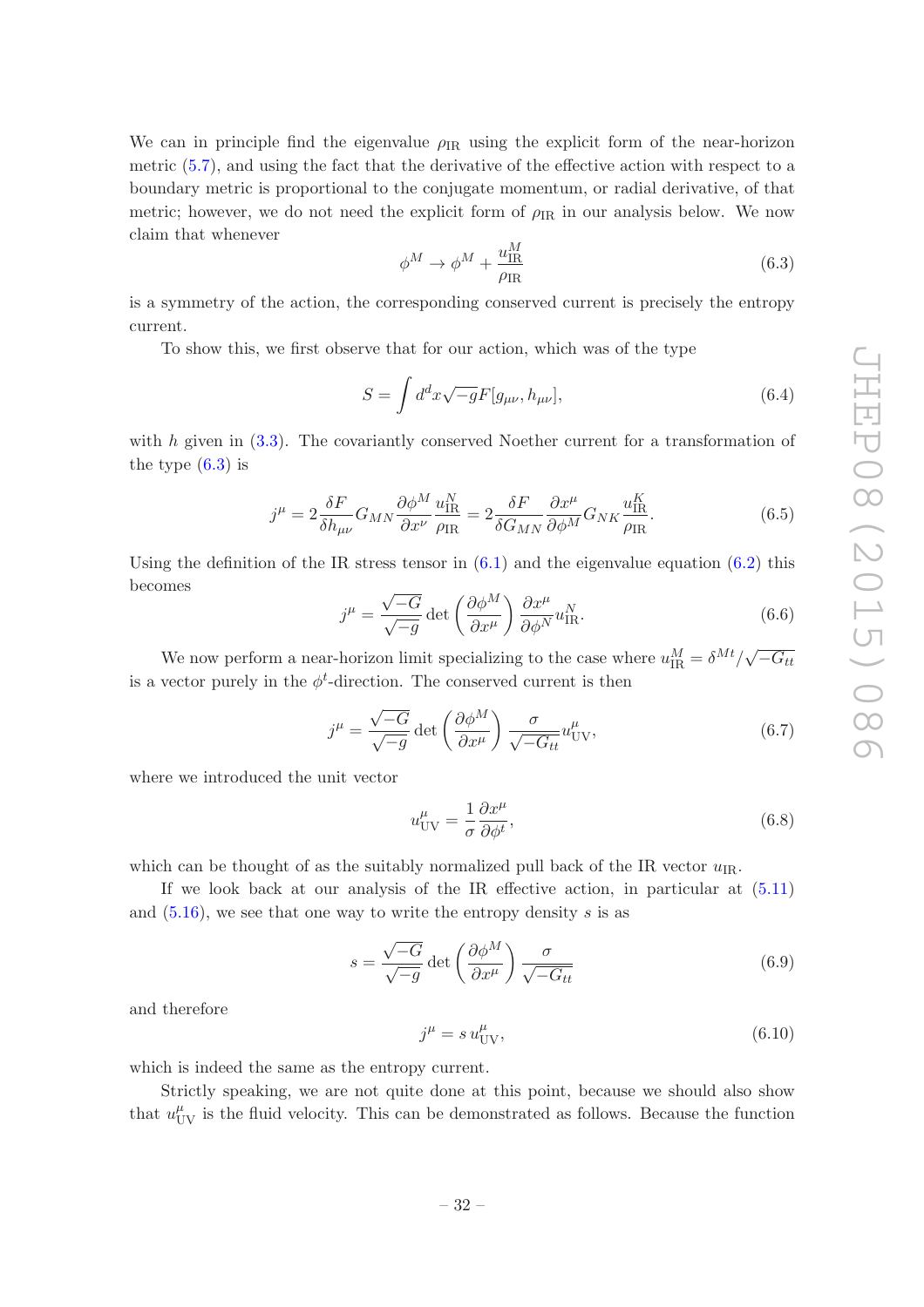We can in principle find the eigenvalue $\rho_{\rm IR}$ using the explicit form of the near-horizon metric (5.7), and using the fact that the derivative of the effective action with respect to a boundary metric is proportional to the conjugate momentum, or radial derivative, of that metric; however, we do not need the explicit form of $\rho_{\rm IR}$ in our analysis below. We now claim that whenever

$$\phi^M \to \phi^M + \frac{u_{\rm IR}^M}{\rho_{\rm IR}} \tag{6.3}$$

is a symmetry of the action, the corresponding conserved current is precisely the entropy current.

To show this, we first observe that for our action, which was of the type

$$S = \int d^d x \sqrt{-g} F[g_{\mu\nu}, h_{\mu\nu}], \tag{6.4}$$

with $h$ given in (3.3). The covariantly conserved Noether current for a transformation of the type (6.3) is

$$j^\mu = 2 \frac{\delta F}{\delta h_{\mu\nu}} G_{MN} \frac{\partial \phi^M}{\partial x^\nu} \frac{u_{\rm IR}^N}{\rho_{\rm IR}} = 2 \frac{\delta F}{\delta G_{MN}} \frac{\partial x^\mu}{\partial \phi^M} G_{NK} \frac{u_{\rm IR}^K}{\rho_{\rm IR}}. \tag{6.5}$$

Using the definition of the IR stress tensor in (6.1) and the eigenvalue equation (6.2) this becomes

$$j^\mu = \frac{\sqrt{-G}}{\sqrt{-g}} \det \left( \frac{\partial \phi^M}{\partial x^\mu} \right) \frac{\partial x^\mu}{\partial \phi^N} u_{\rm IR}^N. \tag{6.6}$$

We now perform a near-horizon limit specializing to the case where $u_{\rm IR}^M = \delta^{Mt}/\sqrt{-G_{tt}}$ is a vector purely in the $\phi^t$-direction. The conserved current is then

$$j^\mu = \frac{\sqrt{-G}}{\sqrt{-g}} \det \left( \frac{\partial \phi^M}{\partial x^\mu} \right) \frac{\sigma}{\sqrt{-G_{tt}}} u_{\rm UV}^\mu, \tag{6.7}$$

where we introduced the unit vector

$$u_{\rm UV}^\mu = \frac{1}{\sigma} \frac{\partial x^\mu}{\partial \phi^t}, \tag{6.8}$$

which can be thought of as the suitably normalized pull back of the IR vector $u_{\rm IR}$.

If we look back at our analysis of the IR effective action, in particular at (5.11) and (5.16), we see that one way to write the entropy density $s$ is as

$$s = \frac{\sqrt{-G}}{\sqrt{-g}} \det \left( \frac{\partial \phi^M}{\partial x^\mu} \right) \frac{\sigma}{\sqrt{-G_{tt}}} \tag{6.9}$$

and therefore

$$j^\mu = s \, u_{\rm UV}^\mu, \tag{6.10}$$

which is indeed the same as the entropy current.

Strictly speaking, we are not quite done at this point, because we should also show that $u_{\rm UV}^\mu$ is the fluid velocity. This can be demonstrated as follows. Because the function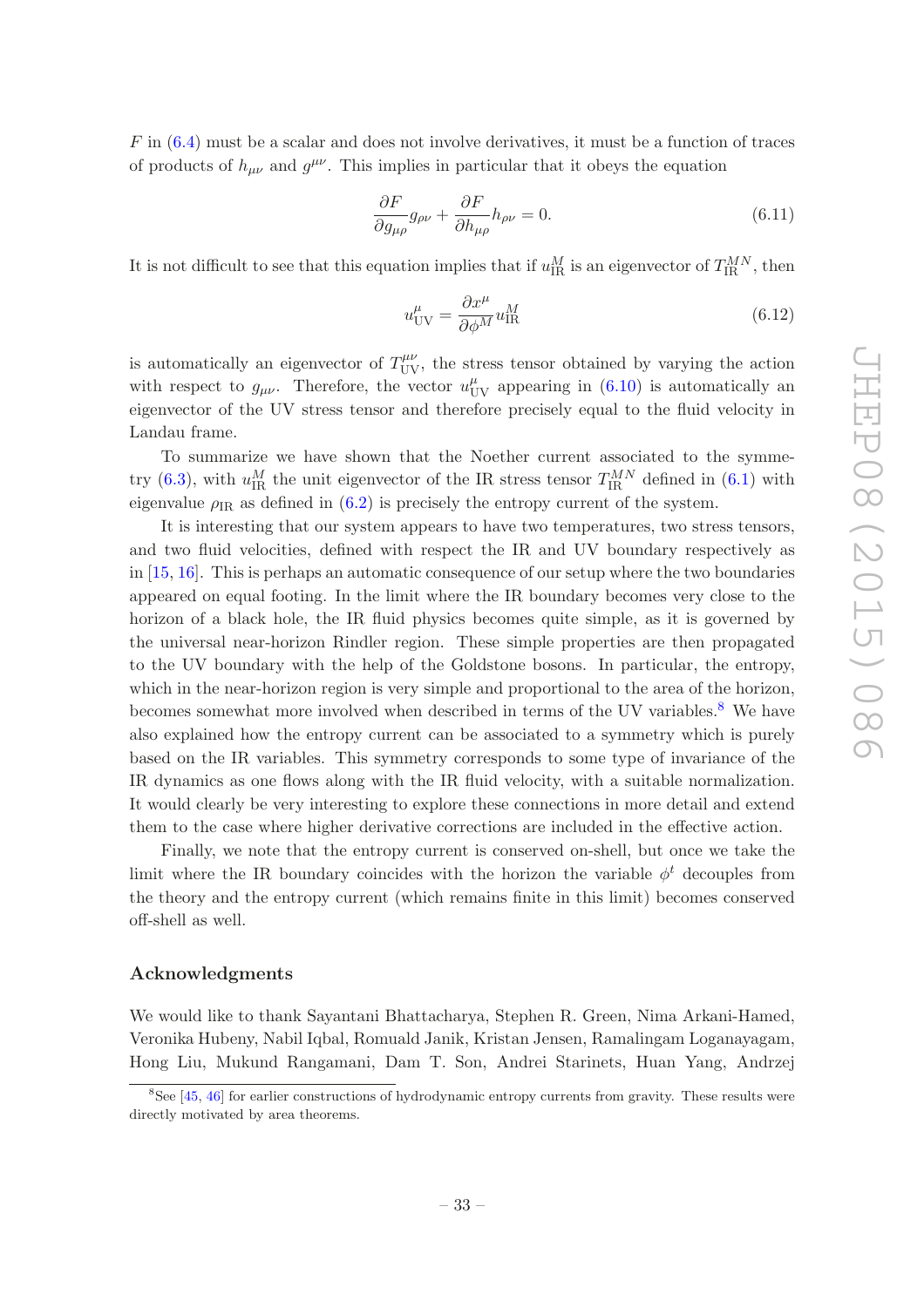$F$ in (6.4) must be a scalar and does not involve derivatives, it must be a function of traces of products of $h_{\mu\nu}$ and $g^{\mu\nu}$. This implies in particular that it obeys the equation

$$\frac{\partial F}{\partial g_{\mu\rho}} g_{\rho\nu} + \frac{\partial F}{\partial h_{\mu\rho}} h_{\rho\nu} = 0. \tag{6.11}$$

It is not difficult to see that this equation implies that if $u^M_{\mathrm{IR}}$ is an eigenvector of $T^{MN}_{\mathrm{IR}}$, then

$$u^\mu_{\mathrm{UV}} = \frac{\partial x^\mu}{\partial \phi^M} u^M_{\mathrm{IR}} \tag{6.12}$$

is automatically an eigenvector of $T^{\mu\nu}_{\mathrm{UV}}$, the stress tensor obtained by varying the action with respect to $g_{\mu\nu}$. Therefore, the vector $u^\mu_{\mathrm{UV}}$ appearing in (6.10) is automatically an eigenvector of the UV stress tensor and therefore precisely equal to the fluid velocity in Landau frame.

To summarize we have shown that the Noether current associated to the symmetry (6.3), with $u^M_{\mathrm{IR}}$ the unit eigenvector of the IR stress tensor $T^{MN}_{\mathrm{IR}}$ defined in (6.1) with eigenvalue $\rho_{\mathrm{IR}}$ as defined in (6.2) is precisely the entropy current of the system.

It is interesting that our system appears to have two temperatures, two stress tensors, and two fluid velocities, defined with respect the IR and UV boundary respectively as in [15, 16]. This is perhaps an automatic consequence of our setup where the two boundaries appeared on equal footing. In the limit where the IR boundary becomes very close to the horizon of a black hole, the IR fluid physics becomes quite simple, as it is governed by the universal near-horizon Rindler region. These simple properties are then propagated to the UV boundary with the help of the Goldstone bosons. In particular, the entropy, which in the near-horizon region is very simple and proportional to the area of the horizon, becomes somewhat more involved when described in terms of the UV variables.[8] We have also explained how the entropy current can be associated to a symmetry which is purely based on the IR variables. This symmetry corresponds to some type of invariance of the IR dynamics as one flows along with the IR fluid velocity, with a suitable normalization. It would clearly be very interesting to explore these connections in more detail and extend them to the case where higher derivative corrections are included in the effective action.

Finally, we note that the entropy current is conserved on-shell, but once we take the limit where the IR boundary coincides with the horizon the variable $\phi^t$ decouples from the theory and the entropy current (which remains finite in this limit) becomes conserved off-shell as well.

## Acknowledgments

We would like to thank Sayantani Bhattacharya, Stephen R. Green, Nima Arkani-Hamed, Veronika Hubeny, Nabil Iqbal, Romuald Janik, Kristan Jensen, Ramalingam Loganayagam, Hong Liu, Mukund Rangamani, Dam T. Son, Andrei Starinets, Huan Yang, Andrzej

---

[8] See [45, 46] for earlier constructions of hydrodynamic entropy currents from gravity. These results were directly motivated by area theorems.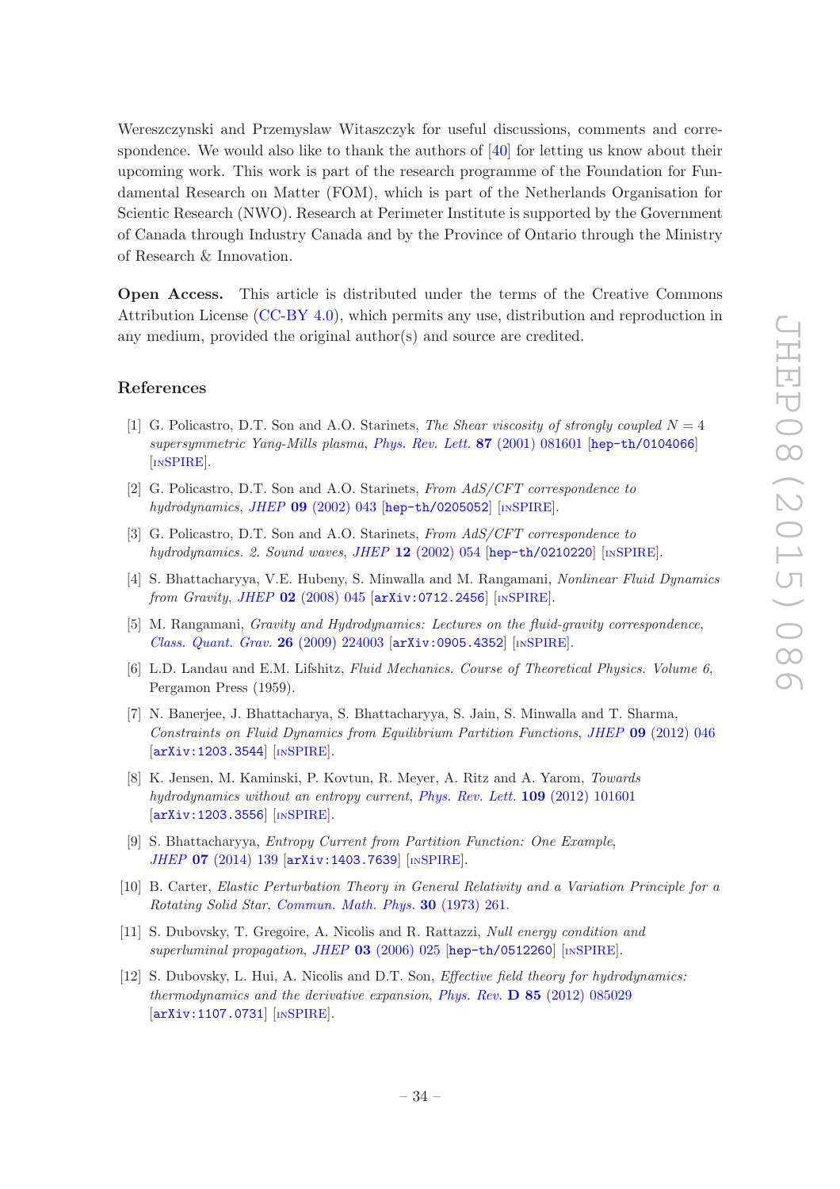Wereszczynski and Przemyslaw Witaszczyk for useful discussions, comments and correspondence. We would also like to thank the authors of [40] for letting us know about their upcoming work. This work is part of the research programme of the Foundation for Fundamental Research on Matter (FOM), which is part of the Netherlands Organisation for Scientic Research (NWO). Research at Perimeter Institute is supported by the Government of Canada through Industry Canada and by the Province of Ontario through the Ministry of Research & Innovation.

**Open Access.** This article is distributed under the terms of the Creative Commons Attribution License (CC-BY 4.0), which permits any use, distribution and reproduction in any medium, provided the original author(s) and source are credited.

## References

[1] G. Policastro, D.T. Son and A.O. Starinets, *The Shear viscosity of strongly coupled $N = 4$ supersymmetric Yang-Mills plasma*, *Phys. Rev. Lett.* **87** (2001) 081601 [hep-th/0104066] [INSPIRE].

[2] G. Policastro, D.T. Son and A.O. Starinets, *From AdS/CFT correspondence to hydrodynamics*, *JHEP* **09** (2002) 043 [hep-th/0205052] [INSPIRE].

[3] G. Policastro, D.T. Son and A.O. Starinets, *From AdS/CFT correspondence to hydrodynamics. 2. Sound waves*, *JHEP* **12** (2002) 054 [hep-th/0210220] [INSPIRE].

[4] S. Bhattacharyya, V.E. Hubeny, S. Minwalla and M. Rangamani, *Nonlinear Fluid Dynamics from Gravity*, *JHEP* **02** (2008) 045 [arXiv:0712.2456] [INSPIRE].

[5] M. Rangamani, *Gravity and Hydrodynamics: Lectures on the fluid-gravity correspondence*, *Class. Quant. Grav.* **26** (2009) 224003 [arXiv:0905.4352] [INSPIRE].

[6] L.D. Landau and E.M. Lifshitz, *Fluid Mechanics. Course of Theoretical Physics. Volume 6*, Pergamon Press (1959).

[7] N. Banerjee, J. Bhattacharya, S. Bhattacharyya, S. Jain, S. Minwalla and T. Sharma, *Constraints on Fluid Dynamics from Equilibrium Partition Functions*, *JHEP* **09** (2012) 046 [arXiv:1203.3544] [INSPIRE].

[8] K. Jensen, M. Kaminski, P. Kovtun, R. Meyer, A. Ritz and A. Yarom, *Towards hydrodynamics without an entropy current*, *Phys. Rev. Lett.* **109** (2012) 101601 [arXiv:1203.3556] [INSPIRE].

[9] S. Bhattacharyya, *Entropy Current from Partition Function: One Example*, *JHEP* **07** (2014) 139 [arXiv:1403.7639] [INSPIRE].

[10] B. Carter, *Elastic Perturbation Theory in General Relativity and a Variation Principle for a Rotating Solid Star*, *Commun. Math. Phys.* **30** (1973) 261.

[11] S. Dubovsky, T. Gregoire, A. Nicolis and R. Rattazzi, *Null energy condition and superluminal propagation*, *JHEP* **03** (2006) 025 [hep-th/0512260] [INSPIRE].

[12] S. Dubovsky, L. Hui, A. Nicolis and D.T. Son, *Effective field theory for hydrodynamics: thermodynamics and the derivative expansion*, *Phys. Rev.* **D 85** (2012) 085029 [arXiv:1107.0731] [INSPIRE].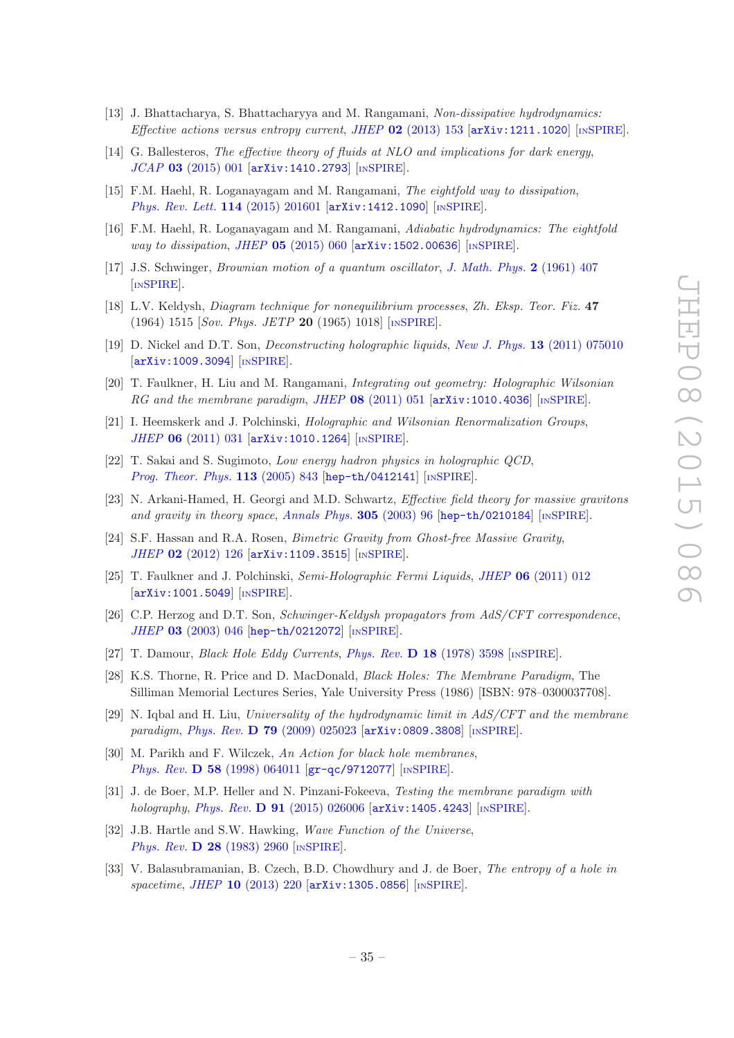- [13] J. Bhattacharya, S. Bhattacharyya and M. Rangamani, *Non-dissipative hydrodynamics: Effective actions versus entropy current*, *JHEP* **02** (2013) 153 [arXiv:1211.1020] [INSPIRE].
- [14] G. Ballesteros, *The effective theory of fluids at NLO and implications for dark energy*, *JCAP* **03** (2015) 001 [arXiv:1410.2793] [INSPIRE].
- [15] F.M. Haehl, R. Loganayagam and M. Rangamani, *The eightfold way to dissipation*, *Phys. Rev. Lett.* **114** (2015) 201601 [arXiv:1412.1090] [INSPIRE].
- [16] F.M. Haehl, R. Loganayagam and M. Rangamani, *Adiabatic hydrodynamics: The eightfold way to dissipation*, *JHEP* **05** (2015) 060 [arXiv:1502.00636] [INSPIRE].
- [17] J.S. Schwinger, *Brownian motion of a quantum oscillator*, *J. Math. Phys.* **2** (1961) 407 [INSPIRE].
- [18] L.V. Keldysh, *Diagram technique for nonequilibrium processes*, *Zh. Eksp. Teor. Fiz.* **47** (1964) 1515 [*Sov. Phys. JETP* **20** (1965) 1018] [INSPIRE].
- [19] D. Nickel and D.T. Son, *Deconstructing holographic liquids*, *New J. Phys.* **13** (2011) 075010 [arXiv:1009.3094] [INSPIRE].
- [20] T. Faulkner, H. Liu and M. Rangamani, *Integrating out geometry: Holographic Wilsonian RG and the membrane paradigm*, *JHEP* **08** (2011) 051 [arXiv:1010.4036] [INSPIRE].
- [21] I. Heemskerk and J. Polchinski, *Holographic and Wilsonian Renormalization Groups*, *JHEP* **06** (2011) 031 [arXiv:1010.1264] [INSPIRE].
- [22] T. Sakai and S. Sugimoto, *Low energy hadron physics in holographic QCD*, *Prog. Theor. Phys.* **113** (2005) 843 [hep-th/0412141] [INSPIRE].
- [23] N. Arkani-Hamed, H. Georgi and M.D. Schwartz, *Effective field theory for massive gravitons and gravity in theory space*, *Annals Phys.* **305** (2003) 96 [hep-th/0210184] [INSPIRE].
- [24] S.F. Hassan and R.A. Rosen, *Bimetric Gravity from Ghost-free Massive Gravity*, *JHEP* **02** (2012) 126 [arXiv:1109.3515] [INSPIRE].
- [25] T. Faulkner and J. Polchinski, *Semi-Holographic Fermi Liquids*, *JHEP* **06** (2011) 012 [arXiv:1001.5049] [INSPIRE].
- [26] C.P. Herzog and D.T. Son, *Schwinger-Keldysh propagators from AdS/CFT correspondence*, *JHEP* **03** (2003) 046 [hep-th/0212072] [INSPIRE].
- [27] T. Damour, *Black Hole Eddy Currents*, *Phys. Rev.* **D 18** (1978) 3598 [INSPIRE].
- [28] K.S. Thorne, R. Price and D. MacDonald, *Black Holes: The Membrane Paradigm*, The Silliman Memorial Lectures Series, Yale University Press (1986) [ISBN: 978–0300037708].
- [29] N. Iqbal and H. Liu, *Universality of the hydrodynamic limit in AdS/CFT and the membrane paradigm*, *Phys. Rev.* **D 79** (2009) 025023 [arXiv:0809.3808] [INSPIRE].
- [30] M. Parikh and F. Wilczek, *An Action for black hole membranes*, *Phys. Rev.* **D 58** (1998) 064011 [gr-qc/9712077] [INSPIRE].
- [31] J. de Boer, M.P. Heller and N. Pinzani-Fokeeva, *Testing the membrane paradigm with holography*, *Phys. Rev.* **D 91** (2015) 026006 [arXiv:1405.4243] [INSPIRE].
- [32] J.B. Hartle and S.W. Hawking, *Wave Function of the Universe*, *Phys. Rev.* **D 28** (1983) 2960 [INSPIRE].
- [33] V. Balasubramanian, B. Czech, B.D. Chowdhury and J. de Boer, *The entropy of a hole in spacetime*, *JHEP* **10** (2013) 220 [arXiv:1305.0856] [INSPIRE].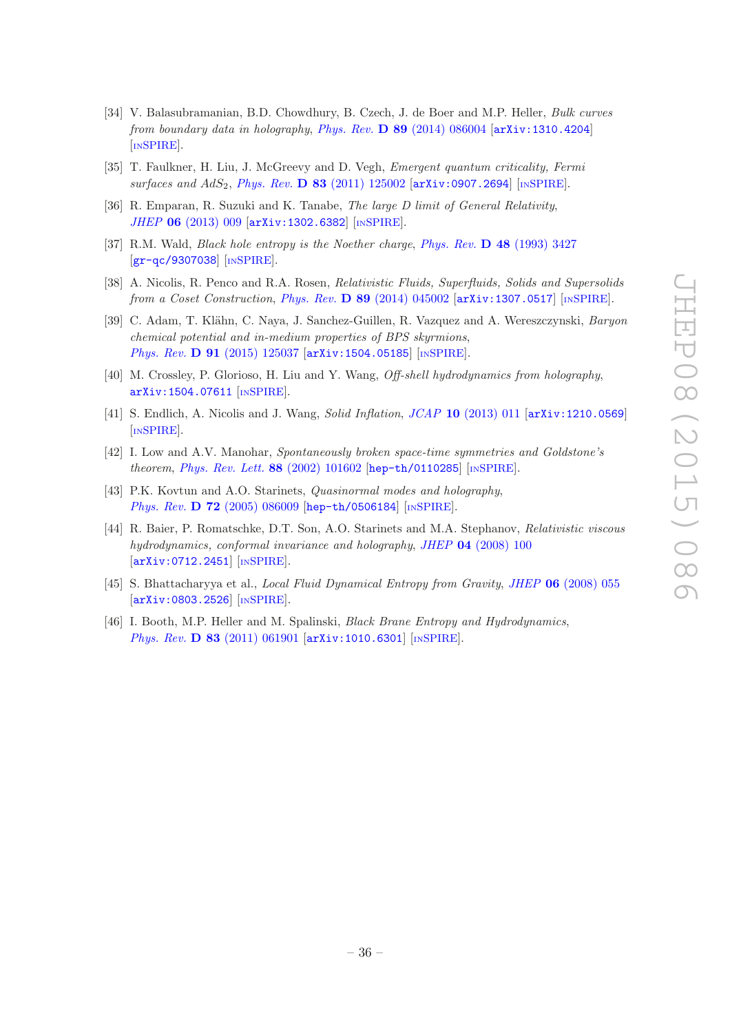[34] V. Balasubramanian, B.D. Chowdhury, B. Czech, J. de Boer and M.P. Heller, *Bulk curves from boundary data in holography*, *Phys. Rev.* **D 89** (2014) 086004 [arXiv:1310.4204] [INSPIRE].

[35] T. Faulkner, H. Liu, J. McGreevy and D. Vegh, *Emergent quantum criticality, Fermi surfaces and AdS$_2$*, *Phys. Rev.* **D 83** (2011) 125002 [arXiv:0907.2694] [INSPIRE].

[36] R. Emparan, R. Suzuki and K. Tanabe, *The large D limit of General Relativity*, *JHEP* **06** (2013) 009 [arXiv:1302.6382] [INSPIRE].

[37] R.M. Wald, *Black hole entropy is the Noether charge*, *Phys. Rev.* **D 48** (1993) 3427 [gr-qc/9307038] [INSPIRE].

[38] A. Nicolis, R. Penco and R.A. Rosen, *Relativistic Fluids, Superfluids, Solids and Supersolids from a Coset Construction*, *Phys. Rev.* **D 89** (2014) 045002 [arXiv:1307.0517] [INSPIRE].

[39] C. Adam, T. Klähn, C. Naya, J. Sanchez-Guillen, R. Vazquez and A. Wereszczynski, *Baryon chemical potential and in-medium properties of BPS skyrmions*, *Phys. Rev.* **D 91** (2015) 125037 [arXiv:1504.05185] [INSPIRE].

[40] M. Crossley, P. Glorioso, H. Liu and Y. Wang, *Off-shell hydrodynamics from holography*, arXiv:1504.07611 [INSPIRE].

[41] S. Endlich, A. Nicolis and J. Wang, *Solid Inflation*, *JCAP* **10** (2013) 011 [arXiv:1210.0569] [INSPIRE].

[42] I. Low and A.V. Manohar, *Spontaneously broken space-time symmetries and Goldstone's theorem*, *Phys. Rev. Lett.* **88** (2002) 101602 [hep-th/0110285] [INSPIRE].

[43] P.K. Kovtun and A.O. Starinets, *Quasinormal modes and holography*, *Phys. Rev.* **D 72** (2005) 086009 [hep-th/0506184] [INSPIRE].

[44] R. Baier, P. Romatschke, D.T. Son, A.O. Starinets and M.A. Stephanov, *Relativistic viscous hydrodynamics, conformal invariance and holography*, *JHEP* **04** (2008) 100 [arXiv:0712.2451] [INSPIRE].

[45] S. Bhattacharyya et al., *Local Fluid Dynamical Entropy from Gravity*, *JHEP* **06** (2008) 055 [arXiv:0803.2526] [INSPIRE].

[46] I. Booth, M.P. Heller and M. Spalinski, *Black Brane Entropy and Hydrodynamics*, *Phys. Rev.* **D 83** (2011) 061901 [arXiv:1010.6301] [INSPIRE].